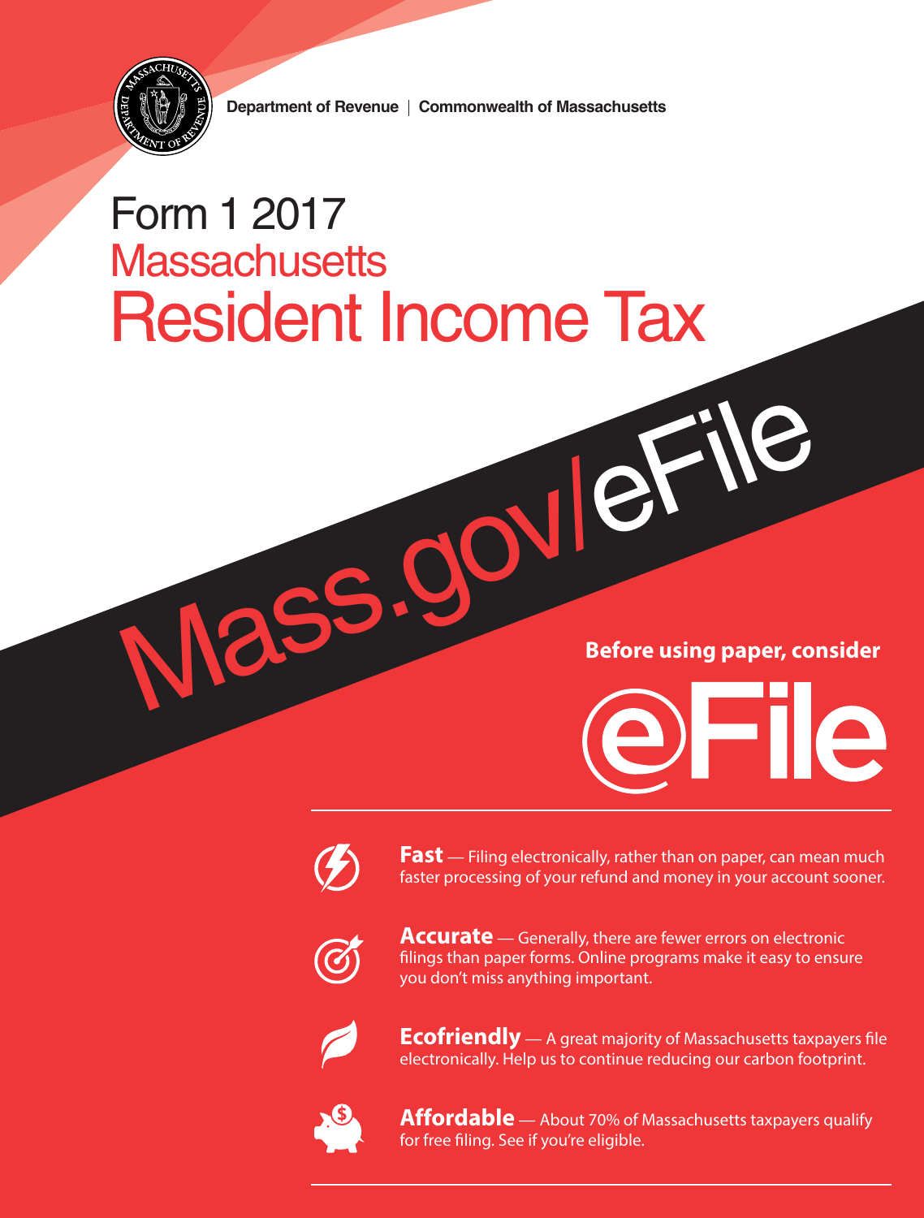Department of Revenue | Commonwealth of Massachusetts

# Form 1 2017 Massachusetts Resident Income Tax

Mass.gov/eFile

**Before using paper, consider**

## eFile

**Fast** — Filing electronically, rather than on paper, can mean much faster processing of your refund and money in your account sooner.

**Accurate** — Generally, there are fewer errors on electronic filings than paper forms. Online programs make it easy to ensure you don't miss anything important.

**Ecofriendly** — A great majority of Massachusetts taxpayers file electronically. Help us to continue reducing our carbon footprint.

**Affordable** — About 70% of Massachusetts taxpayers qualify for free filing. See if you're eligible.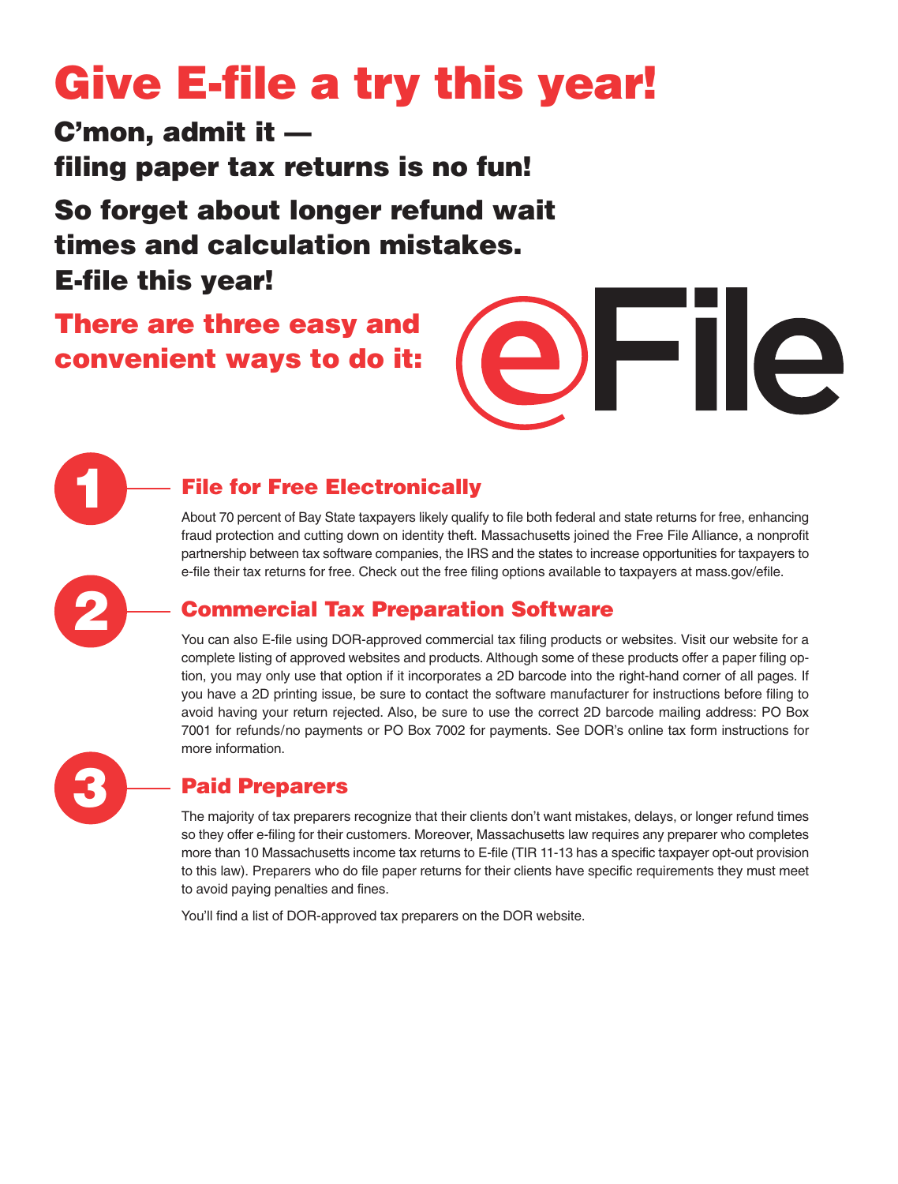# Give E-file a try this year!

## C'mon, admit it — filing paper tax returns is no fun!

## So forget about longer refund wait times and calculation mistakes. E-file this year!

## There are three easy and convenient ways to do it:

eFile

### 1 File for Free Electronically

About 70 percent of Bay State taxpayers likely qualify to file both federal and state returns for free, enhancing fraud protection and cutting down on identity theft. Massachusetts joined the Free File Alliance, a nonprofit partnership between tax software companies, the IRS and the states to increase opportunities for taxpayers to e-file their tax returns for free. Check out the free filing options available to taxpayers at mass.gov/efile.

### 2 Commercial Tax Preparation Software

You can also E-file using DOR-approved commercial tax filing products or websites. Visit our website for a complete listing of approved websites and products. Although some of these products offer a paper filing option, you may only use that option if it incorporates a 2D barcode into the right-hand corner of all pages. If you have a 2D printing issue, be sure to contact the software manufacturer for instructions before filing to avoid having your return rejected. Also, be sure to use the correct 2D barcode mailing address: PO Box 7001 for refunds/no payments or PO Box 7002 for payments. See DOR's online tax form instructions for more information.

### 3 Paid Preparers

The majority of tax preparers recognize that their clients don't want mistakes, delays, or longer refund times so they offer e-filing for their customers. Moreover, Massachusetts law requires any preparer who completes more than 10 Massachusetts income tax returns to E-file (TIR 11-13 has a specific taxpayer opt-out provision to this law). Preparers who do file paper returns for their clients have specific requirements they must meet to avoid paying penalties and fines.

You'll find a list of DOR-approved tax preparers on the DOR website.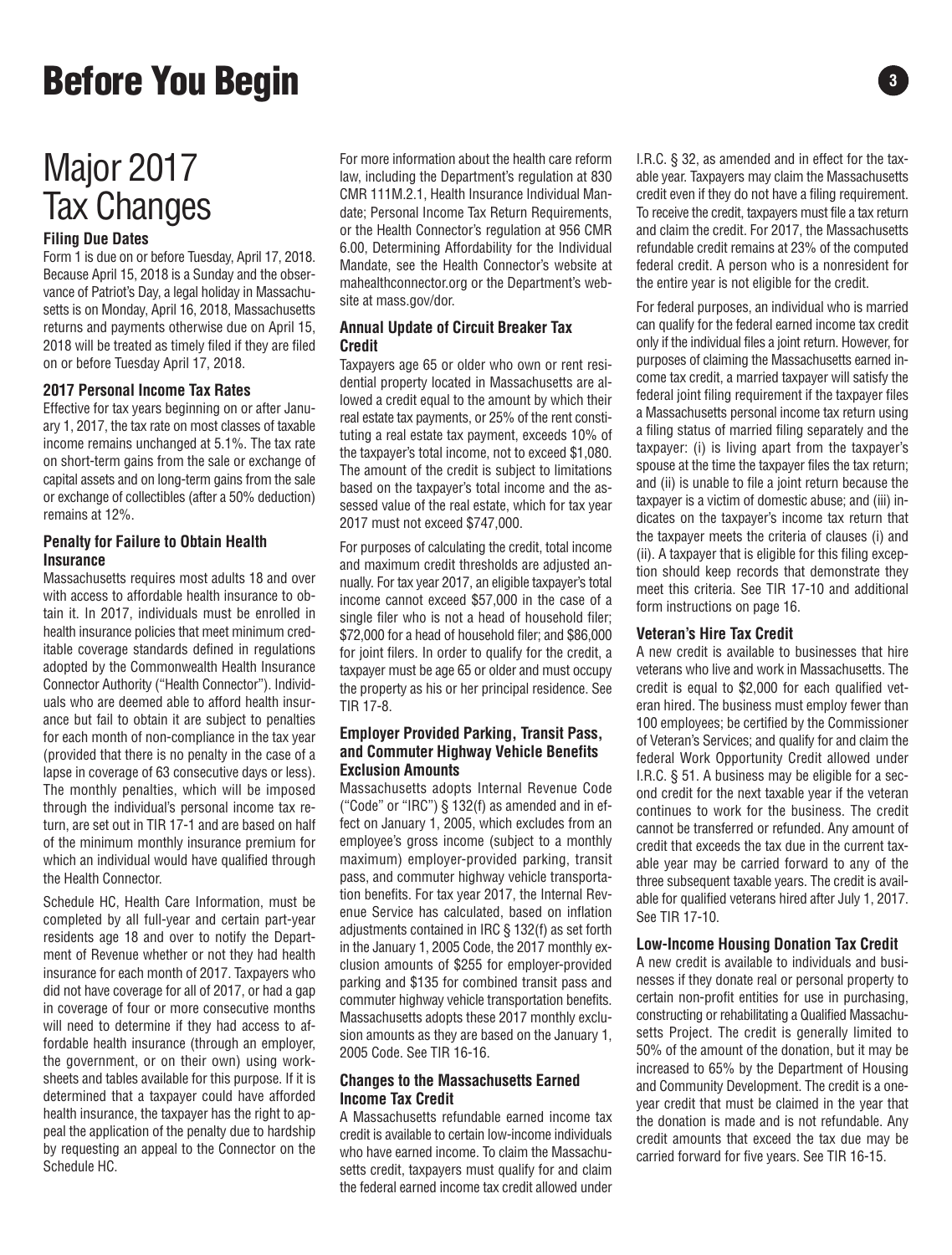# Before You Begin

## Major 2017 Tax Changes

### Filing Due Dates

Form 1 is due on or before Tuesday, April 17, 2018. Because April 15, 2018 is a Sunday and the observance of Patriot's Day, a legal holiday in Massachusetts is on Monday, April 16, 2018, Massachusetts returns and payments otherwise due on April 15, 2018 will be treated as timely filed if they are filed on or before Tuesday April 17, 2018.

### 2017 Personal Income Tax Rates

Effective for tax years beginning on or after January 1, 2017, the tax rate on most classes of taxable income remains unchanged at 5.1%. The tax rate on short-term gains from the sale or exchange of capital assets and on long-term gains from the sale or exchange of collectibles (after a 50% deduction) remains at 12%.

### Penalty for Failure to Obtain Health Insurance

Massachusetts requires most adults 18 and over with access to affordable health insurance to obtain it. In 2017, individuals must be enrolled in health insurance policies that meet minimum creditable coverage standards defined in regulations adopted by the Commonwealth Health Insurance Connector Authority ("Health Connector"). Individuals who are deemed able to afford health insurance but fail to obtain it are subject to penalties for each month of non-compliance in the tax year (provided that there is no penalty in the case of a lapse in coverage of 63 consecutive days or less). The monthly penalties, which will be imposed through the individual's personal income tax return, are set out in TIR 17-1 and are based on half of the minimum monthly insurance premium for which an individual would have qualified through the Health Connector.

Schedule HC, Health Care Information, must be completed by all full-year and certain part-year residents age 18 and over to notify the Department of Revenue whether or not they had health insurance for each month of 2017. Taxpayers who did not have coverage for all of 2017, or had a gap in coverage of four or more consecutive months will need to determine if they had access to affordable health insurance (through an employer, the government, or on their own) using worksheets and tables available for this purpose. If it is determined that a taxpayer could have afforded health insurance, the taxpayer has the right to appeal the application of the penalty due to hardship by requesting an appeal to the Connector on the Schedule HC.

For more information about the health care reform law, including the Department's regulation at 830 CMR 111M.2.1, Health Insurance Individual Mandate; Personal Income Tax Return Requirements, or the Health Connector's regulation at 956 CMR 6.00, Determining Affordability for the Individual Mandate, see the Health Connector's website at mahealthconnector.org or the Department's website at mass.gov/dor.

### Annual Update of Circuit Breaker Tax Credit

Taxpayers age 65 or older who own or rent residential property located in Massachusetts are allowed a credit equal to the amount by which their real estate tax payments, or 25% of the rent constituting a real estate tax payment, exceeds 10% of the taxpayer's total income, not to exceed $1,080. The amount of the credit is subject to limitations based on the taxpayer's total income and the assessed value of the real estate, which for tax year 2017 must not exceed $747,000.

For purposes of calculating the credit, total income and maximum credit thresholds are adjusted annually. For tax year 2017, an eligible taxpayer's total income cannot exceed $57,000 in the case of a single filer who is not a head of household filer; $72,000 for a head of household filer; and $86,000 for joint filers. In order to qualify for the credit, a taxpayer must be age 65 or older and must occupy the property as his or her principal residence. See TIR 17-8.

### Employer Provided Parking, Transit Pass, and Commuter Highway Vehicle Benefits Exclusion Amounts

Massachusetts adopts Internal Revenue Code ("Code" or "IRC") § 132(f) as amended and in effect on January 1, 2005, which excludes from an employee's gross income (subject to a monthly maximum) employer-provided parking, transit pass, and commuter highway vehicle transportation benefits. For tax year 2017, the Internal Revenue Service has calculated, based on inflation adjustments contained in IRC § 132(f) as set forth in the January 1, 2005 Code, the 2017 monthly exclusion amounts of $255 for employer-provided parking and $135 for combined transit pass and commuter highway vehicle transportation benefits. Massachusetts adopts these 2017 monthly exclusion amounts as they are based on the January 1, 2005 Code. See TIR 16-16.

### Changes to the Massachusetts Earned Income Tax Credit

A Massachusetts refundable earned income tax credit is available to certain low-income individuals who have earned income. To claim the Massachusetts credit, taxpayers must qualify for and claim the federal earned income tax credit allowed under I.R.C. § 32, as amended and in effect for the taxable year. Taxpayers may claim the Massachusetts credit even if they do not have a filing requirement. To receive the credit, taxpayers must file a tax return and claim the credit. For 2017, the Massachusetts refundable credit remains at 23% of the computed federal credit. A person who is a nonresident for the entire year is not eligible for the credit.

For federal purposes, an individual who is married can qualify for the federal earned income tax credit only if the individual files a joint return. However, for purposes of claiming the Massachusetts earned income tax credit, a married taxpayer will satisfy the federal joint filing requirement if the taxpayer files a Massachusetts personal income tax return using a filing status of married filing separately and the taxpayer: (i) is living apart from the taxpayer's spouse at the time the taxpayer files the tax return; and (ii) is unable to file a joint return because the taxpayer is a victim of domestic abuse; and (iii) indicates on the taxpayer's income tax return that the taxpayer meets the criteria of clauses (i) and (ii). A taxpayer that is eligible for this filing exception should keep records that demonstrate they meet this criteria. See TIR 17-10 and additional form instructions on page 16.

### Veteran's Hire Tax Credit

A new credit is available to businesses that hire veterans who live and work in Massachusetts. The credit is equal to $2,000 for each qualified veteran hired. The business must employ fewer than 100 employees; be certified by the Commissioner of Veteran's Services; and qualify for and claim the federal Work Opportunity Credit allowed under I.R.C. § 51. A business may be eligible for a second credit for the next taxable year if the veteran continues to work for the business. The credit cannot be transferred or refunded. Any amount of credit that exceeds the tax due in the current taxable year may be carried forward to any of the three subsequent taxable years. The credit is available for qualified veterans hired after July 1, 2017. See TIR 17-10.

### Low-Income Housing Donation Tax Credit

A new credit is available to individuals and businesses if they donate real or personal property to certain non-profit entities for use in purchasing, constructing or rehabilitating a Qualified Massachusetts Project. The credit is generally limited to 50% of the amount of the donation, but it may be increased to 65% by the Department of Housing and Community Development. The credit is a one-year credit that must be claimed in the year that the donation is made and is not refundable. Any credit amounts that exceed the tax due may be carried forward for five years. See TIR 16-15.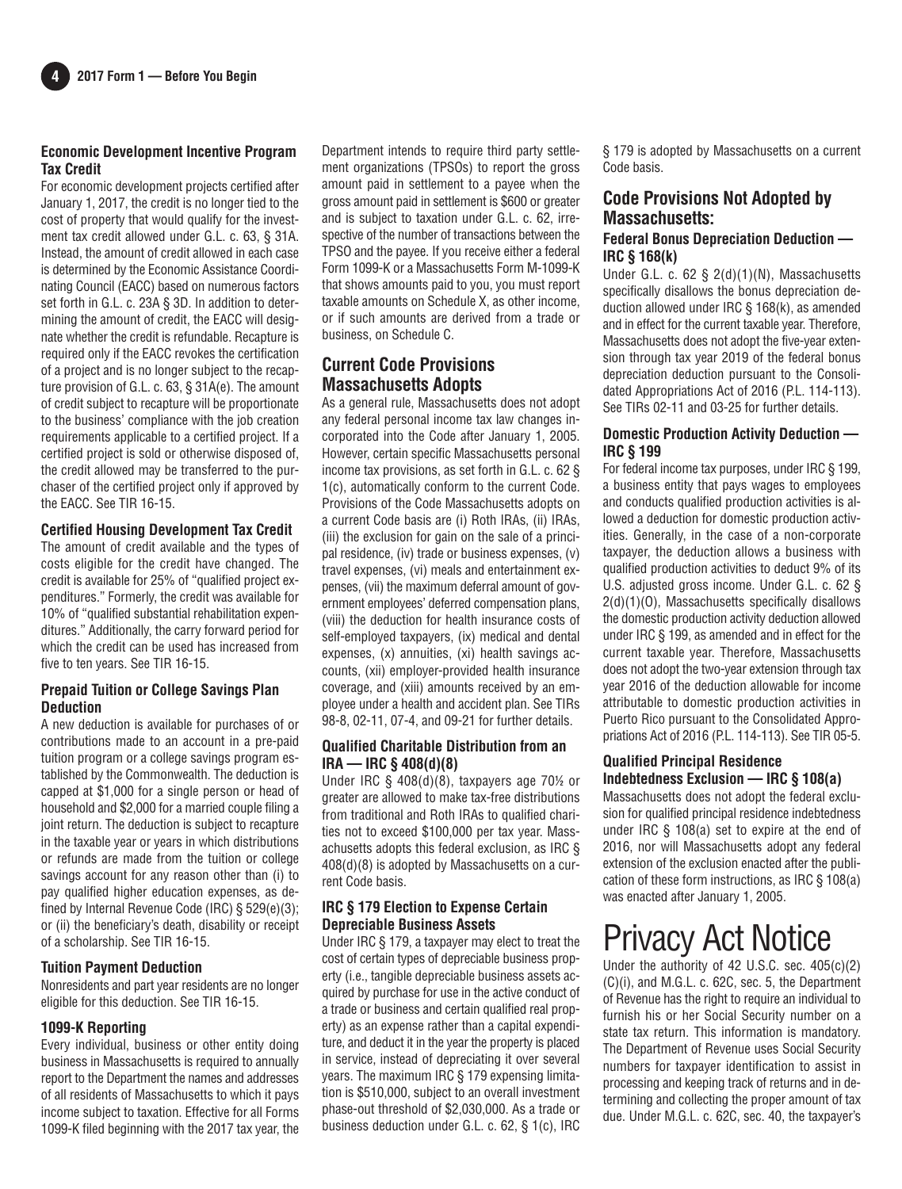### Economic Development Incentive Program Tax Credit

For economic development projects certified after January 1, 2017, the credit is no longer tied to the cost of property that would qualify for the investment tax credit allowed under G.L. c. 63, § 31A. Instead, the amount of credit allowed in each case is determined by the Economic Assistance Coordinating Council (EACC) based on numerous factors set forth in G.L. c. 23A § 3D. In addition to determining the amount of credit, the EACC will designate whether the credit is refundable. Recapture is required only if the EACC revokes the certification of a project and is no longer subject to the recapture provision of G.L. c. 63, § 31A(e). The amount of credit subject to recapture will be proportionate to the business' compliance with the job creation requirements applicable to a certified project. If a certified project is sold or otherwise disposed of, the credit allowed may be transferred to the purchaser of the certified project only if approved by the EACC. See TIR 16-15.

### Certified Housing Development Tax Credit

The amount of credit available and the types of costs eligible for the credit have changed. The credit is available for 25% of "qualified project expenditures." Formerly, the credit was available for 10% of "qualified substantial rehabilitation expenditures." Additionally, the carry forward period for which the credit can be used has increased from five to ten years. See TIR 16-15.

### Prepaid Tuition or College Savings Plan Deduction

A new deduction is available for purchases of or contributions made to an account in a pre-paid tuition program or a college savings program established by the Commonwealth. The deduction is capped at $1,000 for a single person or head of household and $2,000 for a married couple filing a joint return. The deduction is subject to recapture in the taxable year or years in which distributions or refunds are made from the tuition or college savings account for any reason other than (i) to pay qualified higher education expenses, as defined by Internal Revenue Code (IRC) § 529(e)(3); or (ii) the beneficiary's death, disability or receipt of a scholarship. See TIR 16-15.

### Tuition Payment Deduction

Nonresidents and part year residents are no longer eligible for this deduction. See TIR 16-15.

### 1099-K Reporting

Every individual, business or other entity doing business in Massachusetts is required to annually report to the Department the names and addresses of all residents of Massachusetts to which it pays income subject to taxation. Effective for all Forms 1099-K filed beginning with the 2017 tax year, the Department intends to require third party settlement organizations (TPSOs) to report the gross amount paid in settlement to a payee when the gross amount paid in settlement is $600 or greater and is subject to taxation under G.L. c. 62, irrespective of the number of transactions between the TPSO and the payee. If you receive either a federal Form 1099-K or a Massachusetts Form M-1099-K that shows amounts paid to you, you must report taxable amounts on Schedule X, as other income, or if such amounts are derived from a trade or business, on Schedule C.

## Current Code Provisions Massachusetts Adopts

As a general rule, Massachusetts does not adopt any federal personal income tax law changes incorporated into the Code after January 1, 2005. However, certain specific Massachusetts personal income tax provisions, as set forth in G.L. c. 62 § 1(c), automatically conform to the current Code. Provisions of the Code Massachusetts adopts on a current Code basis are (i) Roth IRAs, (ii) IRAs, (iii) the exclusion for gain on the sale of a principal residence, (iv) trade or business expenses, (v) travel expenses, (vi) meals and entertainment expenses, (vii) the maximum deferral amount of government employees' deferred compensation plans, (viii) the deduction for health insurance costs of self-employed taxpayers, (ix) medical and dental expenses, (x) annuities, (xi) health savings accounts, (xii) employer-provided health insurance coverage, and (xiii) amounts received by an employee under a health and accident plan. See TIRs 98-8, 02-11, 07-4, and 09-21 for further details.

### Qualified Charitable Distribution from an IRA — IRC § 408(d)(8)

Under IRC § 408(d)(8), taxpayers age 70½ or greater are allowed to make tax-free distributions from traditional and Roth IRAs to qualified charities not to exceed $100,000 per tax year. Massachusetts adopts this federal exclusion, as IRC § 408(d)(8) is adopted by Massachusetts on a current Code basis.

### IRC § 179 Election to Expense Certain Depreciable Business Assets

Under IRC § 179, a taxpayer may elect to treat the cost of certain types of depreciable business property (i.e., tangible depreciable business assets acquired by purchase for use in the active conduct of a trade or business and certain qualified real property) as an expense rather than a capital expenditure, and deduct it in the year the property is placed in service, instead of depreciating it over several years. The maximum IRC § 179 expensing limitation is $510,000, subject to an overall investment phase-out threshold of $2,030,000. As a trade or business deduction under G.L. c. 62, § 1(c), IRC § 179 is adopted by Massachusetts on a current Code basis.

## Code Provisions Not Adopted by Massachusetts:

### Federal Bonus Depreciation Deduction — IRC § 168(k)

Under G.L. c. 62 § 2(d)(1)(N), Massachusetts specifically disallows the bonus depreciation deduction allowed under IRC § 168(k), as amended and in effect for the current taxable year. Therefore, Massachusetts does not adopt the five-year extension through tax year 2019 of the federal bonus depreciation deduction pursuant to the Consolidated Appropriations Act of 2016 (P.L. 114-113). See TIRs 02-11 and 03-25 for further details.

### Domestic Production Activity Deduction — IRC § 199

For federal income tax purposes, under IRC § 199, a business entity that pays wages to employees and conducts qualified production activities is allowed a deduction for domestic production activities. Generally, in the case of a non-corporate taxpayer, the deduction allows a business with qualified production activities to deduct 9% of its U.S. adjusted gross income. Under G.L. c. 62 § 2(d)(1)(O), Massachusetts specifically disallows the domestic production activity deduction allowed under IRC § 199, as amended and in effect for the current taxable year. Therefore, Massachusetts does not adopt the two-year extension through tax year 2016 of the deduction allowable for income attributable to domestic production activities in Puerto Rico pursuant to the Consolidated Appropriations Act of 2016 (P.L. 114-113). See TIR 05-5.

### Qualified Principal Residence Indebtedness Exclusion — IRC § 108(a)

Massachusetts does not adopt the federal exclusion for qualified principal residence indebtedness under IRC § 108(a) set to expire at the end of 2016, nor will Massachusetts adopt any federal extension of the exclusion enacted after the publication of these form instructions, as IRC § 108(a) was enacted after January 1, 2005.

# Privacy Act Notice

Under the authority of 42 U.S.C. sec. 405(c)(2)(C)(i), and M.G.L. c. 62C, sec. 5, the Department of Revenue has the right to require an individual to furnish his or her Social Security number on a state tax return. This information is mandatory. The Department of Revenue uses Social Security numbers for taxpayer identification to assist in processing and keeping track of returns and in determining and collecting the proper amount of tax due. Under M.G.L. c. 62C, sec. 40, the taxpayer's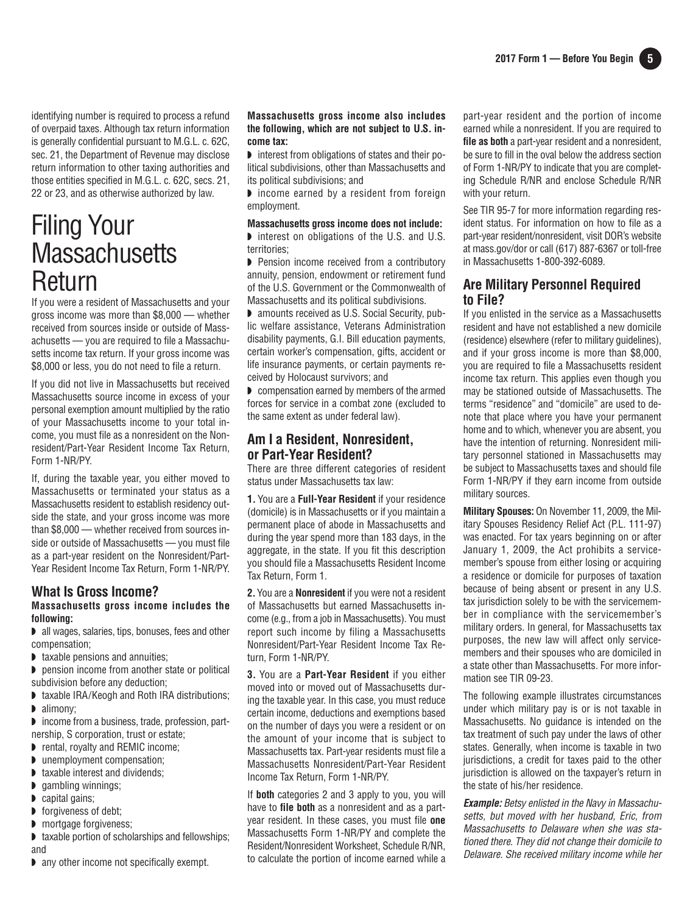identifying number is required to process a refund of overpaid taxes. Although tax return information is generally confidential pursuant to M.G.L. c. 62C, sec. 21, the Department of Revenue may disclose return information to other taxing authorities and those entities specified in M.G.L. c. 62C, secs. 21, 22 or 23, and as otherwise authorized by law.

# Filing Your Massachusetts Return

If you were a resident of Massachusetts and your gross income was more than $8,000 — whether received from sources inside or outside of Massachusetts — you are required to file a Massachusetts income tax return. If your gross income was $8,000 or less, you do not need to file a return.

If you did not live in Massachusetts but received Massachusetts source income in excess of your personal exemption amount multiplied by the ratio of your Massachusetts income to your total income, you must file as a nonresident on the Nonresident/Part-Year Resident Income Tax Return, Form 1-NR/PY.

If, during the taxable year, you either moved to Massachusetts or terminated your status as a Massachusetts resident to establish residency outside the state, and your gross income was more than $8,000 — whether received from sources inside or outside of Massachusetts — you must file as a part-year resident on the Nonresident/Part-Year Resident Income Tax Return, Form 1-NR/PY.

## What Is Gross Income?

**Massachusetts gross income includes the following:**

- all wages, salaries, tips, bonuses, fees and other compensation;
- taxable pensions and annuities;
- pension income from another state or political subdivision before any deduction;
- taxable IRA/Keogh and Roth IRA distributions;
- alimony;
- income from a business, trade, profession, partnership, S corporation, trust or estate;
- rental, royalty and REMIC income;
- unemployment compensation;
- taxable interest and dividends;
- gambling winnings;
- capital gains;
- forgiveness of debt;
- mortgage forgiveness;
- taxable portion of scholarships and fellowships; and
- any other income not specifically exempt.

**Massachusetts gross income also includes the following, which are not subject to U.S. income tax:**

- interest from obligations of states and their political subdivisions, other than Massachusetts and its political subdivisions; and
- income earned by a resident from foreign employment.

**Massachusetts gross income does not include:**

- interest on obligations of the U.S. and U.S. territories;
- Pension income received from a contributory annuity, pension, endowment or retirement fund of the U.S. Government or the Commonwealth of Massachusetts and its political subdivisions.
- amounts received as U.S. Social Security, public welfare assistance, Veterans Administration disability payments, G.I. Bill education payments, certain worker's compensation, gifts, accident or life insurance payments, or certain payments received by Holocaust survivors; and
- compensation earned by members of the armed forces for service in a combat zone (excluded to the same extent as under federal law).

## Am I a Resident, Nonresident, or Part-Year Resident?

There are three different categories of resident status under Massachusetts tax law:

**1.** You are a **Full-Year Resident** if your residence (domicile) is in Massachusetts or if you maintain a permanent place of abode in Massachusetts and during the year spend more than 183 days, in the aggregate, in the state. If you fit this description you should file a Massachusetts Resident Income Tax Return, Form 1.

**2.** You are a **Nonresident** if you were not a resident of Massachusetts but earned Massachusetts income (e.g., from a job in Massachusetts). You must report such income by filing a Massachusetts Nonresident/Part-Year Resident Income Tax Return, Form 1-NR/PY.

**3.** You are a **Part-Year Resident** if you either moved into or moved out of Massachusetts during the taxable year. In this case, you must reduce certain income, deductions and exemptions based on the number of days you were a resident or on the amount of your income that is subject to Massachusetts tax. Part-year residents must file a Massachusetts Nonresident/Part-Year Resident Income Tax Return, Form 1-NR/PY.

If **both** categories 2 and 3 apply to you, you will have to **file both** as a nonresident and as a part-year resident. In these cases, you must file **one** Massachusetts Form 1-NR/PY and complete the Resident/Nonresident Worksheet, Schedule R/NR, to calculate the portion of income earned while a part-year resident and the portion of income earned while a nonresident. If you are required to **file as both** a part-year resident and a nonresident, be sure to fill in the oval below the address section of Form 1-NR/PY to indicate that you are completing Schedule R/NR and enclose Schedule R/NR with your return.

See TIR 95-7 for more information regarding resident status. For information on how to file as a part-year resident/nonresident, visit DOR's website at mass.gov/dor or call (617) 887-6367 or toll-free in Massachusetts 1-800-392-6089.

## Are Military Personnel Required to File?

If you enlisted in the service as a Massachusetts resident and have not established a new domicile (residence) elsewhere (refer to military guidelines), and if your gross income is more than $8,000, you are required to file a Massachusetts resident income tax return. This applies even though you may be stationed outside of Massachusetts. The terms "residence" and "domicile" are used to denote that place where you have your permanent home and to which, whenever you are absent, you have the intention of returning. Nonresident military personnel stationed in Massachusetts may be subject to Massachusetts taxes and should file Form 1-NR/PY if they earn income from outside military sources.

**Military Spouses:** On November 11, 2009, the Military Spouses Residency Relief Act (P.L. 111-97) was enacted. For tax years beginning on or after January 1, 2009, the Act prohibits a servicemember's spouse from either losing or acquiring a residence or domicile for purposes of taxation because of being absent or present in any U.S. tax jurisdiction solely to be with the servicemember in compliance with the servicemember's military orders. In general, for Massachusetts tax purposes, the new law will affect only servicemembers and their spouses who are domiciled in a state other than Massachusetts. For more information see TIR 09-23.

The following example illustrates circumstances under which military pay is or is not taxable in Massachusetts. No guidance is intended on the tax treatment of such pay under the laws of other states. Generally, when income is taxable in two jurisdictions, a credit for taxes paid to the other jurisdiction is allowed on the taxpayer's return in the state of his/her residence.

***Example:*** *Betsy enlisted in the Navy in Massachusetts, but moved with her husband, Eric, from Massachusetts to Delaware when she was stationed there. They did not change their domicile to Delaware. She received military income while her*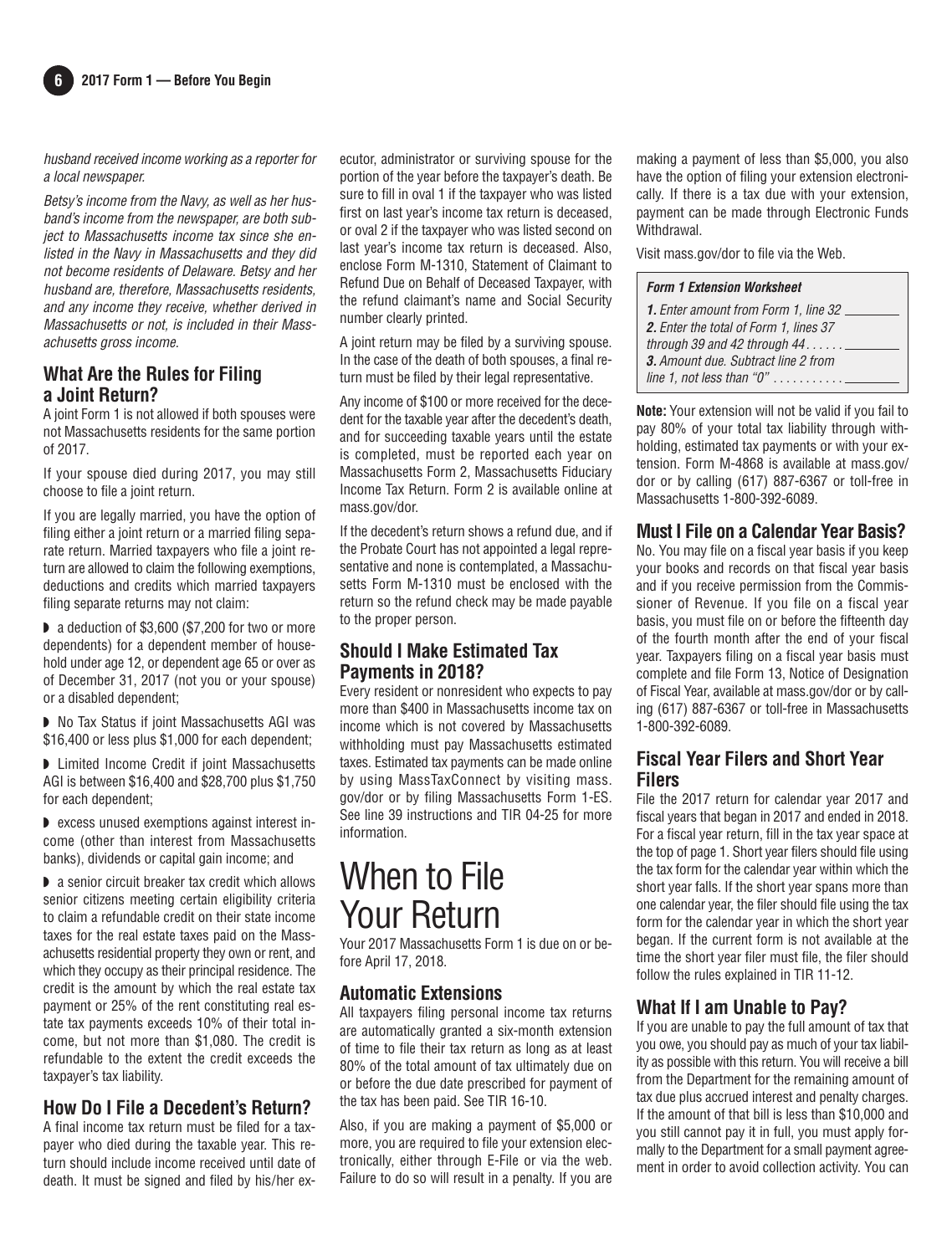*husband received income working as a reporter for a local newspaper.*

*Betsy's income from the Navy, as well as her husband's income from the newspaper, are both subject to Massachusetts income tax since she enlisted in the Navy in Massachusetts and they did not become residents of Delaware. Betsy and her husband are, therefore, Massachusetts residents, and any income they receive, whether derived in Massachusetts or not, is included in their Massachusetts gross income.*

## What Are the Rules for Filing a Joint Return?

A joint Form 1 is not allowed if both spouses were not Massachusetts residents for the same portion of 2017.

If your spouse died during 2017, you may still choose to file a joint return.

If you are legally married, you have the option of filing either a joint return or a married filing separate return. Married taxpayers who file a joint return are allowed to claim the following exemptions, deductions and credits which married taxpayers filing separate returns may not claim:

- a deduction of $3,600 ($7,200 for two or more dependents) for a dependent member of household under age 12, or dependent age 65 or over as of December 31, 2017 (not you or your spouse) or a disabled dependent;
- No Tax Status if joint Massachusetts AGI was $16,400 or less plus $1,000 for each dependent;
- Limited Income Credit if joint Massachusetts AGI is between $16,400 and $28,700 plus $1,750 for each dependent;
- excess unused exemptions against interest income (other than interest from Massachusetts banks), dividends or capital gain income; and
- a senior circuit breaker tax credit which allows senior citizens meeting certain eligibility criteria to claim a refundable credit on their state income taxes for the real estate taxes paid on the Massachusetts residential property they own or rent, and which they occupy as their principal residence. The credit is the amount by which the real estate tax payment or 25% of the rent constituting real estate tax payments exceeds 10% of their total income, but not more than $1,080. The credit is refundable to the extent the credit exceeds the taxpayer's tax liability.

## How Do I File a Decedent's Return?

A final income tax return must be filed for a taxpayer who died during the taxable year. This return should include income received until date of death. It must be signed and filed by his/her executor, administrator or surviving spouse for the portion of the year before the taxpayer's death. Be sure to fill in oval 1 if the taxpayer who was listed first on last year's income tax return is deceased, or oval 2 if the taxpayer who was listed second on last year's income tax return is deceased. Also, enclose Form M-1310, Statement of Claimant to Refund Due on Behalf of Deceased Taxpayer, with the refund claimant's name and Social Security number clearly printed.

A joint return may be filed by a surviving spouse. In the case of the death of both spouses, a final return must be filed by their legal representative.

Any income of $100 or more received for the decedent for the taxable year after the decedent's death, and for succeeding taxable years until the estate is completed, must be reported each year on Massachusetts Form 2, Massachusetts Fiduciary Income Tax Return. Form 2 is available online at mass.gov/dor.

If the decedent's return shows a refund due, and if the Probate Court has not appointed a legal representative and none is contemplated, a Massachusetts Form M-1310 must be enclosed with the return so the refund check may be made payable to the proper person.

## Should I Make Estimated Tax Payments in 2018?

Every resident or nonresident who expects to pay more than $400 in Massachusetts income tax on income which is not covered by Massachusetts withholding must pay Massachusetts estimated taxes. Estimated tax payments can be made online by using MassTaxConnect by visiting mass.gov/dor or by filing Massachusetts Form 1-ES. See line 39 instructions and TIR 04-25 for more information.

# When to File Your Return

Your 2017 Massachusetts Form 1 is due on or before April 17, 2018.

## Automatic Extensions

All taxpayers filing personal income tax returns are automatically granted a six-month extension of time to file their tax return as long as at least 80% of the total amount of tax ultimately due on or before the due date prescribed for payment of the tax has been paid. See TIR 16-10.

Also, if you are making a payment of $5,000 or more, you are required to file your extension electronically, either through E-File or via the web. Failure to do so will result in a penalty. If you are making a payment of less than $5,000, you also have the option of filing your extension electronically. If there is a tax due with your extension, payment can be made through Electronic Funds Withdrawal.

Visit mass.gov/dor to file via the Web.

| ***Form 1 Extension Worksheet*** | |
|---|---|
| ***1.*** *Enter amount from Form 1, line 32* | ________ |
| ***2.*** *Enter the total of Form 1, lines 37 through 39 and 42 through 44* | ________ |
| ***3.*** *Amount due. Subtract line 2 from line 1, not less than "0"* | ________ |

**Note:** Your extension will not be valid if you fail to pay 80% of your total tax liability through withholding, estimated tax payments or with your extension. Form M-4868 is available at mass.gov/dor or by calling (617) 887-6367 or toll-free in Massachusetts 1-800-392-6089.

## Must I File on a Calendar Year Basis?

No. You may file on a fiscal year basis if you keep your books and records on that fiscal year basis and if you receive permission from the Commissioner of Revenue. If you file on a fiscal year basis, you must file on or before the fifteenth day of the fourth month after the end of your fiscal year. Taxpayers filing on a fiscal year basis must complete and file Form 13, Notice of Designation of Fiscal Year, available at mass.gov/dor or by calling (617) 887-6367 or toll-free in Massachusetts 1-800-392-6089.

## Fiscal Year Filers and Short Year Filers

File the 2017 return for calendar year 2017 and fiscal years that began in 2017 and ended in 2018. For a fiscal year return, fill in the tax year space at the top of page 1. Short year filers should file using the tax form for the calendar year within which the short year falls. If the short year spans more than one calendar year, the filer should file using the tax form for the calendar year in which the short year began. If the current form is not available at the time the short year filer must file, the filer should follow the rules explained in TIR 11-12.

## What If I am Unable to Pay?

If you are unable to pay the full amount of tax that you owe, you should pay as much of your tax liability as possible with this return. You will receive a bill from the Department for the remaining amount of tax due plus accrued interest and penalty charges. If the amount of that bill is less than $10,000 and you still cannot pay it in full, you must apply formally to the Department for a small payment agreement in order to avoid collection activity. You can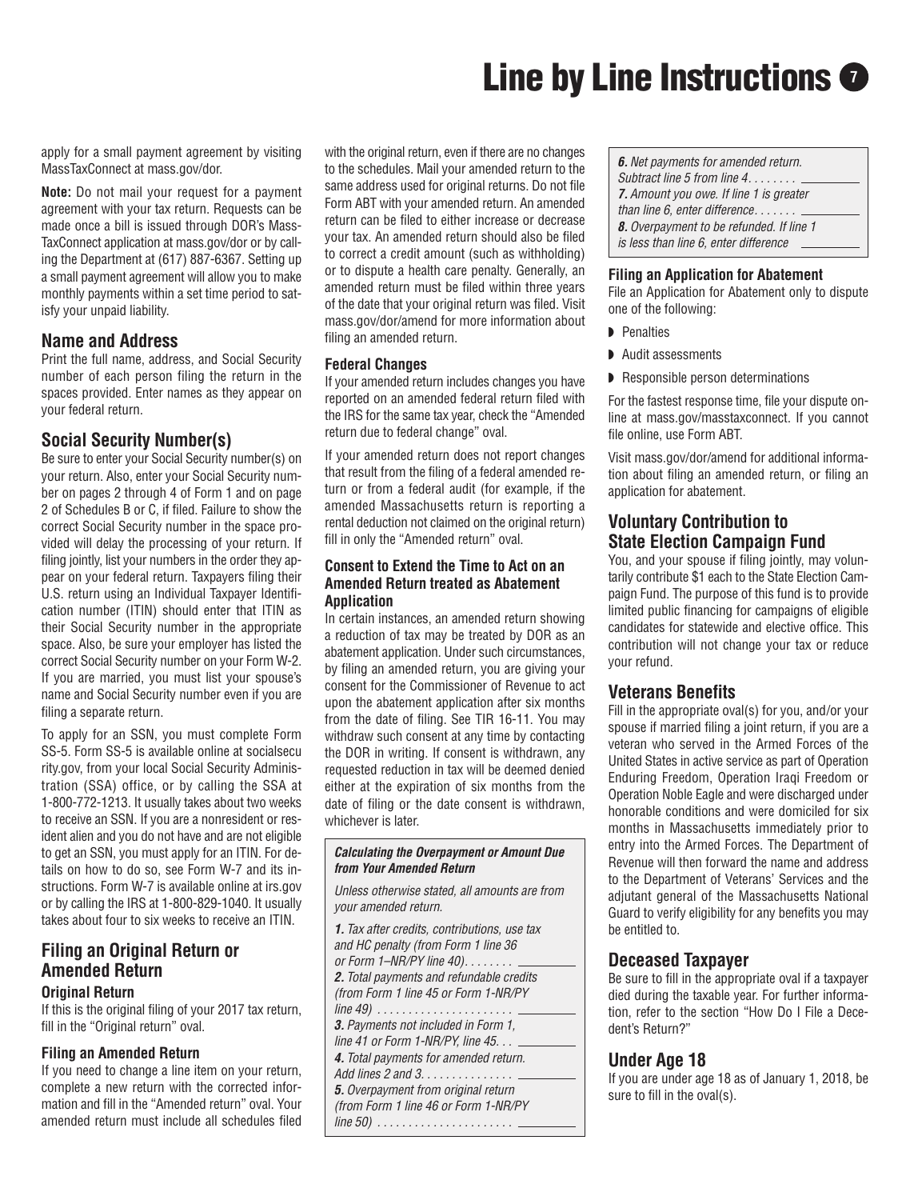apply for a small payment agreement by visiting MassTaxConnect at mass.gov/dor.

**Note:** Do not mail your request for a payment agreement with your tax return. Requests can be made once a bill is issued through DOR's MassTaxConnect application at mass.gov/dor or by calling the Department at (617) 887-6367. Setting up a small payment agreement will allow you to make monthly payments within a set time period to satisfy your unpaid liability.

## Name and Address

Print the full name, address, and Social Security number of each person filing the return in the spaces provided. Enter names as they appear on your federal return.

## Social Security Number(s)

Be sure to enter your Social Security number(s) on your return. Also, enter your Social Security number on pages 2 through 4 of Form 1 and on page 2 of Schedules B or C, if filed. Failure to show the correct Social Security number in the space provided will delay the processing of your return. If filing jointly, list your numbers in the order they appear on your federal return. Taxpayers filing their U.S. return using an Individual Taxpayer Identification number (ITIN) should enter that ITIN as their Social Security number in the appropriate space. Also, be sure your employer has listed the correct Social Security number on your Form W-2. If you are married, you must list your spouse's name and Social Security number even if you are filing a separate return.

To apply for an SSN, you must complete Form SS-5. Form SS-5 is available online at socialsecurity.gov, from your local Social Security Administration (SSA) office, or by calling the SSA at 1-800-772-1213. It usually takes about two weeks to receive an SSN. If you are a nonresident or resident alien and you do not have and are not eligible to get an SSN, you must apply for an ITIN. For details on how to do so, see Form W-7 and its instructions. Form W-7 is available online at irs.gov or by calling the IRS at 1-800-829-1040. It usually takes about four to six weeks to receive an ITIN.

## Filing an Original Return or Amended Return

### Original Return

If this is the original filing of your 2017 tax return, fill in the "Original return" oval.

### Filing an Amended Return

If you need to change a line item on your return, complete a new return with the corrected information and fill in the "Amended return" oval. Your amended return must include all schedules filed with the original return, even if there are no changes to the schedules. Mail your amended return to the same address used for original returns. Do not file Form ABT with your amended return. An amended return can be filed to either increase or decrease your tax. An amended return should also be filed to correct a credit amount (such as withholding) or to dispute a health care penalty. Generally, an amended return must be filed within three years of the date that your original return was filed. Visit mass.gov/dor/amend for more information about filing an amended return.

### Federal Changes

If your amended return includes changes you have reported on an amended federal return filed with the IRS for the same tax year, check the "Amended return due to federal change" oval.

If your amended return does not report changes that result from the filing of a federal amended return or from a federal audit (for example, if the amended Massachusetts return is reporting a rental deduction not claimed on the original return) fill in only the "Amended return" oval.

### Consent to Extend the Time to Act on an Amended Return treated as Abatement Application

In certain instances, an amended return showing a reduction of tax may be treated by DOR as an abatement application. Under such circumstances, by filing an amended return, you are giving your consent for the Commissioner of Revenue to act upon the abatement application after six months from the date of filing. See TIR 16-11. You may withdraw such consent at any time by contacting the DOR in writing. If consent is withdrawn, any requested reduction in tax will be deemed denied either at the expiration of six months from the date of filing or the date consent is withdrawn, whichever is later.

***Calculating the Overpayment or Amount Due from Your Amended Return***

*Unless otherwise stated, all amounts are from your amended return.*

***1.*** *Tax after credits, contributions, use tax and HC penalty (from Form 1 line 36 or Form 1–NR/PY line 40)* . . . . . . . . ________

***2.*** *Total payments and refundable credits (from Form 1 line 45 or Form 1-NR/PY line 49)* . . . . . . . . . . . . . . . . . . . . . ________

***3.*** *Payments not included in Form 1, line 41 or Form 1-NR/PY, line 45* . . . ________

***4.*** *Total payments for amended return. Add lines 2 and 3* . . . . . . . . . . . . . . ________

***5.*** *Overpayment from original return (from Form 1 line 46 or Form 1-NR/PY line 50)* . . . . . . . . . . . . . . . . . . . . . . ________

***6.*** *Net payments for amended return. Subtract line 5 from line 4* . . . . . . . . ________

***7.*** *Amount you owe. If line 1 is greater than line 6, enter difference* . . . . . . . ________

***8.*** *Overpayment to be refunded. If line 1 is less than line 6, enter difference* ________

### Filing an Application for Abatement

File an Application for Abatement only to dispute one of the following:

- Penalties
- Audit assessments
- Responsible person determinations

For the fastest response time, file your dispute online at mass.gov/masstaxconnect. If you cannot file online, use Form ABT.

Visit mass.gov/dor/amend for additional information about filing an amended return, or filing an application for abatement.

## Voluntary Contribution to State Election Campaign Fund

You, and your spouse if filing jointly, may voluntarily contribute $1 each to the State Election Campaign Fund. The purpose of this fund is to provide limited public financing for campaigns of eligible candidates for statewide and elective office. This contribution will not change your tax or reduce your refund.

## Veterans Benefits

Fill in the appropriate oval(s) for you, and/or your spouse if married filing a joint return, if you are a veteran who served in the Armed Forces of the United States in active service as part of Operation Enduring Freedom, Operation Iraqi Freedom or Operation Noble Eagle and were discharged under honorable conditions and were domiciled for six months in Massachusetts immediately prior to entry into the Armed Forces. The Department of Revenue will then forward the name and address to the Department of Veterans' Services and the adjutant general of the Massachusetts National Guard to verify eligibility for any benefits you may be entitled to.

## Deceased Taxpayer

Be sure to fill in the appropriate oval if a taxpayer died during the taxable year. For further information, refer to the section "How Do I File a Decedent's Return?"

## Under Age 18

If you are under age 18 as of January 1, 2018, be sure to fill in the oval(s).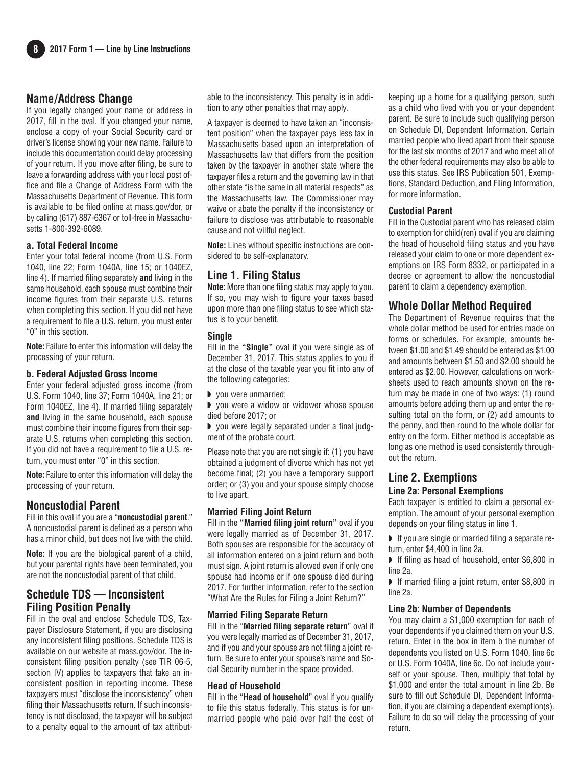## Name/Address Change

If you legally changed your name or address in 2017, fill in the oval. If you changed your name, enclose a copy of your Social Security card or driver's license showing your new name. Failure to include this documentation could delay processing of your return. If you move after filing, be sure to leave a forwarding address with your local post office and file a Change of Address Form with the Massachusetts Department of Revenue. This form is available to be filed online at mass.gov/dor, or by calling (617) 887-6367 or toll-free in Massachusetts 1-800-392-6089.

### a. Total Federal Income

Enter your total federal income (from U.S. Form 1040, line 22; Form 1040A, line 15; or 1040EZ, line 4). If married filing separately **and** living in the same household, each spouse must combine their income figures from their separate U.S. returns when completing this section. If you did not have a requirement to file a U.S. return, you must enter "0" in this section.

**Note:** Failure to enter this information will delay the processing of your return.

### b. Federal Adjusted Gross Income

Enter your federal adjusted gross income (from U.S. Form 1040, line 37; Form 1040A, line 21; or Form 1040EZ, line 4). If married filing separately **and** living in the same household, each spouse must combine their income figures from their separate U.S. returns when completing this section. If you did not have a requirement to file a U.S. return, you must enter "0" in this section.

**Note:** Failure to enter this information will delay the processing of your return.

## Noncustodial Parent

Fill in this oval if you are a "**noncustodial parent**." A noncustodial parent is defined as a person who has a minor child, but does not live with the child.

**Note:** If you are the biological parent of a child, but your parental rights have been terminated, you are not the noncustodial parent of that child.

## Schedule TDS — Inconsistent Filing Position Penalty

Fill in the oval and enclose Schedule TDS, Taxpayer Disclosure Statement, if you are disclosing any inconsistent filing positions. Schedule TDS is available on our website at mass.gov/dor. The inconsistent filing position penalty (see TIR 06-5, section IV) applies to taxpayers that take an inconsistent position in reporting income. These taxpayers must "disclose the inconsistency" when filing their Massachusetts return. If such inconsistency is not disclosed, the taxpayer will be subject to a penalty equal to the amount of tax attributable to the inconsistency. This penalty is in addition to any other penalties that may apply.

A taxpayer is deemed to have taken an "inconsistent position" when the taxpayer pays less tax in Massachusetts based upon an interpretation of Massachusetts law that differs from the position taken by the taxpayer in another state where the taxpayer files a return and the governing law in that other state "is the same in all material respects" as the Massachusetts law. The Commissioner may waive or abate the penalty if the inconsistency or failure to disclose was attributable to reasonable cause and not willful neglect.

**Note:** Lines without specific instructions are considered to be self-explanatory.

## Line 1. Filing Status

**Note:** More than one filing status may apply to you. If so, you may wish to figure your taxes based upon more than one filing status to see which status is to your benefit.

### Single

Fill in the **"Single"** oval if you were single as of December 31, 2017. This status applies to you if at the close of the taxable year you fit into any of the following categories:

- you were unmarried;
- you were a widow or widower whose spouse died before 2017; or
- you were legally separated under a final judgment of the probate court.

Please note that you are not single if: (1) you have obtained a judgment of divorce which has not yet become final; (2) you have a temporary support order; or (3) you and your spouse simply choose to live apart.

### Married Filing Joint Return

Fill in the **"Married filing joint return"** oval if you were legally married as of December 31, 2017. Both spouses are responsible for the accuracy of all information entered on a joint return and both must sign. A joint return is allowed even if only one spouse had income or if one spouse died during 2017. For further information, refer to the section "What Are the Rules for Filing a Joint Return?"

### Married Filing Separate Return

Fill in the "**Married filing separate return**" oval if you were legally married as of December 31, 2017, and if you and your spouse are not filing a joint return. Be sure to enter your spouse's name and Social Security number in the space provided.

### Head of Household

Fill in the "**Head of household**" oval if you qualify to file this status federally. This status is for unmarried people who paid over half the cost of keeping up a home for a qualifying person, such as a child who lived with you or your dependent parent. Be sure to include such qualifying person on Schedule DI, Dependent Information. Certain married people who lived apart from their spouse for the last six months of 2017 and who meet all of the other federal requirements may also be able to use this status. See IRS Publication 501, Exemptions, Standard Deduction, and Filing Information, for more information.

### Custodial Parent

Fill in the Custodial parent who has released claim to exemption for child(ren) oval if you are claiming the head of household filing status and you have released your claim to one or more dependent exemptions on IRS Form 8332, or participated in a decree or agreement to allow the noncustodial parent to claim a dependency exemption.

## Whole Dollar Method Required

The Department of Revenue requires that the whole dollar method be used for entries made on forms or schedules. For example, amounts between $1.00 and $1.49 should be entered as $1.00 and amounts between $1.50 and $2.00 should be entered as $2.00. However, calculations on worksheets used to reach amounts shown on the return may be made in one of two ways: (1) round amounts before adding them up and enter the resulting total on the form, or (2) add amounts to the penny, and then round to the whole dollar for entry on the form. Either method is acceptable as long as one method is used consistently throughout the return.

## Line 2. Exemptions

### Line 2a: Personal Exemptions

Each taxpayer is entitled to claim a personal exemption. The amount of your personal exemption depends on your filing status in line 1.

- If you are single or married filing a separate return, enter $4,400 in line 2a.
- If filing as head of household, enter $6,800 in line 2a.
- If married filing a joint return, enter $8,800 in line 2a.

### Line 2b: Number of Dependents

You may claim a $1,000 exemption for each of your dependents if you claimed them on your U.S. return. Enter in the box in item b the number of dependents you listed on U.S. Form 1040, line 6c or U.S. Form 1040A, line 6c. Do not include yourself or your spouse. Then, multiply that total by $1,000 and enter the total amount in line 2b. Be sure to fill out Schedule DI, Dependent Information, if you are claiming a dependent exemption(s). Failure to do so will delay the processing of your return.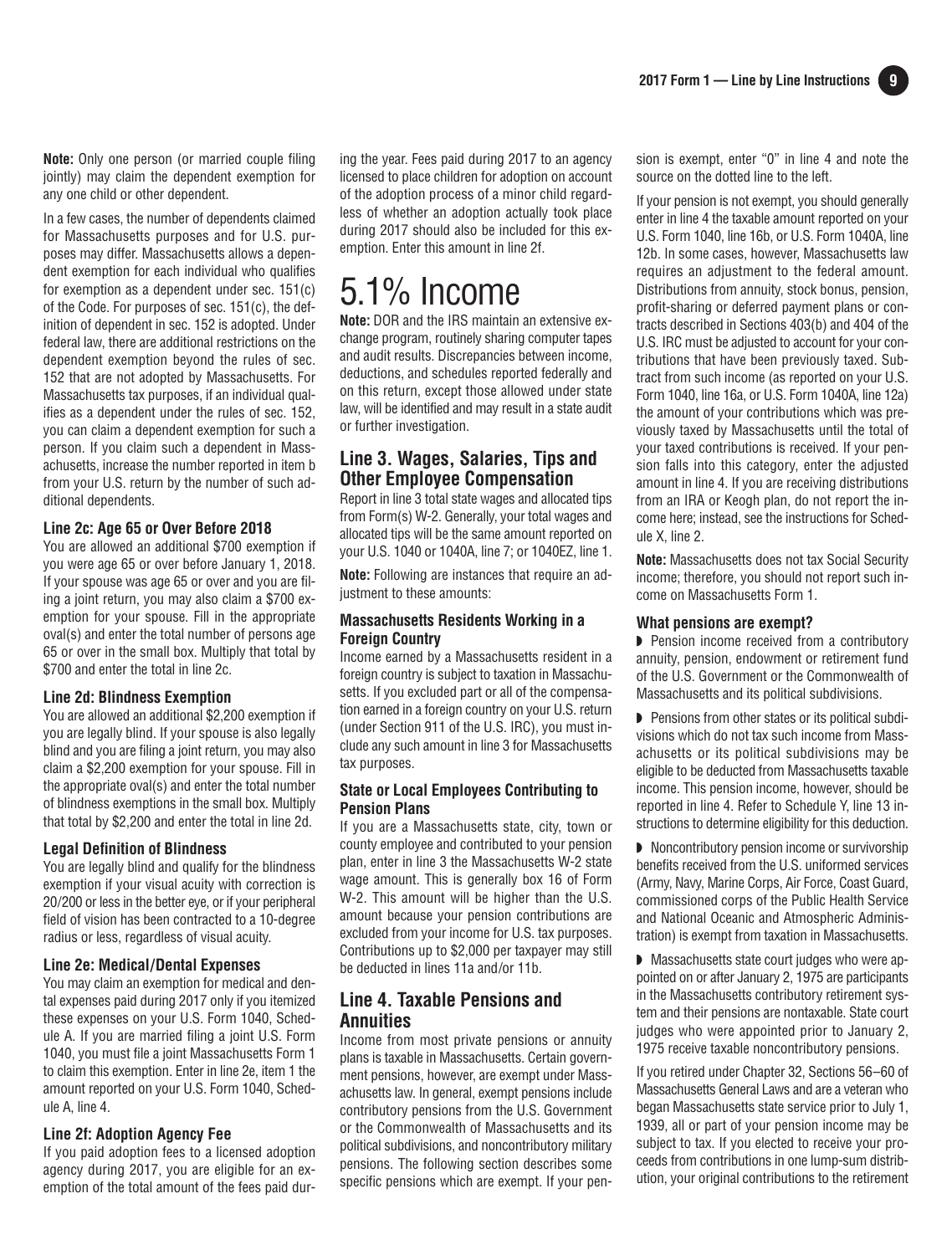**Note:** Only one person (or married couple filing jointly) may claim the dependent exemption for any one child or other dependent.

In a few cases, the number of dependents claimed for Massachusetts purposes and for U.S. purposes may differ. Massachusetts allows a dependent exemption for each individual who qualifies for exemption as a dependent under sec. 151(c) of the Code. For purposes of sec. 151(c), the definition of dependent in sec. 152 is adopted. Under federal law, there are additional restrictions on the dependent exemption beyond the rules of sec. 152 that are not adopted by Massachusetts. For Massachusetts tax purposes, if an individual qualifies as a dependent under the rules of sec. 152, you can claim a dependent exemption for such a person. If you claim such a dependent in Massachusetts, increase the number reported in item b from your U.S. return by the number of such additional dependents.

### Line 2c: Age 65 or Over Before 2018

You are allowed an additional $700 exemption if you were age 65 or over before January 1, 2018. If your spouse was age 65 or over and you are filing a joint return, you may also claim a $700 exemption for your spouse. Fill in the appropriate oval(s) and enter the total number of persons age 65 or over in the small box. Multiply that total by $700 and enter the total in line 2c.

### Line 2d: Blindness Exemption

You are allowed an additional $2,200 exemption if you are legally blind. If your spouse is also legally blind and you are filing a joint return, you may also claim a $2,200 exemption for your spouse. Fill in the appropriate oval(s) and enter the total number of blindness exemptions in the small box. Multiply that total by $2,200 and enter the total in line 2d.

### Legal Definition of Blindness

You are legally blind and qualify for the blindness exemption if your visual acuity with correction is 20/200 or less in the better eye, or if your peripheral field of vision has been contracted to a 10-degree radius or less, regardless of visual acuity.

### Line 2e: Medical/Dental Expenses

You may claim an exemption for medical and dental expenses paid during 2017 only if you itemized these expenses on your U.S. Form 1040, Schedule A. If you are married filing a joint U.S. Form 1040, you must file a joint Massachusetts Form 1 to claim this exemption. Enter in line 2e, item 1 the amount reported on your U.S. Form 1040, Schedule A, line 4.

### Line 2f: Adoption Agency Fee

If you paid adoption fees to a licensed adoption agency during 2017, you are eligible for an exemption of the total amount of the fees paid during the year. Fees paid during 2017 to an agency licensed to place children for adoption on account of the adoption process of a minor child regardless of whether an adoption actually took place during 2017 should also be included for this exemption. Enter this amount in line 2f.

# 5.1% Income

**Note:** DOR and the IRS maintain an extensive exchange program, routinely sharing computer tapes and audit results. Discrepancies between income, deductions, and schedules reported federally and on this return, except those allowed under state law, will be identified and may result in a state audit or further investigation.

## Line 3. Wages, Salaries, Tips and Other Employee Compensation

Report in line 3 total state wages and allocated tips from Form(s) W-2. Generally, your total wages and allocated tips will be the same amount reported on your U.S. 1040 or 1040A, line 7; or 1040EZ, line 1.

**Note:** Following are instances that require an adjustment to these amounts:

### Massachusetts Residents Working in a Foreign Country

Income earned by a Massachusetts resident in a foreign country is subject to taxation in Massachusetts. If you excluded part or all of the compensation earned in a foreign country on your U.S. return (under Section 911 of the U.S. IRC), you must include any such amount in line 3 for Massachusetts tax purposes.

### State or Local Employees Contributing to Pension Plans

If you are a Massachusetts state, city, town or county employee and contributed to your pension plan, enter in line 3 the Massachusetts W-2 state wage amount. This is generally box 16 of Form W-2. This amount will be higher than the U.S. amount because your pension contributions are excluded from your income for U.S. tax purposes. Contributions up to $2,000 per taxpayer may still be deducted in lines 11a and/or 11b.

## Line 4. Taxable Pensions and Annuities

Income from most private pensions or annuity plans is taxable in Massachusetts. Certain government pensions, however, are exempt under Massachusetts law. In general, exempt pensions include contributory pensions from the U.S. Government or the Commonwealth of Massachusetts and its political subdivisions, and noncontributory military pensions. The following section describes some specific pensions which are exempt. If your pension is exempt, enter "0" in line 4 and note the source on the dotted line to the left.

If your pension is not exempt, you should generally enter in line 4 the taxable amount reported on your U.S. Form 1040, line 16b, or U.S. Form 1040A, line 12b. In some cases, however, Massachusetts law requires an adjustment to the federal amount. Distributions from annuity, stock bonus, pension, profit-sharing or deferred payment plans or contracts described in Sections 403(b) and 404 of the U.S. IRC must be adjusted to account for your contributions that have been previously taxed. Subtract from such income (as reported on your U.S. Form 1040, line 16a, or U.S. Form 1040A, line 12a) the amount of your contributions which was previously taxed by Massachusetts until the total of your taxed contributions is received. If your pension falls into this category, enter the adjusted amount in line 4. If you are receiving distributions from an IRA or Keogh plan, do not report the income here; instead, see the instructions for Schedule X, line 2.

**Note:** Massachusetts does not tax Social Security income; therefore, you should not report such income on Massachusetts Form 1.

### What pensions are exempt?

- Pension income received from a contributory annuity, pension, endowment or retirement fund of the U.S. Government or the Commonwealth of Massachusetts and its political subdivisions.
- Pensions from other states or its political subdivisions which do not tax such income from Massachusetts or its political subdivisions may be eligible to be deducted from Massachusetts taxable income. This pension income, however, should be reported in line 4. Refer to Schedule Y, line 13 instructions to determine eligibility for this deduction.
- Noncontributory pension income or survivorship benefits received from the U.S. uniformed services (Army, Navy, Marine Corps, Air Force, Coast Guard, commissioned corps of the Public Health Service and National Oceanic and Atmospheric Administration) is exempt from taxation in Massachusetts.
- Massachusetts state court judges who were appointed on or after January 2, 1975 are participants in the Massachusetts contributory retirement system and their pensions are nontaxable. State court judges who were appointed prior to January 2, 1975 receive taxable noncontributory pensions.

If you retired under Chapter 32, Sections 56–60 of Massachusetts General Laws and are a veteran who began Massachusetts state service prior to July 1, 1939, all or part of your pension income may be subject to tax. If you elected to receive your proceeds from contributions in one lump-sum distribution, your original contributions to the retirement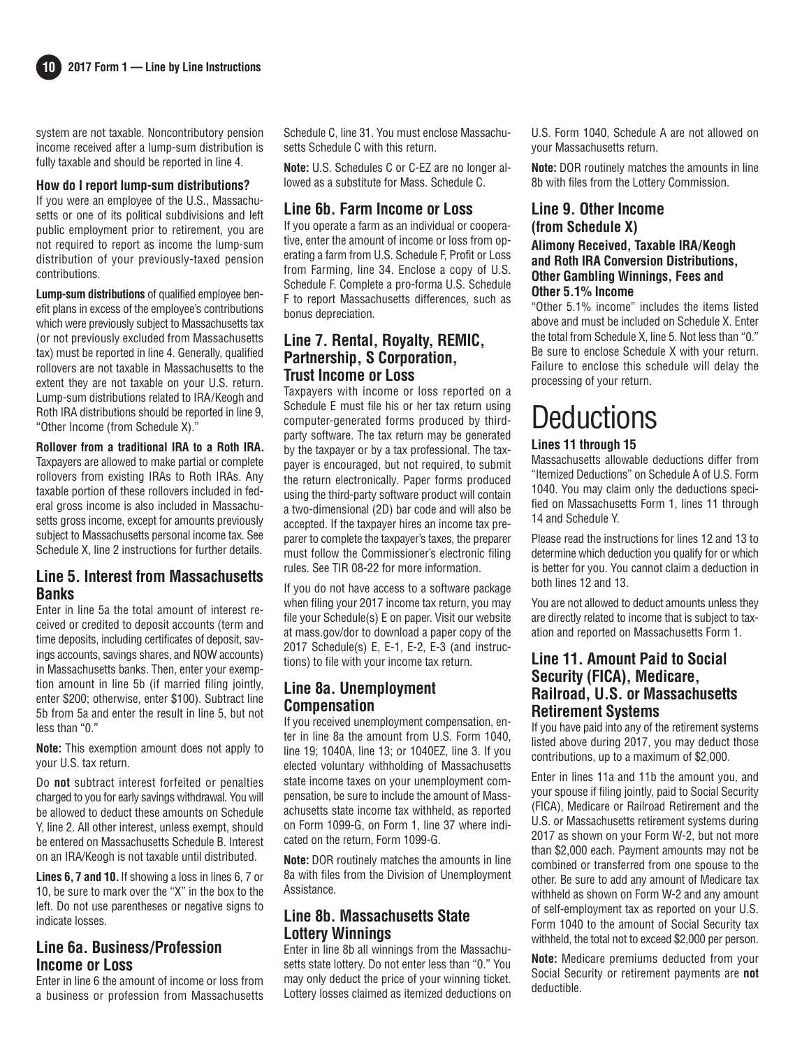system are not taxable. Noncontributory pension income received after a lump-sum distribution is fully taxable and should be reported in line 4.

#### How do I report lump-sum distributions?

If you were an employee of the U.S., Massachusetts or one of its political subdivisions and left public employment prior to retirement, you are not required to report as income the lump-sum distribution of your previously-taxed pension contributions.

**Lump-sum distributions** of qualified employee benefit plans in excess of the employee's contributions which were previously subject to Massachusetts tax (or not previously excluded from Massachusetts tax) must be reported in line 4. Generally, qualified rollovers are not taxable in Massachusetts to the extent they are not taxable on your U.S. return. Lump-sum distributions related to IRA/Keogh and Roth IRA distributions should be reported in line 9, "Other Income (from Schedule X)."

**Rollover from a traditional IRA to a Roth IRA.** Taxpayers are allowed to make partial or complete rollovers from existing IRAs to Roth IRAs. Any taxable portion of these rollovers included in federal gross income is also included in Massachusetts gross income, except for amounts previously subject to Massachusetts personal income tax. See Schedule X, line 2 instructions for further details.

### Line 5. Interest from Massachusetts Banks

Enter in line 5a the total amount of interest received or credited to deposit accounts (term and time deposits, including certificates of deposit, savings accounts, savings shares, and NOW accounts) in Massachusetts banks. Then, enter your exemption amount in line 5b (if married filing jointly, enter $200; otherwise, enter $100). Subtract line 5b from 5a and enter the result in line 5, but not less than "0."

**Note:** This exemption amount does not apply to your U.S. tax return.

Do **not** subtract interest forfeited or penalties charged to you for early savings withdrawal. You will be allowed to deduct these amounts on Schedule Y, line 2. All other interest, unless exempt, should be entered on Massachusetts Schedule B. Interest on an IRA/Keogh is not taxable until distributed.

**Lines 6, 7 and 10.** If showing a loss in lines 6, 7 or 10, be sure to mark over the "X" in the box to the left. Do not use parentheses or negative signs to indicate losses.

### Line 6a. Business/Profession Income or Loss

Enter in line 6 the amount of income or loss from a business or profession from Massachusetts Schedule C, line 31. You must enclose Massachusetts Schedule C with this return.

**Note:** U.S. Schedules C or C-EZ are no longer allowed as a substitute for Mass. Schedule C.

### Line 6b. Farm Income or Loss

If you operate a farm as an individual or cooperative, enter the amount of income or loss from operating a farm from U.S. Schedule F, Profit or Loss from Farming, line 34. Enclose a copy of U.S. Schedule F. Complete a pro-forma U.S. Schedule F to report Massachusetts differences, such as bonus depreciation.

### Line 7. Rental, Royalty, REMIC, Partnership, S Corporation, Trust Income or Loss

Taxpayers with income or loss reported on a Schedule E must file his or her tax return using computer-generated forms produced by third-party software. The tax return may be generated by the taxpayer or by a tax professional. The taxpayer is encouraged, but not required, to submit the return electronically. Paper forms produced using the third-party software product will contain a two-dimensional (2D) bar code and will also be accepted. If the taxpayer hires an income tax preparer to complete the taxpayer's taxes, the preparer must follow the Commissioner's electronic filing rules. See TIR 08-22 for more information.

If you do not have access to a software package when filing your 2017 income tax return, you may file your Schedule(s) E on paper. Visit our website at mass.gov/dor to download a paper copy of the 2017 Schedule(s) E, E-1, E-2, E-3 (and instructions) to file with your income tax return.

### Line 8a. Unemployment Compensation

If you received unemployment compensation, enter in line 8a the amount from U.S. Form 1040, line 19; 1040A, line 13; or 1040EZ, line 3. If you elected voluntary withholding of Massachusetts state income taxes on your unemployment compensation, be sure to include the amount of Massachusetts state income tax withheld, as reported on Form 1099-G, on Form 1, line 37 where indicated on the return, Form 1099-G.

**Note:** DOR routinely matches the amounts in line 8a with files from the Division of Unemployment Assistance.

### Line 8b. Massachusetts State Lottery Winnings

Enter in line 8b all winnings from the Massachusetts state lottery. Do not enter less than "0." You may only deduct the price of your winning ticket. Lottery losses claimed as itemized deductions on U.S. Form 1040, Schedule A are not allowed on your Massachusetts return.

**Note:** DOR routinely matches the amounts in line 8b with files from the Lottery Commission.

### Line 9. Other Income (from Schedule X)

#### Alimony Received, Taxable IRA/Keogh and Roth IRA Conversion Distributions, Other Gambling Winnings, Fees and Other 5.1% Income

"Other 5.1% income" includes the items listed above and must be included on Schedule X. Enter the total from Schedule X, line 5. Not less than "0." Be sure to enclose Schedule X with your return. Failure to enclose this schedule will delay the processing of your return.

# Deductions

#### Lines 11 through 15

Massachusetts allowable deductions differ from "Itemized Deductions" on Schedule A of U.S. Form 1040. You may claim only the deductions specified on Massachusetts Form 1, lines 11 through 14 and Schedule Y.

Please read the instructions for lines 12 and 13 to determine which deduction you qualify for or which is better for you. You cannot claim a deduction in both lines 12 and 13.

You are not allowed to deduct amounts unless they are directly related to income that is subject to taxation and reported on Massachusetts Form 1.

### Line 11. Amount Paid to Social Security (FICA), Medicare, Railroad, U.S. or Massachusetts Retirement Systems

If you have paid into any of the retirement systems listed above during 2017, you may deduct those contributions, up to a maximum of $2,000.

Enter in lines 11a and 11b the amount you, and your spouse if filing jointly, paid to Social Security (FICA), Medicare or Railroad Retirement and the U.S. or Massachusetts retirement systems during 2017 as shown on your Form W-2, but not more than $2,000 each. Payment amounts may not be combined or transferred from one spouse to the other. Be sure to add any amount of Medicare tax withheld as shown on Form W-2 and any amount of self-employment tax as reported on your U.S. Form 1040 to the amount of Social Security tax withheld, the total not to exceed $2,000 per person.

**Note:** Medicare premiums deducted from your Social Security or retirement payments are **not** deductible.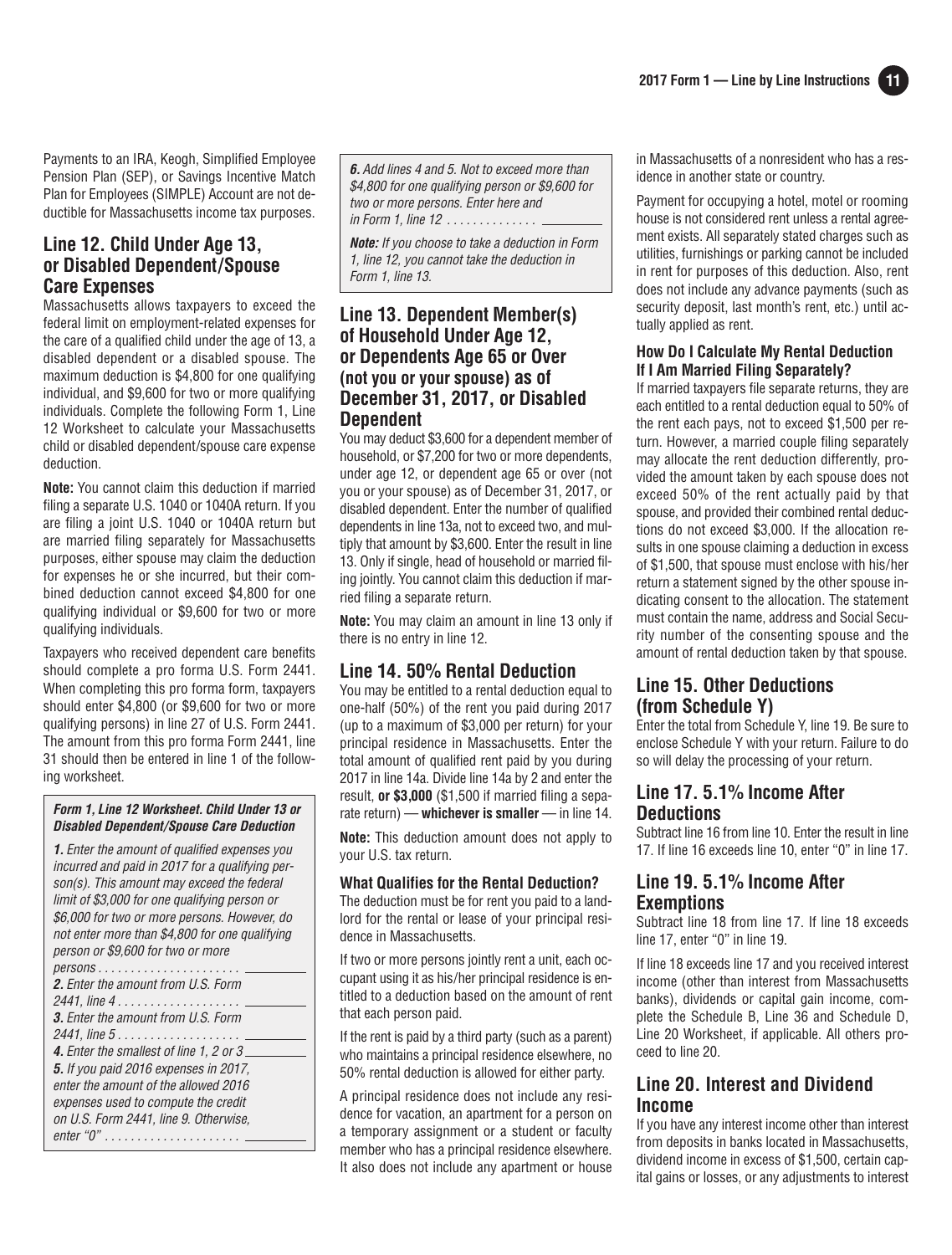Payments to an IRA, Keogh, Simplified Employee Pension Plan (SEP), or Savings Incentive Match Plan for Employees (SIMPLE) Account are not deductible for Massachusetts income tax purposes.

## Line 12. Child Under Age 13, or Disabled Dependent/Spouse Care Expenses

Massachusetts allows taxpayers to exceed the federal limit on employment-related expenses for the care of a qualified child under the age of 13, a disabled dependent or a disabled spouse. The maximum deduction is $4,800 for one qualifying individual, and $9,600 for two or more qualifying individuals. Complete the following Form 1, Line 12 Worksheet to calculate your Massachusetts child or disabled dependent/spouse care expense deduction.

**Note:** You cannot claim this deduction if married filing a separate U.S. 1040 or 1040A return. If you are filing a joint U.S. 1040 or 1040A return but are married filing separately for Massachusetts purposes, either spouse may claim the deduction for expenses he or she incurred, but their combined deduction cannot exceed $4,800 for one qualifying individual or $9,600 for two or more qualifying individuals.

Taxpayers who received dependent care benefits should complete a pro forma U.S. Form 2441. When completing this pro forma form, taxpayers should enter $4,800 (or $9,600 for two or more qualifying persons) in line 27 of U.S. Form 2441. The amount from this pro forma Form 2441, line 31 should then be entered in line 1 of the following worksheet.

***Form 1, Line 12 Worksheet. Child Under 13 or Disabled Dependent/Spouse Care Deduction***

***1.*** *Enter the amount of qualified expenses you incurred and paid in 2017 for a qualifying person(s). This amount may exceed the federal limit of $3,000 for one qualifying person or $6,000 for two or more persons. However, do not enter more than $4,800 for one qualifying person or $9,600 for two or more persons* . . . . . . . . . . . . . . . . . . . . . . \_\_\_\_\_\_\_\_

***2.*** *Enter the amount from U.S. Form 2441, line 4* . . . . . . . . . . . . . . . . . . \_\_\_\_\_\_\_\_

***3.*** *Enter the amount from U.S. Form 2441, line 5* . . . . . . . . . . . . . . . . . . \_\_\_\_\_\_\_\_

***4.*** *Enter the smallest of line 1, 2 or 3* \_\_\_\_\_\_\_\_

***5.*** *If you paid 2016 expenses in 2017, enter the amount of the allowed 2016 expenses used to compute the credit on U.S. Form 2441, line 9. Otherwise, enter "0"* . . . . . . . . . . . . . . . . . . . . \_\_\_\_\_\_\_\_

***6.*** *Add lines 4 and 5. Not to exceed more than $4,800 for one qualifying person or $9,600 for two or more persons. Enter here and in Form 1, line 12* . . . . . . . . . . . . . . \_\_\_\_\_\_\_\_

***Note:*** *If you choose to take a deduction in Form 1, line 12, you cannot take the deduction in Form 1, line 13.*

## Line 13. Dependent Member(s) of Household Under Age 12, or Dependents Age 65 or Over (not you or your spouse) as of December 31, 2017, or Disabled Dependent

You may deduct $3,600 for a dependent member of household, or $7,200 for two or more dependents, under age 12, or dependent age 65 or over (not you or your spouse) as of December 31, 2017, or disabled dependent. Enter the number of qualified dependents in line 13a, not to exceed two, and multiply that amount by $3,600. Enter the result in line 13. Only if single, head of household or married filing jointly. You cannot claim this deduction if married filing a separate return.

**Note:** You may claim an amount in line 13 only if there is no entry in line 12.

## Line 14. 50% Rental Deduction

You may be entitled to a rental deduction equal to one-half (50%) of the rent you paid during 2017 (up to a maximum of $3,000 per return) for your principal residence in Massachusetts. Enter the total amount of qualified rent paid by you during 2017 in line 14a. Divide line 14a by 2 and enter the result, **or $3,000** ($1,500 if married filing a separate return) — **whichever is smaller** — in line 14.

**Note:** This deduction amount does not apply to your U.S. tax return.

### What Qualifies for the Rental Deduction?

The deduction must be for rent you paid to a landlord for the rental or lease of your principal residence in Massachusetts.

If two or more persons jointly rent a unit, each occupant using it as his/her principal residence is entitled to a deduction based on the amount of rent that each person paid.

If the rent is paid by a third party (such as a parent) who maintains a principal residence elsewhere, no 50% rental deduction is allowed for either party.

A principal residence does not include any residence for vacation, an apartment for a person on a temporary assignment or a student or faculty member who has a principal residence elsewhere. It also does not include any apartment or house in Massachusetts of a nonresident who has a residence in another state or country.

Payment for occupying a hotel, motel or rooming house is not considered rent unless a rental agreement exists. All separately stated charges such as utilities, furnishings or parking cannot be included in rent for purposes of this deduction. Also, rent does not include any advance payments (such as security deposit, last month's rent, etc.) until actually applied as rent.

### How Do I Calculate My Rental Deduction If I Am Married Filing Separately?

If married taxpayers file separate returns, they are each entitled to a rental deduction equal to 50% of the rent each pays, not to exceed $1,500 per return. However, a married couple filing separately may allocate the rent deduction differently, provided the amount taken by each spouse does not exceed 50% of the rent actually paid by that spouse, and provided their combined rental deductions do not exceed $3,000. If the allocation results in one spouse claiming a deduction in excess of $1,500, that spouse must enclose with his/her return a statement signed by the other spouse indicating consent to the allocation. The statement must contain the name, address and Social Security number of the consenting spouse and the amount of rental deduction taken by that spouse.

## Line 15. Other Deductions (from Schedule Y)

Enter the total from Schedule Y, line 19. Be sure to enclose Schedule Y with your return. Failure to do so will delay the processing of your return.

## Line 17. 5.1% Income After Deductions

Subtract line 16 from line 10. Enter the result in line 17. If line 16 exceeds line 10, enter "0" in line 17.

## Line 19. 5.1% Income After Exemptions

Subtract line 18 from line 17. If line 18 exceeds line 17, enter "0" in line 19.

If line 18 exceeds line 17 and you received interest income (other than interest from Massachusetts banks), dividends or capital gain income, complete the Schedule B, Line 36 and Schedule D, Line 20 Worksheet, if applicable. All others proceed to line 20.

## Line 20. Interest and Dividend Income

If you have any interest income other than interest from deposits in banks located in Massachusetts, dividend income in excess of $1,500, certain capital gains or losses, or any adjustments to interest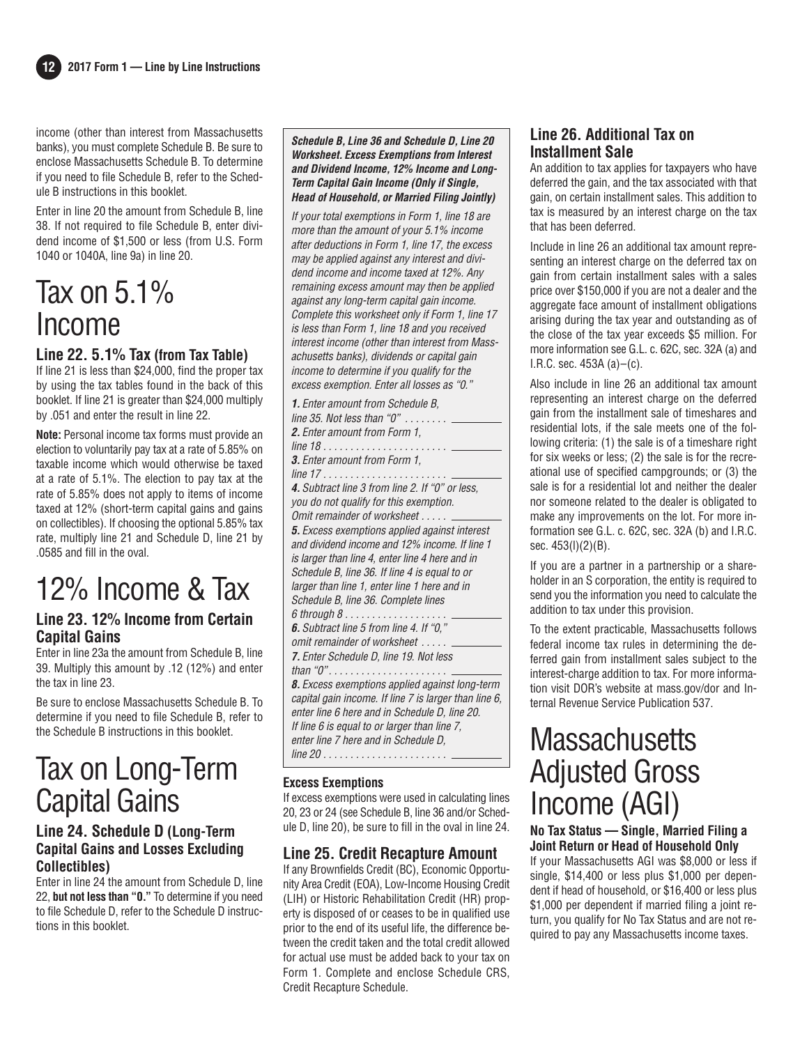income (other than interest from Massachusetts banks), you must complete Schedule B. Be sure to enclose Massachusetts Schedule B. To determine if you need to file Schedule B, refer to the Schedule B instructions in this booklet.

Enter in line 20 the amount from Schedule B, line 38. If not required to file Schedule B, enter dividend income of $1,500 or less (from U.S. Form 1040 or 1040A, line 9a) in line 20.

# Tax on 5.1% Income

### Line 22. 5.1% Tax (from Tax Table)

If line 21 is less than $24,000, find the proper tax by using the tax tables found in the back of this booklet. If line 21 is greater than $24,000 multiply by .051 and enter the result in line 22.

**Note:** Personal income tax forms must provide an election to voluntarily pay tax at a rate of 5.85% on taxable income which would otherwise be taxed at a rate of 5.1%. The election to pay tax at the rate of 5.85% does not apply to items of income taxed at 12% (short-term capital gains and gains on collectibles). If choosing the optional 5.85% tax rate, multiply line 21 and Schedule D, line 21 by .0585 and fill in the oval.

# 12% Income & Tax

### Line 23. 12% Income from Certain Capital Gains

Enter in line 23a the amount from Schedule B, line 39. Multiply this amount by .12 (12%) and enter the tax in line 23.

Be sure to enclose Massachusetts Schedule B. To determine if you need to file Schedule B, refer to the Schedule B instructions in this booklet.

# Tax on Long-Term Capital Gains

### Line 24. Schedule D (Long-Term Capital Gains and Losses Excluding Collectibles)

Enter in line 24 the amount from Schedule D, line 22, **but not less than "0."** To determine if you need to file Schedule D, refer to the Schedule D instructions in this booklet.

***Schedule B, Line 36 and Schedule D, Line 20 Worksheet. Excess Exemptions from Interest and Dividend Income, 12% Income and Long-Term Capital Gain Income (Only if Single, Head of Household, or Married Filing Jointly)***

*If your total exemptions in Form 1, line 18 are more than the amount of your 5.1% income after deductions in Form 1, line 17, the excess may be applied against any interest and dividend income and income taxed at 12%. Any remaining excess amount may then be applied against any long-term capital gain income. Complete this worksheet only if Form 1, line 17 is less than Form 1, line 18 and you received interest income (other than interest from Massachusetts banks), dividends or capital gain income to determine if you qualify for the excess exemption. Enter all losses as "0."*

***1.*** *Enter amount from Schedule B, line 35. Not less than "0"* . . . . . . . . \_\_\_\_\_\_\_\_

***2.*** *Enter amount from Form 1, line 18* . . . . . . . . . . . . . . . . . . . . . . . \_\_\_\_\_\_\_\_

***3.*** *Enter amount from Form 1, line 17* . . . . . . . . . . . . . . . . . . . . . . . \_\_\_\_\_\_\_\_

***4.*** *Subtract line 3 from line 2. If "0" or less, you do not qualify for this exemption. Omit remainder of worksheet* . . . . . \_\_\_\_\_\_\_\_

***5.*** *Excess exemptions applied against interest and dividend income and 12% income. If line 1 is larger than line 4, enter line 4 here and in Schedule B, line 36. If line 4 is equal to or larger than line 1, enter line 1 here and in Schedule B, line 36. Complete lines 6 through 8* . . . . . . . . . . . . . . . . . . \_\_\_\_\_\_\_\_

***6.*** *Subtract line 5 from line 4. If "0," omit remainder of worksheet* . . . . . \_\_\_\_\_\_\_\_

***7.*** *Enter Schedule D, line 19. Not less than "0"* . . . . . . . . . . . . . . . . . . . . . \_\_\_\_\_\_\_\_

***8.*** *Excess exemptions applied against long-term capital gain income. If line 7 is larger than line 6, enter line 6 here and in Schedule D, line 20. If line 6 is equal to or larger than line 7, enter line 7 here and in Schedule D, line 20* . . . . . . . . . . . . . . . . . . . . . . . \_\_\_\_\_\_\_\_

**Excess Exemptions**

If excess exemptions were used in calculating lines 20, 23 or 24 (see Schedule B, line 36 and/or Schedule D, line 20), be sure to fill in the oval in line 24.

### Line 25. Credit Recapture Amount

If any Brownfields Credit (BC), Economic Opportunity Area Credit (EOA), Low-Income Housing Credit (LIH) or Historic Rehabilitation Credit (HR) property is disposed of or ceases to be in qualified use prior to the end of its useful life, the difference between the credit taken and the total credit allowed for actual use must be added back to your tax on Form 1. Complete and enclose Schedule CRS, Credit Recapture Schedule.

### Line 26. Additional Tax on Installment Sale

An addition to tax applies for taxpayers who have deferred the gain, and the tax associated with that gain, on certain installment sales. This addition to tax is measured by an interest charge on the tax that has been deferred.

Include in line 26 an additional tax amount representing an interest charge on the deferred tax on gain from certain installment sales with a sales price over $150,000 if you are not a dealer and the aggregate face amount of installment obligations arising during the tax year and outstanding as of the close of the tax year exceeds $5 million. For more information see G.L. c. 62C, sec. 32A (a) and I.R.C. sec. 453A (a)–(c).

Also include in line 26 an additional tax amount representing an interest charge on the deferred gain from the installment sale of timeshares and residential lots, if the sale meets one of the following criteria: (1) the sale is of a timeshare right for six weeks or less; (2) the sale is for the recreational use of specified campgrounds; or (3) the sale is for a residential lot and neither the dealer nor someone related to the dealer is obligated to make any improvements on the lot. For more information see G.L. c. 62C, sec. 32A (b) and I.R.C. sec. 453(l)(2)(B).

If you are a partner in a partnership or a shareholder in an S corporation, the entity is required to send you the information you need to calculate the addition to tax under this provision.

To the extent practicable, Massachusetts follows federal income tax rules in determining the deferred gain from installment sales subject to the interest-charge addition to tax. For more information visit DOR's website at mass.gov/dor and Internal Revenue Service Publication 537.

# Massachusetts Adjusted Gross Income (AGI)

**No Tax Status — Single, Married Filing a Joint Return or Head of Household Only**

If your Massachusetts AGI was $8,000 or less if single, $14,400 or less plus $1,000 per dependent if head of household, or $16,400 or less plus $1,000 per dependent if married filing a joint return, you qualify for No Tax Status and are not required to pay any Massachusetts income taxes.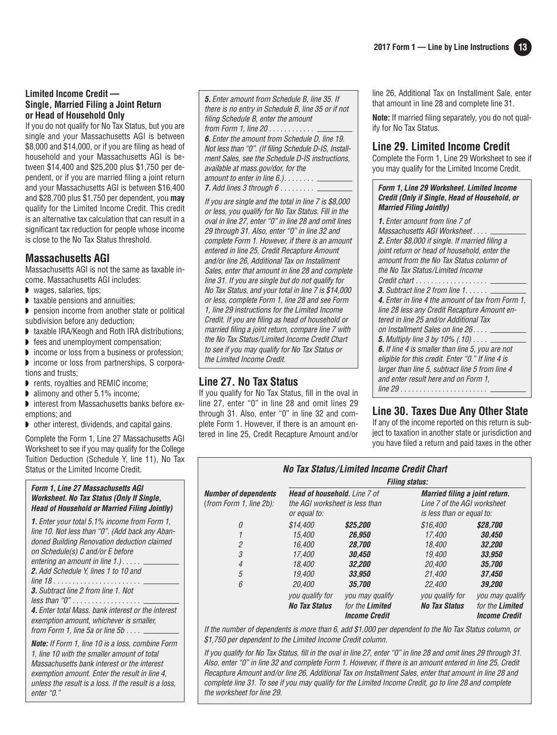### Limited Income Credit — Single, Married Filing a Joint Return or Head of Household Only

If you do not qualify for No Tax Status, but you are single and your Massachusetts AGI is between \$8,000 and \$14,000, or if you are filing as head of household and your Massachusetts AGI is between \$14,400 and \$25,200 plus \$1,750 per dependent, or if you are married filing a joint return and your Massachusetts AGI is between \$16,400 and \$28,700 plus \$1,750 per dependent, you **may** qualify for the Limited Income Credit. This credit is an alternative tax calculation that can result in a significant tax reduction for people whose income is close to the No Tax Status threshold.

## Massachusetts AGI

Massachusetts AGI is not the same as taxable income. Massachusetts AGI includes:

- wages, salaries, tips;
- taxable pensions and annuities;
- pension income from another state or political subdivision before any deduction;
- taxable IRA/Keogh and Roth IRA distributions;
- fees and unemployment compensation;
- income or loss from a business or profession;
- income or loss from partnerships, S corporations and trusts;
- rents, royalties and REMIC income;
- alimony and other 5.1% income;
- interest from Massachusetts banks before exemptions; and
- other interest, dividends, and capital gains.

Complete the Form 1, Line 27 Massachusetts AGI Worksheet to see if you may qualify for the College Tuition Deduction (Schedule Y, line 11), No Tax Status or the Limited Income Credit.

***Form 1, Line 27 Massachusetts AGI Worksheet. No Tax Status (Only If Single, Head of Household or Married Filing Jointly)***

*__1.__ Enter your total 5.1% income from Form 1, line 10. Not less than "0". (Add back any Abandoned Building Renovation deduction claimed on Schedule(s) C and/or E before entering an amount in line 1.) . . . . . \_\_\_\_\_\_\_\_*

*__2.__ Add Schedule Y, lines 1 to 10 and line 18 . . . . . . . . . . . . . . . . . . . . . . \_\_\_\_\_\_\_\_*

*__3.__ Subtract line 2 from line 1. Not less than "0" . . . . . . . . . . . . . . . . . \_\_\_\_\_\_\_\_*

*__4.__ Enter total Mass. bank interest or the interest exemption amount, whichever is smaller, from Form 1, line 5a or line 5b . . . . \_\_\_\_\_\_\_\_*

***Note:** If Form 1, line 10 is a loss, combine Form 1, line 10 with the smaller amount of total Massachusetts bank interest or the interest exemption amount. Enter the result in line 4, unless the result is a loss. If the result is a loss, enter "0."*

*__5.__ Enter amount from Schedule B, line 35. If there is no entry in Schedule B, line 35 or if not filing Schedule B, enter the amount from Form 1, line 20 . . . . . . . . . . . . \_\_\_\_\_\_\_\_*

*__6.__ Enter the amount from Schedule D, line 19. Not less than "0". (If filing Schedule D-IS, Installment Sales, see the Schedule D-IS instructions, available at mass.gov/dor, for the amount to enter in line 6.). . . . . . . . \_\_\_\_\_\_\_\_*

*__7.__ Add lines 3 through 6 . . . . . . . . . \_\_\_\_\_\_\_\_*

*If you are single and the total in line 7 is \$8,000 or less, you qualify for No Tax Status. Fill in the oval in line 27, enter "0" in line 28 and omit lines 29 through 31. Also, enter "0" in line 32 and complete Form 1. However, if there is an amount entered in line 25, Credit Recapture Amount and/or line 26, Additional Tax on Installment Sales, enter that amount in line 28 and complete line 31. If you are single but do not qualify for No Tax Status, and your total in line 7 is \$14,000 or less, complete Form 1, line 28 and see Form 1, line 29 instructions for the Limited Income Credit. If you are filing as head of household or married filing a joint return, compare line 7 with the No Tax Status/Limited Income Credit Chart to see if you may qualify for No Tax Status or the Limited Income Credit.*

## Line 27. No Tax Status

If you qualify for No Tax Status, fill in the oval in line 27, enter "0" in line 28 and omit lines 29 through 31. Also, enter "0" in line 32 and complete Form 1. However, if there is an amount entered in line 25, Credit Recapture Amount and/or line 26, Additional Tax on Installment Sale, enter that amount in line 28 and complete line 31.

**Note:** If married filing separately, you do not qualify for No Tax Status.

## Line 29. Limited Income Credit

Complete the Form 1, Line 29 Worksheet to see if you may qualify for the Limited Income Credit.

***Form 1, Line 29 Worksheet. Limited Income Credit (Only if Single, Head of Household, or Married Filing Jointly)***

*__1.__ Enter amount from line 7 of Massachusetts AGI Worksheet . . . . \_\_\_\_\_\_\_\_*

*__2.__ Enter \$8,000 if single. If married filing a joint return or head of household, enter the amount from the No Tax Status column of the No Tax Status/Limited Income Credit chart . . . . . . . . . . . . . . . . . . \_\_\_\_\_\_\_\_*

*__3.__ Subtract line 2 from line 1. . . . . . \_\_\_\_\_\_\_\_*

*__4.__ Enter in line 4 the amount of tax from Form 1, line 28 less any Credit Recapture Amount entered in line 25 and/or Additional Tax on Installment Sales on line 26 . . . . \_\_\_\_\_\_\_\_*

*__5.__ Multiply line 3 by 10% (.10) . . . . \_\_\_\_\_\_\_\_*

*__6.__ If line 4 is smaller than line 5, you are not eligible for this credit. Enter "0." If line 4 is larger than line 5, subtract line 5 from line 4 and enter result here and on Form 1, line 29 . . . . . . . . . . . . . . . . . . . . . . . \_\_\_\_\_\_\_\_*

## Line 30. Taxes Due Any Other State

If any of the income reported on this return is subject to taxation in another state or jurisdiction and you have filed a return and paid taxes in the other

***No Tax Status/Limited Income Credit Chart***

| Number of dependents (from Form 1, line 2b): | Head of household. Line 7 of the AGI worksheet is less than or equal to: | | Married filing a joint return. Line 7 of the AGI worksheet is less than or equal to: | |
|---|---|---|---|---|
| 0 | \$14,400 | **\$25,200** | \$16,400 | **\$28,700** |
| 1 | 15,400 | **26,950** | 17,400 | **30,450** |
| 2 | 16,400 | **28,700** | 18,400 | **32,200** |
| 3 | 17,400 | **30,450** | 19,400 | **33,950** |
| 4 | 18,400 | **32,200** | 20,400 | **35,700** |
| 5 | 19,400 | **33,950** | 21,400 | **37,450** |
| 6 | 20,400 | **35,700** | 22,400 | **39,200** |
| | you qualify for **No Tax Status** | you may qualify for the **Limited Income Credit** | you qualify for **No Tax Status** | you may qualify for the **Limited Income Credit** |

*If the number of dependents is more than 6, add \$1,000 per dependent to the No Tax Status column, or \$1,750 per dependent to the Limited Income Credit column.*

*If you qualify for No Tax Status, fill in the oval in line 27, enter "0" in line 28 and omit lines 29 through 31. Also, enter "0" in line 32 and complete Form 1. However, if there is an amount entered in line 25, Credit Recapture Amount and/or line 26, Additional Tax on Installment Sales, enter that amount in line 28 and complete line 31. To see if you may qualify for the Limited Income Credit, go to line 28 and complete the worksheet for line 29.*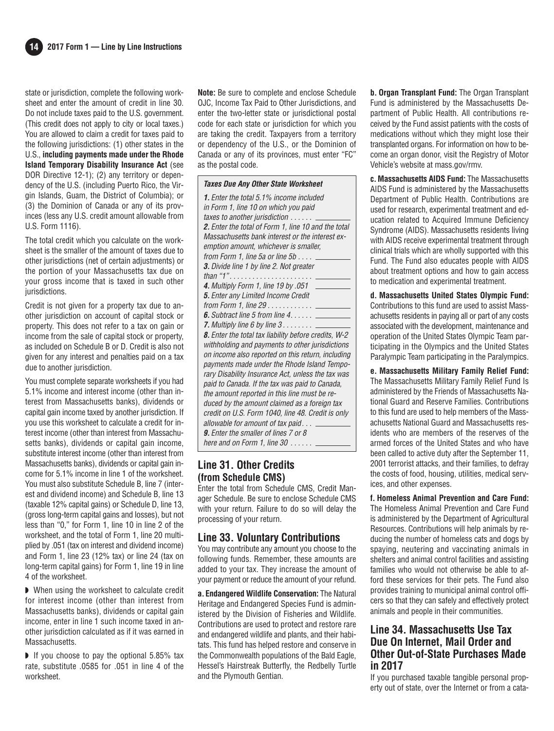state or jurisdiction, complete the following worksheet and enter the amount of credit in line 30. Do not include taxes paid to the U.S. government. (This credit does not apply to city or local taxes.) You are allowed to claim a credit for taxes paid to the following jurisdictions: (1) other states in the U.S., **including payments made under the Rhode Island Temporary Disability Insurance Act** (see DOR Directive 12-1); (2) any territory or dependency of the U.S. (including Puerto Rico, the Virgin Islands, Guam, the District of Columbia); or (3) the Dominion of Canada or any of its provinces (less any U.S. credit amount allowable from U.S. Form 1116).

The total credit which you calculate on the worksheet is the smaller of the amount of taxes due to other jurisdictions (net of certain adjustments) or the portion of your Massachusetts tax due on your gross income that is taxed in such other jurisdictions.

Credit is not given for a property tax due to another jurisdiction on account of capital stock or property. This does not refer to a tax on gain or income from the sale of capital stock or property, as included on Schedule B or D. Credit is also not given for any interest and penalties paid on a tax due to another jurisdiction.

You must complete separate worksheets if you had 5.1% income and interest income (other than interest from Massachusetts banks), dividends or capital gain income taxed by another jurisdiction. If you use this worksheet to calculate a credit for interest income (other than interest from Massachusetts banks), dividends or capital gain income, substitute interest income (other than interest from Massachusetts banks), dividends or capital gain income for 5.1% income in line 1 of the worksheet. You must also substitute Schedule B, line 7 (interest and dividend income) and Schedule B, line 13 (taxable 12% capital gains) or Schedule D, line 13, (gross long-term capital gains and losses), but not less than "0," for Form 1, line 10 in line 2 of the worksheet, and the total of Form 1, line 20 multiplied by .051 (tax on interest and dividend income) and Form 1, line 23 (12% tax) or line 24 (tax on long-term capital gains) for Form 1, line 19 in line 4 of the worksheet.

◗ When using the worksheet to calculate credit for interest income (other than interest from Massachusetts banks), dividends or capital gain income, enter in line 1 such income taxed in another jurisdiction calculated as if it was earned in Massachusetts.

◗ If you choose to pay the optional 5.85% tax rate, substitute .0585 for .051 in line 4 of the worksheet.

**Note:** Be sure to complete and enclose Schedule OJC, Income Tax Paid to Other Jurisdictions, and enter the two-letter state or jurisdictional postal code for each state or jurisdiction for which you are taking the credit. Taxpayers from a territory or dependency of the U.S., or the Dominion of Canada or any of its provinces, must enter "FC" as the postal code.

***Taxes Due Any Other State Worksheet***

*__1.__ Enter the total 5.1% income included in Form 1, line 10 on which you paid taxes to another jurisdiction . . . . . . ________*

*__2.__ Enter the total of Form 1, line 10 and the total Massachusetts bank interest or the interest exemption amount, whichever is smaller, from Form 1, line 5a or line 5b . . . . ________*

*__3.__ Divide line 1 by line 2. Not greater than "1" . . . . . . . . . . . . . . . . . . . . . . ________*

*__4.__ Multiply Form 1, line 19 by .051 ________*

*__5.__ Enter any Limited Income Credit from Form 1, line 29 . . . . . . . . . . . . ________*

*__6.__ Subtract line 5 from line 4. . . . . . ________*

*__7.__ Multiply line 6 by line 3 . . . . . . . . ________*

*__8.__ Enter the total tax liability before credits, W-2 withholding and payments to other jurisdictions on income also reported on this return, including payments made under the Rhode Island Temporary Disability Insurance Act, unless the tax was paid to Canada. If the tax was paid to Canada, the amount reported in this line must be reduced by the amount claimed as a foreign tax credit on U.S. Form 1040, line 48. Credit is only allowable for amount of tax paid . . . ________*

*__9.__ Enter the smaller of lines 7 or 8 here and on Form 1, line 30 . . . . . . ________*

## Line 31. Other Credits (from Schedule CMS)

Enter the total from Schedule CMS, Credit Manager Schedule. Be sure to enclose Schedule CMS with your return. Failure to do so will delay the processing of your return.

## Line 33. Voluntary Contributions

You may contribute any amount you choose to the following funds. Remember, these amounts are added to your tax. They increase the amount of your payment or reduce the amount of your refund.

**a. Endangered Wildlife Conservation:** The Natural Heritage and Endangered Species Fund is administered by the Division of Fisheries and Wildlife. Contributions are used to protect and restore rare and endangered wildlife and plants, and their habitats. This fund has helped restore and conserve in the Commonwealth populations of the Bald Eagle, Hessel's Hairstreak Butterfly, the Redbelly Turtle and the Plymouth Gentian.

**b. Organ Transplant Fund:** The Organ Transplant Fund is administered by the Massachusetts Department of Public Health. All contributions received by the Fund assist patients with the costs of medications without which they might lose their transplanted organs. For information on how to become an organ donor, visit the Registry of Motor Vehicle's website at mass.gov/rmv.

**c. Massachusetts AIDS Fund:** The Massachusetts AIDS Fund is administered by the Massachusetts Department of Public Health. Contributions are used for research, experimental treatment and education related to Acquired Immune Deficiency Syndrome (AIDS). Massachusetts residents living with AIDS receive experimental treatment through clinical trials which are wholly supported with this Fund. The Fund also educates people with AIDS about treatment options and how to gain access to medication and experimental treatment.

**d. Massachusetts United States Olympic Fund:** Contributions to this fund are used to assist Massachusetts residents in paying all or part of any costs associated with the development, maintenance and operation of the United States Olympic Team participating in the Olympics and the United States Paralympic Team participating in the Paralympics.

**e. Massachusetts Military Family Relief Fund:** The Massachusetts Military Family Relief Fund Is administered by the Friends of Massachusetts National Guard and Reserve Families. Contributions to this fund are used to help members of the Massachusetts National Guard and Massachusetts residents who are members of the reserves of the armed forces of the United States and who have been called to active duty after the September 11, 2001 terrorist attacks, and their families, to defray the costs of food, housing, utilities, medical services, and other expenses.

**f. Homeless Animal Prevention and Care Fund:** The Homeless Animal Prevention and Care Fund is administered by the Department of Agricultural Resources. Contributions will help animals by reducing the number of homeless cats and dogs by spaying, neutering and vaccinating animals in shelters and animal control facilities and assisting families who would not otherwise be able to afford these services for their pets. The Fund also provides training to municipal animal control officers so that they can safely and effectively protect animals and people in their communities.

## Line 34. Massachusetts Use Tax Due On Internet, Mail Order and Other Out-of-State Purchases Made in 2017

If you purchased taxable tangible personal property out of state, over the Internet or from a cata-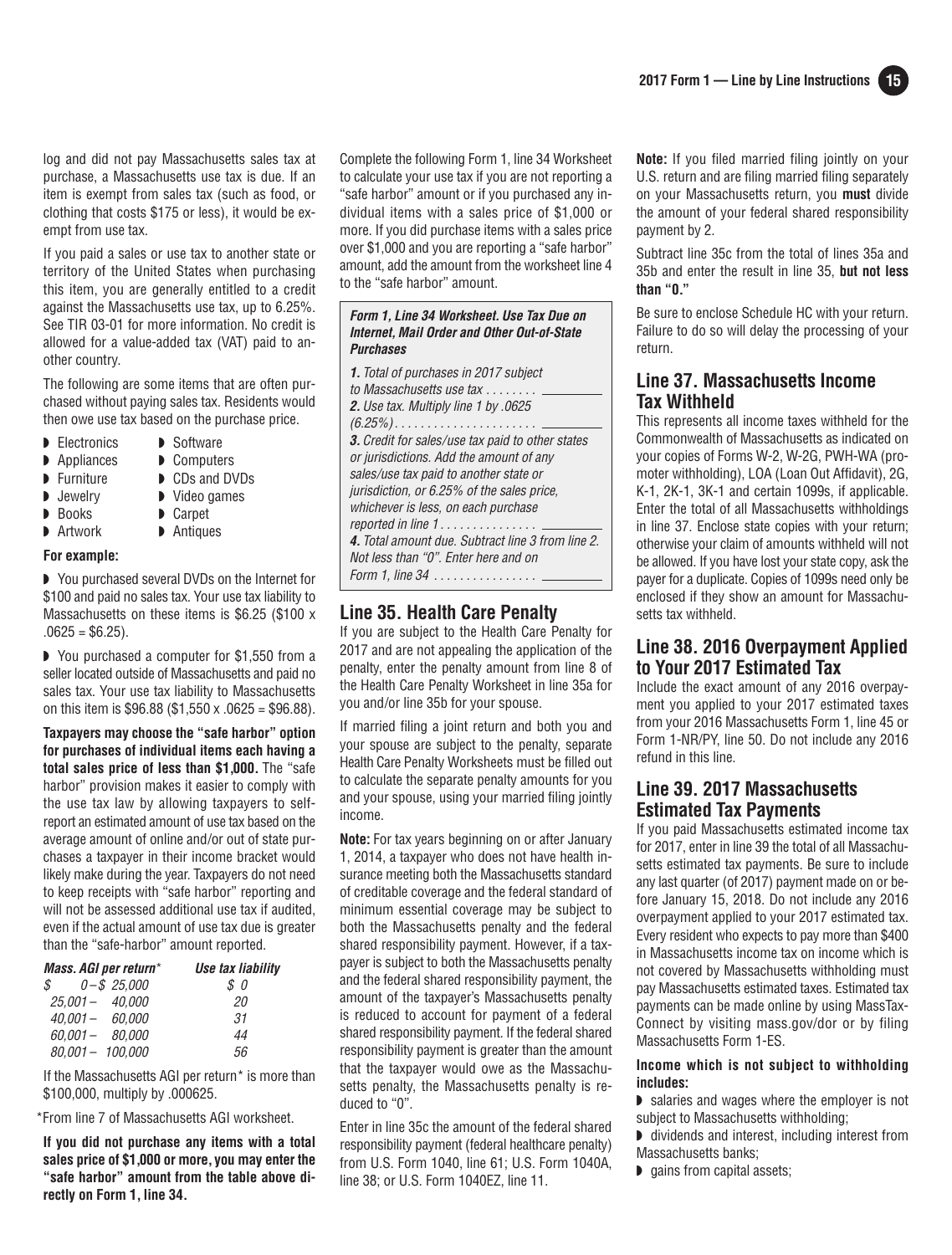log and did not pay Massachusetts sales tax at purchase, a Massachusetts use tax is due. If an item is exempt from sales tax (such as food, or clothing that costs $175 or less), it would be exempt from use tax.

If you paid a sales or use tax to another state or territory of the United States when purchasing this item, you are generally entitled to a credit against the Massachusetts use tax, up to 6.25%. See TIR 03-01 for more information. No credit is allowed for a value-added tax (VAT) paid to another country.

The following are some items that are often purchased without paying sales tax. Residents would then owe use tax based on the purchase price.

- Electronics
- Appliances
- Furniture
- Jewelry
- Books
- Artwork
- Software
- Computers
- CDs and DVDs
- Video games
- Carpet
- Antiques

**For example:**

- You purchased several DVDs on the Internet for $100 and paid no sales tax. Your use tax liability to Massachusetts on these items is $6.25 ($100 x .0625 = $6.25).
- You purchased a computer for $1,550 from a seller located outside of Massachusetts and paid no sales tax. Your use tax liability to Massachusetts on this item is $96.88 ($1,550 x .0625 = $96.88).

**Taxpayers may choose the "safe harbor" option for purchases of individual items each having a total sales price of less than $1,000.** The "safe harbor" provision makes it easier to comply with the use tax law by allowing taxpayers to self-report an estimated amount of use tax based on the average amount of online and/or out of state purchases a taxpayer in their income bracket would likely make during the year. Taxpayers do not need to keep receipts with "safe harbor" reporting and will not be assessed additional use tax if audited, even if the actual amount of use tax due is greater than the "safe-harbor" amount reported.

| *Mass. AGI per return\** | *Use tax liability* |
|---|---|
| *$ 0 – $ 25,000* | *$ 0* |
| *25,001 – 40,000* | *20* |
| *40,001 – 60,000* | *31* |
| *60,001 – 80,000* | *44* |
| *80,001 – 100,000* | *56* |

If the Massachusetts AGI per return\* is more than $100,000, multiply by .000625.

\*From line 7 of Massachusetts AGI worksheet.

**If you did not purchase any items with a total sales price of $1,000 or more, you may enter the "safe harbor" amount from the table above directly on Form 1, line 34.**

Complete the following Form 1, line 34 Worksheet to calculate your use tax if you are not reporting a "safe harbor" amount or if you purchased any individual items with a sales price of $1,000 or more. If you did purchase items with a sales price over $1,000 and you are reporting a "safe harbor" amount, add the amount from the worksheet line 4 to the "safe harbor" amount.

***Form 1, Line 34 Worksheet. Use Tax Due on Internet, Mail Order and Other Out-of-State Purchases***

***1.*** *Total of purchases in 2017 subject to Massachusetts use tax* . . . . . . . . ________

***2.*** *Use tax. Multiply line 1 by .0625 (6.25%)* . . . . . . . . . . . . . . . . . . . . . . ________

***3.*** *Credit for sales/use tax paid to other states or jurisdictions. Add the amount of any sales/use tax paid to another state or jurisdiction, or 6.25% of the sales price, whichever is less, on each purchase reported in line 1* . . . . . . . . . . . . . . . ________

***4.*** *Total amount due. Subtract line 3 from line 2. Not less than "0". Enter here and on Form 1, line 34* . . . . . . . . . . . . . . . . ________

## Line 35. Health Care Penalty

If you are subject to the Health Care Penalty for 2017 and are not appealing the application of the penalty, enter the penalty amount from line 8 of the Health Care Penalty Worksheet in line 35a for you and/or line 35b for your spouse.

If married filing a joint return and both you and your spouse are subject to the penalty, separate Health Care Penalty Worksheets must be filled out to calculate the separate penalty amounts for you and your spouse, using your married filing jointly income.

**Note:** For tax years beginning on or after January 1, 2014, a taxpayer who does not have health insurance meeting both the Massachusetts standard of creditable coverage and the federal standard of minimum essential coverage may be subject to both the Massachusetts penalty and the federal shared responsibility payment. However, if a taxpayer is subject to both the Massachusetts penalty and the federal shared responsibility payment, the amount of the taxpayer's Massachusetts penalty is reduced to account for payment of a federal shared responsibility payment. If the federal shared responsibility payment is greater than the amount that the taxpayer would owe as the Massachusetts penalty, the Massachusetts penalty is reduced to "0".

Enter in line 35c the amount of the federal shared responsibility payment (federal healthcare penalty) from U.S. Form 1040, line 61; U.S. Form 1040A, line 38; or U.S. Form 1040EZ, line 11.

**Note:** If you filed married filing jointly on your U.S. return and are filing married filing separately on your Massachusetts return, you **must** divide the amount of your federal shared responsibility payment by 2.

Subtract line 35c from the total of lines 35a and 35b and enter the result in line 35, **but not less than "0."**

Be sure to enclose Schedule HC with your return. Failure to do so will delay the processing of your return.

## Line 37. Massachusetts Income Tax Withheld

This represents all income taxes withheld for the Commonwealth of Massachusetts as indicated on your copies of Forms W-2, W-2G, PWH-WA (promoter withholding), LOA (Loan Out Affidavit), 2G, K-1, 2K-1, 3K-1 and certain 1099s, if applicable. Enter the total of all Massachusetts withholdings in line 37. Enclose state copies with your return; otherwise your claim of amounts withheld will not be allowed. If you have lost your state copy, ask the payer for a duplicate. Copies of 1099s need only be enclosed if they show an amount for Massachusetts tax withheld.

## Line 38. 2016 Overpayment Applied to Your 2017 Estimated Tax

Include the exact amount of any 2016 overpayment you applied to your 2017 estimated taxes from your 2016 Massachusetts Form 1, line 45 or Form 1-NR/PY, line 50. Do not include any 2016 refund in this line.

## Line 39. 2017 Massachusetts Estimated Tax Payments

If you paid Massachusetts estimated income tax for 2017, enter in line 39 the total of all Massachusetts estimated tax payments. Be sure to include any last quarter (of 2017) payment made on or before January 15, 2018. Do not include any 2016 overpayment applied to your 2017 estimated tax. Every resident who expects to pay more than $400 in Massachusetts income tax on income which is not covered by Massachusetts withholding must pay Massachusetts estimated taxes. Estimated tax payments can be made online by using MassTaxConnect by visiting mass.gov/dor or by filing Massachusetts Form 1-ES.

**Income which is not subject to withholding includes:**

- salaries and wages where the employer is not subject to Massachusetts withholding;
- dividends and interest, including interest from Massachusetts banks;
- gains from capital assets;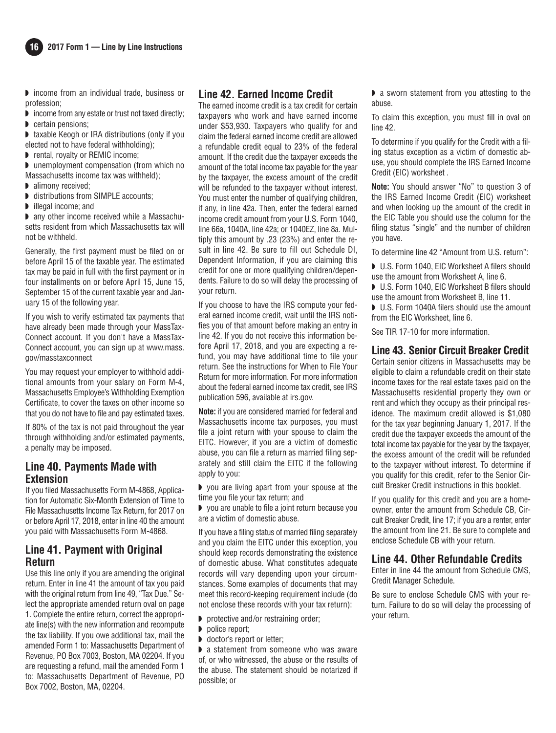- income from an individual trade, business or profession;
- income from any estate or trust not taxed directly;
- certain pensions;
- taxable Keogh or IRA distributions (only if you elected not to have federal withholding);
- rental, royalty or REMIC income;
- unemployment compensation (from which no Massachusetts income tax was withheld);
- alimony received;
- distributions from SIMPLE accounts;
- illegal income; and
- any other income received while a Massachusetts resident from which Massachusetts tax will not be withheld.

Generally, the first payment must be filed on or before April 15 of the taxable year. The estimated tax may be paid in full with the first payment or in four installments on or before April 15, June 15, September 15 of the current taxable year and January 15 of the following year.

If you wish to verify estimated tax payments that have already been made through your MassTaxConnect account. If you don't have a MassTaxConnect account, you can sign up at www.mass.gov/masstaxconnect

You may request your employer to withhold additional amounts from your salary on Form M-4, Massachusetts Employee's Withholding Exemption Certificate, to cover the taxes on other income so that you do not have to file and pay estimated taxes.

If 80% of the tax is not paid throughout the year through withholding and/or estimated payments, a penalty may be imposed.

## Line 40. Payments Made with Extension

If you filed Massachusetts Form M-4868, Application for Automatic Six-Month Extension of Time to File Massachusetts Income Tax Return, for 2017 on or before April 17, 2018, enter in line 40 the amount you paid with Massachusetts Form M-4868.

## Line 41. Payment with Original Return

Use this line only if you are amending the original return. Enter in line 41 the amount of tax you paid with the original return from line 49, "Tax Due." Select the appropriate amended return oval on page 1. Complete the entire return, correct the appropriate line(s) with the new information and recompute the tax liability. If you owe additional tax, mail the amended Form 1 to: Massachusetts Department of Revenue, PO Box 7003, Boston, MA 02204. If you are requesting a refund, mail the amended Form 1 to: Massachusetts Department of Revenue, PO Box 7002, Boston, MA, 02204.

## Line 42. Earned Income Credit

The earned income credit is a tax credit for certain taxpayers who work and have earned income under $53,930. Taxpayers who qualify for and claim the federal earned income credit are allowed a refundable credit equal to 23% of the federal amount. If the credit due the taxpayer exceeds the amount of the total income tax payable for the year by the taxpayer, the excess amount of the credit will be refunded to the taxpayer without interest. You must enter the number of qualifying children, if any, in line 42a. Then, enter the federal earned income credit amount from your U.S. Form 1040, line 66a, 1040A, line 42a; or 1040EZ, line 8a. Multiply this amount by .23 (23%) and enter the result in line 42. Be sure to fill out Schedule DI, Dependent Information, if you are claiming this credit for one or more qualifying children/dependents. Failure to do so will delay the processing of your return.

If you choose to have the IRS compute your federal earned income credit, wait until the IRS notifies you of that amount before making an entry in line 42. If you do not receive this information before April 17, 2018, and you are expecting a refund, you may have additional time to file your return. See the instructions for When to File Your Return for more information. For more information about the federal earned income tax credit, see IRS publication 596, available at irs.gov.

**Note:** if you are considered married for federal and Massachusetts income tax purposes, you must file a joint return with your spouse to claim the EITC. However, if you are a victim of domestic abuse, you can file a return as married filing separately and still claim the EITC if the following apply to you:

- you are living apart from your spouse at the time you file your tax return; and
- you are unable to file a joint return because you are a victim of domestic abuse.

If you have a filing status of married filing separately and you claim the EITC under this exception, you should keep records demonstrating the existence of domestic abuse. What constitutes adequate records will vary depending upon your circumstances. Some examples of documents that may meet this record-keeping requirement include (do not enclose these records with your tax return):

- protective and/or restraining order;
- police report;
- doctor's report or letter;
- a statement from someone who was aware of, or who witnessed, the abuse or the results of the abuse. The statement should be notarized if possible; or
- a sworn statement from you attesting to the abuse.

To claim this exception, you must fill in oval on line 42.

To determine if you qualify for the Credit with a filing status exception as a victim of domestic abuse, you should complete the IRS Earned Income Credit (EIC) worksheet .

**Note:** You should answer "No" to question 3 of the IRS Earned Income Credit (EIC) worksheet and when looking up the amount of the credit in the EIC Table you should use the column for the filing status "single" and the number of children you have.

To determine line 42 "Amount from U.S. return":

- U.S. Form 1040, EIC Worksheet A filers should use the amount from Worksheet A, line 6.
- U.S. Form 1040, EIC Worksheet B filers should use the amount from Worksheet B, line 11.
- U.S. Form 1040A filers should use the amount from the EIC Worksheet, line 6.

See TIR 17-10 for more information.

## Line 43. Senior Circuit Breaker Credit

Certain senior citizens in Massachusetts may be eligible to claim a refundable credit on their state income taxes for the real estate taxes paid on the Massachusetts residential property they own or rent and which they occupy as their principal residence. The maximum credit allowed is $1,080 for the tax year beginning January 1, 2017. If the credit due the taxpayer exceeds the amount of the total income tax payable for the year by the taxpayer, the excess amount of the credit will be refunded to the taxpayer without interest. To determine if you qualify for this credit, refer to the Senior Circuit Breaker Credit instructions in this booklet.

If you qualify for this credit and you are a homeowner, enter the amount from Schedule CB, Circuit Breaker Credit, line 17; if you are a renter, enter the amount from line 21. Be sure to complete and enclose Schedule CB with your return.

## Line 44. Other Refundable Credits

Enter in line 44 the amount from Schedule CMS, Credit Manager Schedule.

Be sure to enclose Schedule CMS with your return. Failure to do so will delay the processing of your return.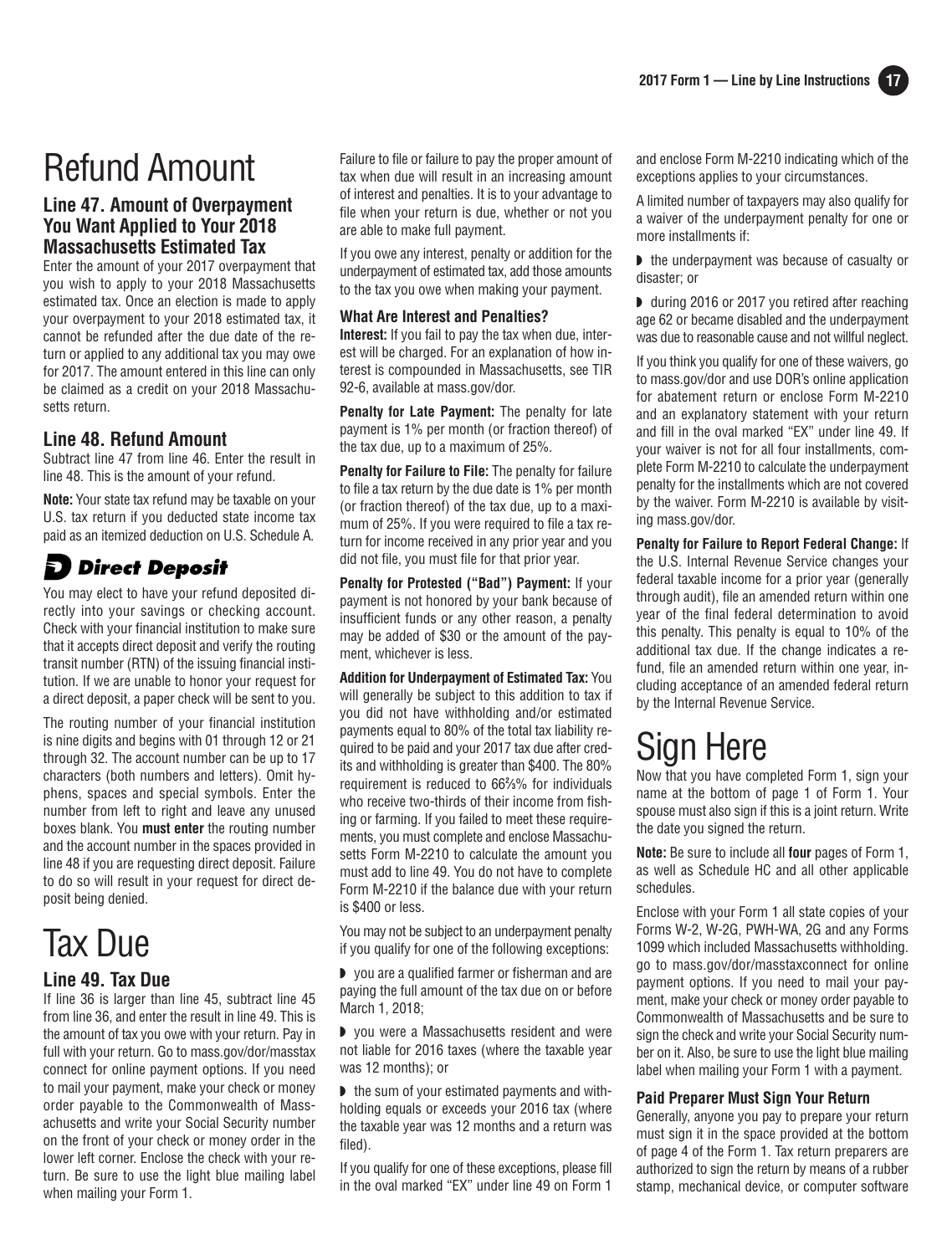# Refund Amount

### Line 47. Amount of Overpayment You Want Applied to Your 2018 Massachusetts Estimated Tax

Enter the amount of your 2017 overpayment that you wish to apply to your 2018 Massachusetts estimated tax. Once an election is made to apply your overpayment to your 2018 estimated tax, it cannot be refunded after the due date of the return or applied to any additional tax you may owe for 2017. The amount entered in this line can only be claimed as a credit on your 2018 Massachusetts return.

### Line 48. Refund Amount

Subtract line 47 from line 46. Enter the result in line 48. This is the amount of your refund.

**Note:** Your state tax refund may be taxable on your U.S. tax return if you deducted state income tax paid as an itemized deduction on U.S. Schedule A.

## ***Direct Deposit***

You may elect to have your refund deposited directly into your savings or checking account. Check with your financial institution to make sure that it accepts direct deposit and verify the routing transit number (RTN) of the issuing financial institution. If we are unable to honor your request for a direct deposit, a paper check will be sent to you.

The routing number of your financial institution is nine digits and begins with 01 through 12 or 21 through 32. The account number can be up to 17 characters (both numbers and letters). Omit hyphens, spaces and special symbols. Enter the number from left to right and leave any unused boxes blank. You **must enter** the routing number and the account number in the spaces provided in line 48 if you are requesting direct deposit. Failure to do so will result in your request for direct deposit being denied.

# Tax Due

### Line 49. Tax Due

If line 36 is larger than line 45, subtract line 45 from line 36, and enter the result in line 49. This is the amount of tax you owe with your return. Pay in full with your return. Go to mass.gov/dor/masstax connect for online payment options. If you need to mail your payment, make your check or money order payable to the Commonwealth of Massachusetts and write your Social Security number on the front of your check or money order in the lower left corner. Enclose the check with your return. Be sure to use the light blue mailing label when mailing your Form 1.

Failure to file or failure to pay the proper amount of tax when due will result in an increasing amount of interest and penalties. It is to your advantage to file when your return is due, whether or not you are able to make full payment.

If you owe any interest, penalty or addition for the underpayment of estimated tax, add those amounts to the tax you owe when making your payment.

#### What Are Interest and Penalties?

**Interest:** If you fail to pay the tax when due, interest will be charged. For an explanation of how interest is compounded in Massachusetts, see TIR 92-6, available at mass.gov/dor.

**Penalty for Late Payment:** The penalty for late payment is 1% per month (or fraction thereof) of the tax due, up to a maximum of 25%.

**Penalty for Failure to File:** The penalty for failure to file a tax return by the due date is 1% per month (or fraction thereof) of the tax due, up to a maximum of 25%. If you were required to file a tax return for income received in any prior year and you did not file, you must file for that prior year.

**Penalty for Protested ("Bad") Payment:** If your payment is not honored by your bank because of insufficient funds or any other reason, a penalty may be added of $30 or the amount of the payment, whichever is less.

**Addition for Underpayment of Estimated Tax:** You will generally be subject to this addition to tax if you did not have withholding and/or estimated payments equal to 80% of the total tax liability required to be paid and your 2017 tax due after credits and withholding is greater than $400. The 80% requirement is reduced to 66⅔% for individuals who receive two-thirds of their income from fishing or farming. If you failed to meet these requirements, you must complete and enclose Massachusetts Form M-2210 to calculate the amount you must add to line 49. You do not have to complete Form M-2210 if the balance due with your return is $400 or less.

You may not be subject to an underpayment penalty if you qualify for one of the following exceptions:

- you are a qualified farmer or fisherman and are paying the full amount of the tax due on or before March 1, 2018;
- you were a Massachusetts resident and were not liable for 2016 taxes (where the taxable year was 12 months); or
- the sum of your estimated payments and withholding equals or exceeds your 2016 tax (where the taxable year was 12 months and a return was filed).

If you qualify for one of these exceptions, please fill in the oval marked "EX" under line 49 on Form 1 and enclose Form M-2210 indicating which of the exceptions applies to your circumstances.

A limited number of taxpayers may also qualify for a waiver of the underpayment penalty for one or more installments if:

- the underpayment was because of casualty or disaster; or
- during 2016 or 2017 you retired after reaching age 62 or became disabled and the underpayment was due to reasonable cause and not willful neglect.

If you think you qualify for one of these waivers, go to mass.gov/dor and use DOR's online application for abatement return or enclose Form M-2210 and an explanatory statement with your return and fill in the oval marked "EX" under line 49. If your waiver is not for all four installments, complete Form M-2210 to calculate the underpayment penalty for the installments which are not covered by the waiver. Form M-2210 is available by visiting mass.gov/dor.

**Penalty for Failure to Report Federal Change:** If the U.S. Internal Revenue Service changes your federal taxable income for a prior year (generally through audit), file an amended return within one year of the final federal determination to avoid this penalty. This penalty is equal to 10% of the additional tax due. If the change indicates a refund, file an amended return within one year, including acceptance of an amended federal return by the Internal Revenue Service.

# Sign Here

Now that you have completed Form 1, sign your name at the bottom of page 1 of Form 1. Your spouse must also sign if this is a joint return. Write the date you signed the return.

**Note:** Be sure to include all **four** pages of Form 1, as well as Schedule HC and all other applicable schedules.

Enclose with your Form 1 all state copies of your Forms W-2, W-2G, PWH-WA, 2G and any Forms 1099 which included Massachusetts withholding. go to mass.gov/dor/masstaxconnect for online payment options. If you need to mail your payment, make your check or money order payable to Commonwealth of Massachusetts and be sure to sign the check and write your Social Security number on it. Also, be sure to use the light blue mailing label when mailing your Form 1 with a payment.

#### Paid Preparer Must Sign Your Return

Generally, anyone you pay to prepare your return must sign it in the space provided at the bottom of page 4 of the Form 1. Tax return preparers are authorized to sign the return by means of a rubber stamp, mechanical device, or computer software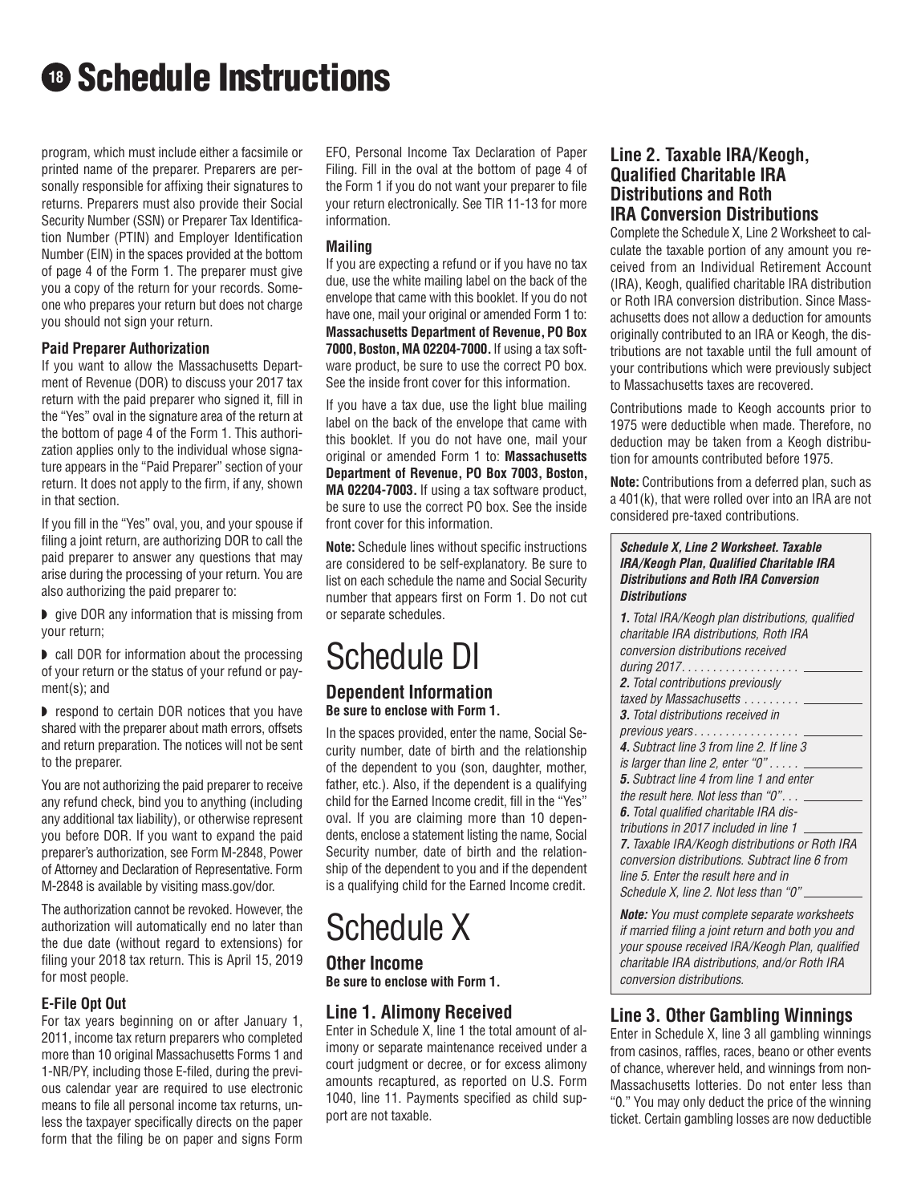# Schedule Instructions

program, which must include either a facsimile or printed name of the preparer. Preparers are personally responsible for affixing their signatures to returns. Preparers must also provide their Social Security Number (SSN) or Preparer Tax Identification Number (PTIN) and Employer Identification Number (EIN) in the spaces provided at the bottom of page 4 of the Form 1. The preparer must give you a copy of the return for your records. Someone who prepares your return but does not charge you should not sign your return.

### Paid Preparer Authorization

If you want to allow the Massachusetts Department of Revenue (DOR) to discuss your 2017 tax return with the paid preparer who signed it, fill in the "Yes" oval in the signature area of the return at the bottom of page 4 of the Form 1. This authorization applies only to the individual whose signature appears in the "Paid Preparer" section of your return. It does not apply to the firm, if any, shown in that section.

If you fill in the "Yes" oval, you, and your spouse if filing a joint return, are authorizing DOR to call the paid preparer to answer any questions that may arise during the processing of your return. You are also authorizing the paid preparer to:

- give DOR any information that is missing from your return;
- call DOR for information about the processing of your return or the status of your refund or payment(s); and
- respond to certain DOR notices that you have shared with the preparer about math errors, offsets and return preparation. The notices will not be sent to the preparer.

You are not authorizing the paid preparer to receive any refund check, bind you to anything (including any additional tax liability), or otherwise represent you before DOR. If you want to expand the paid preparer's authorization, see Form M-2848, Power of Attorney and Declaration of Representative. Form M-2848 is available by visiting mass.gov/dor.

The authorization cannot be revoked. However, the authorization will automatically end no later than the due date (without regard to extensions) for filing your 2018 tax return. This is April 15, 2019 for most people.

### E-File Opt Out

For tax years beginning on or after January 1, 2011, income tax return preparers who completed more than 10 original Massachusetts Forms 1 and 1-NR/PY, including those E-filed, during the previous calendar year are required to use electronic means to file all personal income tax returns, unless the taxpayer specifically directs on the paper form that the filing be on paper and signs Form EFO, Personal Income Tax Declaration of Paper Filing. Fill in the oval at the bottom of page 4 of the Form 1 if you do not want your preparer to file your return electronically. See TIR 11-13 for more information.

### Mailing

If you are expecting a refund or if you have no tax due, use the white mailing label on the back of the envelope that came with this booklet. If you do not have one, mail your original or amended Form 1 to: **Massachusetts Department of Revenue, PO Box 7000, Boston, MA 02204-7000.** If using a tax software product, be sure to use the correct PO box. See the inside front cover for this information.

If you have a tax due, use the light blue mailing label on the back of the envelope that came with this booklet. If you do not have one, mail your original or amended Form 1 to: **Massachusetts Department of Revenue, PO Box 7003, Boston, MA 02204-7003.** If using a tax software product, be sure to use the correct PO box. See the inside front cover for this information.

**Note:** Schedule lines without specific instructions are considered to be self-explanatory. Be sure to list on each schedule the name and Social Security number that appears first on Form 1. Do not cut or separate schedules.

# Schedule DI

## Dependent Information

**Be sure to enclose with Form 1.**

In the spaces provided, enter the name, Social Security number, date of birth and the relationship of the dependent to you (son, daughter, mother, father, etc.). Also, if the dependent is a qualifying child for the Earned Income credit, fill in the "Yes" oval. If you are claiming more than 10 dependents, enclose a statement listing the name, Social Security number, date of birth and the relationship of the dependent to you and if the dependent is a qualifying child for the Earned Income credit.

# Schedule X

## Other Income

**Be sure to enclose with Form 1.**

### Line 1. Alimony Received

Enter in Schedule X, line 1 the total amount of alimony or separate maintenance received under a court judgment or decree, or for excess alimony amounts recaptured, as reported on U.S. Form 1040, line 11. Payments specified as child support are not taxable.

### Line 2. Taxable IRA/Keogh, Qualified Charitable IRA Distributions and Roth IRA Conversion Distributions

Complete the Schedule X, Line 2 Worksheet to calculate the taxable portion of any amount you received from an Individual Retirement Account (IRA), Keogh, qualified charitable IRA distribution or Roth IRA conversion distribution. Since Massachusetts does not allow a deduction for amounts originally contributed to an IRA or Keogh, the distributions are not taxable until the full amount of your contributions which were previously subject to Massachusetts taxes are recovered.

Contributions made to Keogh accounts prior to 1975 were deductible when made. Therefore, no deduction may be taken from a Keogh distribution for amounts contributed before 1975.

**Note:** Contributions from a deferred plan, such as a 401(k), that were rolled over into an IRA are not considered pre-taxed contributions.

***Schedule X, Line 2 Worksheet. Taxable IRA/Keogh Plan, Qualified Charitable IRA Distributions and Roth IRA Conversion Distributions***

*__1.__ Total IRA/Keogh plan distributions, qualified charitable IRA distributions, Roth IRA conversion distributions received during 2017* . . . . . . . . . . . . . . . . . . ________

*__2.__ Total contributions previously taxed by Massachusetts* . . . . . . . . . ________

*__3.__ Total distributions received in previous years* . . . . . . . . . . . . . . . . ________

*__4.__ Subtract line 3 from line 2. If line 3 is larger than line 2, enter "0"* . . . . . ________

*__5.__ Subtract line 4 from line 1 and enter the result here. Not less than "0"* . . . ________

*__6.__ Total qualified charitable IRA distributions in 2017 included in line 1* ________

*__7.__ Taxable IRA/Keogh distributions or Roth IRA conversion distributions. Subtract line 6 from line 5. Enter the result here and in Schedule X, line 2. Not less than "0"* ________

***Note:*** *You must complete separate worksheets if married filing a joint return and both you and your spouse received IRA/Keogh Plan, qualified charitable IRA distributions, and/or Roth IRA conversion distributions.*

### Line 3. Other Gambling Winnings

Enter in Schedule X, line 3 all gambling winnings from casinos, raffles, races, beano or other events of chance, wherever held, and winnings from non-Massachusetts lotteries. Do not enter less than "0." You may only deduct the price of the winning ticket. Certain gambling losses are now deductible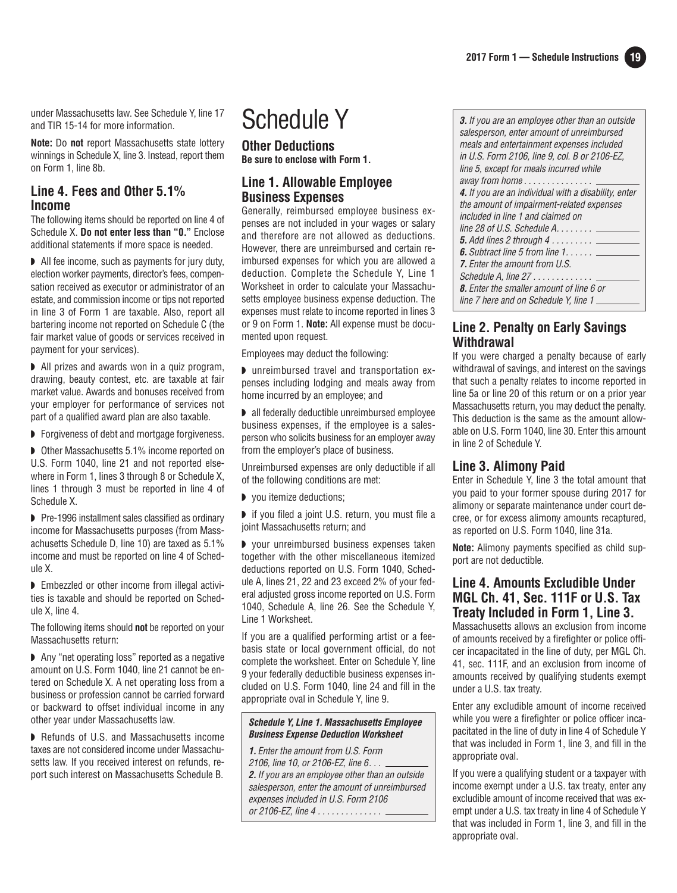under Massachusetts law. See Schedule Y, line 17 and TIR 15-14 for more information.

**Note:** Do **not** report Massachusetts state lottery winnings in Schedule X, line 3. Instead, report them on Form 1, line 8b.

## Line 4. Fees and Other 5.1% Income

The following items should be reported on line 4 of Schedule X. **Do not enter less than "0."** Enclose additional statements if more space is needed.

- All fee income, such as payments for jury duty, election worker payments, director's fees, compensation received as executor or administrator of an estate, and commission income or tips not reported in line 3 of Form 1 are taxable. Also, report all bartering income not reported on Schedule C (the fair market value of goods or services received in payment for your services).
- All prizes and awards won in a quiz program, drawing, beauty contest, etc. are taxable at fair market value. Awards and bonuses received from your employer for performance of services not part of a qualified award plan are also taxable.
- Forgiveness of debt and mortgage forgiveness.
- Other Massachusetts 5.1% income reported on U.S. Form 1040, line 21 and not reported elsewhere in Form 1, lines 3 through 8 or Schedule X, lines 1 through 3 must be reported in line 4 of Schedule X.
- Pre-1996 installment sales classified as ordinary income for Massachusetts purposes (from Massachusetts Schedule D, line 10) are taxed as 5.1% income and must be reported on line 4 of Schedule X.
- Embezzled or other income from illegal activities is taxable and should be reported on Schedule X, line 4.

The following items should **not** be reported on your Massachusetts return:

- Any "net operating loss" reported as a negative amount on U.S. Form 1040, line 21 cannot be entered on Schedule X. A net operating loss from a business or profession cannot be carried forward or backward to offset individual income in any other year under Massachusetts law.
- Refunds of U.S. and Massachusetts income taxes are not considered income under Massachusetts law. If you received interest on refunds, report such interest on Massachusetts Schedule B.

# Schedule Y

## Other Deductions

**Be sure to enclose with Form 1.**

## Line 1. Allowable Employee Business Expenses

Generally, reimbursed employee business expenses are not included in your wages or salary and therefore are not allowed as deductions. However, there are unreimbursed and certain reimbursed expenses for which you are allowed a deduction. Complete the Schedule Y, Line 1 Worksheet in order to calculate your Massachusetts employee business expense deduction. The expenses must relate to income reported in lines 3 or 9 on Form 1. **Note:** All expense must be documented upon request.

Employees may deduct the following:

- unreimbursed travel and transportation expenses including lodging and meals away from home incurred by an employee; and
- all federally deductible unreimbursed employee business expenses, if the employee is a salesperson who solicits business for an employer away from the employer's place of business.

Unreimbursed expenses are only deductible if all of the following conditions are met:

- you itemize deductions;
- if you filed a joint U.S. return, you must file a joint Massachusetts return; and
- your unreimbursed business expenses taken together with the other miscellaneous itemized deductions reported on U.S. Form 1040, Schedule A, lines 21, 22 and 23 exceed 2% of your federal adjusted gross income reported on U.S. Form 1040, Schedule A, line 26. See the Schedule Y, Line 1 Worksheet.

If you are a qualified performing artist or a fee-basis state or local government official, do not complete the worksheet. Enter on Schedule Y, line 9 your federally deductible business expenses included on U.S. Form 1040, line 24 and fill in the appropriate oval in Schedule Y, line 9.

***Schedule Y, Line 1. Massachusetts Employee Business Expense Deduction Worksheet***

***1.*** *Enter the amount from U.S. Form 2106, line 10, or 2106-EZ, line 6* . . . ________

***2.*** *If you are an employee other than an outside salesperson, enter amount of unreimbursed expenses included in U.S. Form 2106 or 2106-EZ, line 4* . . . ________

***3.*** *If you are an employee other than an outside salesperson, enter amount of unreimbursed meals and entertainment expenses included in U.S. Form 2106, line 9, col. B or 2106-EZ, line 5, except for meals incurred while away from home* . . . ________

***4.*** *If you are an individual with a disability, enter the amount of impairment-related expenses included in line 1 and claimed on line 28 of U.S. Schedule A* . . . ________

***5.*** *Add lines 2 through 4* . . . ________

***6.*** *Subtract line 5 from line 1* . . . ________

***7.*** *Enter the amount from U.S. Schedule A, line 27* . . . ________

***8.*** *Enter the smaller amount of line 6 or line 7 here and on Schedule Y, line 1* ________

## Line 2. Penalty on Early Savings Withdrawal

If you were charged a penalty because of early withdrawal of savings, and interest on the savings that such a penalty relates to income reported in line 5a or line 20 of this return or on a prior year Massachusetts return, you may deduct the penalty. This deduction is the same as the amount allowable on U.S. Form 1040, line 30. Enter this amount in line 2 of Schedule Y.

## Line 3. Alimony Paid

Enter in Schedule Y, line 3 the total amount that you paid to your former spouse during 2017 for alimony or separate maintenance under court decree, or for excess alimony amounts recaptured, as reported on U.S. Form 1040, line 31a.

**Note:** Alimony payments specified as child support are not deductible.

## Line 4. Amounts Excludible Under MGL Ch. 41, Sec. 111F or U.S. Tax Treaty Included in Form 1, Line 3.

Massachusetts allows an exclusion from income of amounts received by a firefighter or police officer incapacitated in the line of duty, per MGL Ch. 41, sec. 111F, and an exclusion from income of amounts received by qualifying students exempt under a U.S. tax treaty.

Enter any excludible amount of income received while you were a firefighter or police officer incapacitated in the line of duty in line 4 of Schedule Y that was included in Form 1, line 3, and fill in the appropriate oval.

If you were a qualifying student or a taxpayer with income exempt under a U.S. tax treaty, enter any excludible amount of income received that was exempt under a U.S. tax treaty in line 4 of Schedule Y that was included in Form 1, line 3, and fill in the appropriate oval.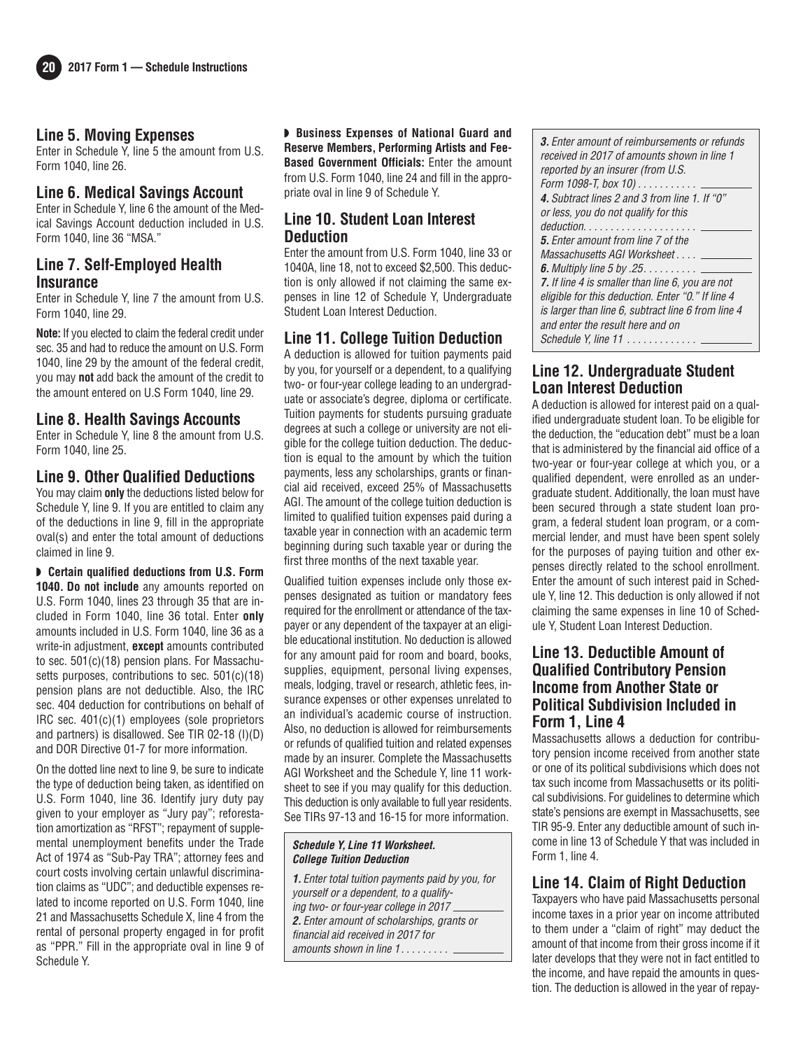## Line 5. Moving Expenses

Enter in Schedule Y, line 5 the amount from U.S. Form 1040, line 26.

## Line 6. Medical Savings Account

Enter in Schedule Y, line 6 the amount of the Medical Savings Account deduction included in U.S. Form 1040, line 36 "MSA."

## Line 7. Self-Employed Health Insurance

Enter in Schedule Y, line 7 the amount from U.S. Form 1040, line 29.

**Note:** If you elected to claim the federal credit under sec. 35 and had to reduce the amount on U.S. Form 1040, line 29 by the amount of the federal credit, you may **not** add back the amount of the credit to the amount entered on U.S Form 1040, line 29.

## Line 8. Health Savings Accounts

Enter in Schedule Y, line 8 the amount from U.S. Form 1040, line 25.

## Line 9. Other Qualified Deductions

You may claim **only** the deductions listed below for Schedule Y, line 9. If you are entitled to claim any of the deductions in line 9, fill in the appropriate oval(s) and enter the total amount of deductions claimed in line 9.

◗ **Certain qualified deductions from U.S. Form 1040. Do not include** any amounts reported on U.S. Form 1040, lines 23 through 35 that are included in Form 1040, line 36 total. Enter **only** amounts included in U.S. Form 1040, line 36 as a write-in adjustment, **except** amounts contributed to sec. 501(c)(18) pension plans. For Massachusetts purposes, contributions to sec. 501(c)(18) pension plans are not deductible. Also, the IRC sec. 404 deduction for contributions on behalf of IRC sec. 401(c)(1) employees (sole proprietors and partners) is disallowed. See TIR 02-18 (I)(D) and DOR Directive 01-7 for more information.

On the dotted line next to line 9, be sure to indicate the type of deduction being taken, as identified on U.S. Form 1040, line 36. Identify jury duty pay given to your employer as "Jury pay"; reforestation amortization as "RFST"; repayment of supplemental unemployment benefits under the Trade Act of 1974 as "Sub-Pay TRA"; attorney fees and court costs involving certain unlawful discrimination claims as "UDC"; and deductible expenses related to income reported on U.S. Form 1040, line 21 and Massachusetts Schedule X, line 4 from the rental of personal property engaged in for profit as "PPR." Fill in the appropriate oval in line 9 of Schedule Y.

◗ **Business Expenses of National Guard and Reserve Members, Performing Artists and Fee-Based Government Officials:** Enter the amount from U.S. Form 1040, line 24 and fill in the appropriate oval in line 9 of Schedule Y.

## Line 10. Student Loan Interest Deduction

Enter the amount from U.S. Form 1040, line 33 or 1040A, line 18, not to exceed $2,500. This deduction is only allowed if not claiming the same expenses in line 12 of Schedule Y, Undergraduate Student Loan Interest Deduction.

## Line 11. College Tuition Deduction

A deduction is allowed for tuition payments paid by you, for yourself or a dependent, to a qualifying two- or four-year college leading to an undergraduate or associate's degree, diploma or certificate. Tuition payments for students pursuing graduate degrees at such a college or university are not eligible for the college tuition deduction. The deduction is equal to the amount by which the tuition payments, less any scholarships, grants or financial aid received, exceed 25% of Massachusetts AGI. The amount of the college tuition deduction is limited to qualified tuition expenses paid during a taxable year in connection with an academic term beginning during such taxable year or during the first three months of the next taxable year.

Qualified tuition expenses include only those expenses designated as tuition or mandatory fees required for the enrollment or attendance of the taxpayer or any dependent of the taxpayer at an eligible educational institution. No deduction is allowed for any amount paid for room and board, books, supplies, equipment, personal living expenses, meals, lodging, travel or research, athletic fees, insurance expenses or other expenses unrelated to an individual's academic course of instruction. Also, no deduction is allowed for reimbursements or refunds of qualified tuition and related expenses made by an insurer. Complete the Massachusetts AGI Worksheet and the Schedule Y, line 11 worksheet to see if you may qualify for this deduction. This deduction is only available to full year residents. See TIRs 97-13 and 16-15 for more information.

***Schedule Y, Line 11 Worksheet. College Tuition Deduction***

*1. Enter total tuition payments paid by you, for yourself or a dependent, to a qualifying two- or four-year college in 2017* ________

*2. Enter amount of scholarships, grants or financial aid received in 2017 for amounts shown in line 1* . . . . . . . . . ________

*3. Enter amount of reimbursements or refunds received in 2017 of amounts shown in line 1 reported by an insurer (from U.S. Form 1098-T, box 10)* . . . . . . . . . . ________

*4. Subtract lines 2 and 3 from line 1. If "0" or less, you do not qualify for this deduction.* . . . . . . . . . . . . . . . . . . . ________

*5. Enter amount from line 7 of the Massachusetts AGI Worksheet* . . . . ________

*6. Multiply line 5 by .25* . . . . . . . . . . ________

*7. If line 4 is smaller than line 6, you are not eligible for this deduction. Enter "0." If line 4 is larger than line 6, subtract line 6 from line 4 and enter the result here and on Schedule Y, line 11* . . . . . . . . . . . . ________

## Line 12. Undergraduate Student Loan Interest Deduction

A deduction is allowed for interest paid on a qualified undergraduate student loan. To be eligible for the deduction, the "education debt" must be a loan that is administered by the financial aid office of a two-year or four-year college at which you, or a qualified dependent, were enrolled as an undergraduate student. Additionally, the loan must have been secured through a state student loan program, a federal student loan program, or a commercial lender, and must have been spent solely for the purposes of paying tuition and other expenses directly related to the school enrollment. Enter the amount of such interest paid in Schedule Y, line 12. This deduction is only allowed if not claiming the same expenses in line 10 of Schedule Y, Student Loan Interest Deduction.

## Line 13. Deductible Amount of Qualified Contributory Pension Income from Another State or Political Subdivision Included in Form 1, Line 4

Massachusetts allows a deduction for contributory pension income received from another state or one of its political subdivisions which does not tax such income from Massachusetts or its political subdivisions. For guidelines to determine which state's pensions are exempt in Massachusetts, see TIR 95-9. Enter any deductible amount of such income in line 13 of Schedule Y that was included in Form 1, line 4.

## Line 14. Claim of Right Deduction

Taxpayers who have paid Massachusetts personal income taxes in a prior year on income attributed to them under a "claim of right" may deduct the amount of that income from their gross income if it later develops that they were not in fact entitled to the income, and have repaid the amounts in question. The deduction is allowed in the year of repay-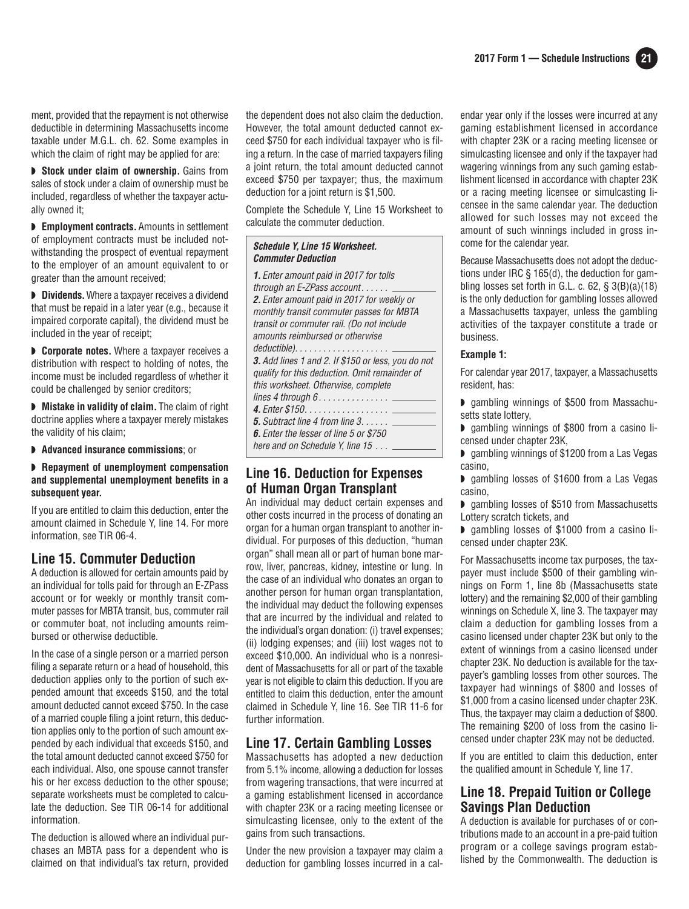ment, provided that the repayment is not otherwise deductible in determining Massachusetts income taxable under M.G.L. ch. 62. Some examples in which the claim of right may be applied for are:

- **Stock under claim of ownership.** Gains from sales of stock under a claim of ownership must be included, regardless of whether the taxpayer actually owned it;
- **Employment contracts.** Amounts in settlement of employment contracts must be included notwithstanding the prospect of eventual repayment to the employer of an amount equivalent to or greater than the amount received;
- **Dividends.** Where a taxpayer receives a dividend that must be repaid in a later year (e.g., because it impaired corporate capital), the dividend must be included in the year of receipt;
- **Corporate notes.** Where a taxpayer receives a distribution with respect to holding of notes, the income must be included regardless of whether it could be challenged by senior creditors;
- **Mistake in validity of claim.** The claim of right doctrine applies where a taxpayer merely mistakes the validity of his claim;
- **Advanced insurance commissions**; or
- **Repayment of unemployment compensation and supplemental unemployment benefits in a subsequent year.**

If you are entitled to claim this deduction, enter the amount claimed in Schedule Y, line 14. For more information, see TIR 06-4.

## Line 15. Commuter Deduction

A deduction is allowed for certain amounts paid by an individual for tolls paid for through an E-ZPass account or for weekly or monthly transit commuter passes for MBTA transit, bus, commuter rail or commuter boat, not including amounts reimbursed or otherwise deductible.

In the case of a single person or a married person filing a separate return or a head of household, this deduction applies only to the portion of such expended amount that exceeds $150, and the total amount deducted cannot exceed $750. In the case of a married couple filing a joint return, this deduction applies only to the portion of such amount expended by each individual that exceeds $150, and the total amount deducted cannot exceed $750 for each individual. Also, one spouse cannot transfer his or her excess deduction to the other spouse; separate worksheets must be completed to calculate the deduction. See TIR 06-14 for additional information.

The deduction is allowed where an individual purchases an MBTA pass for a dependent who is claimed on that individual's tax return, provided the dependent does not also claim the deduction. However, the total amount deducted cannot exceed $750 for each individual taxpayer who is filing a return. In the case of married taxpayers filing a joint return, the total amount deducted cannot exceed $750 per taxpayer; thus, the maximum deduction for a joint return is $1,500.

Complete the Schedule Y, Line 15 Worksheet to calculate the commuter deduction.

***Schedule Y, Line 15 Worksheet. Commuter Deduction***

***1.*** *Enter amount paid in 2017 for tolls through an E-ZPass account* . . . . . . ________
***2.*** *Enter amount paid in 2017 for weekly or monthly transit commuter passes for MBTA transit or commuter rail. (Do not include amounts reimbursed or otherwise deductible)*. . . . . . . . . . . . . . . . . . . ________
***3.*** *Add lines 1 and 2. If $150 or less, you do not qualify for this deduction. Omit remainder of this worksheet. Otherwise, complete lines 4 through 6* . . . . . . . . . . . . . . . ________
***4.*** *Enter $150*. . . . . . . . . . . . . . . . . ________
***5.*** *Subtract line 4 from line 3*. . . . . . ________
***6.*** *Enter the lesser of line 5 or $750 here and on Schedule Y, line 15* . . . ________

## Line 16. Deduction for Expenses of Human Organ Transplant

An individual may deduct certain expenses and other costs incurred in the process of donating an organ for a human organ transplant to another individual. For purposes of this deduction, "human organ" shall mean all or part of human bone marrow, liver, pancreas, kidney, intestine or lung. In the case of an individual who donates an organ to another person for human organ transplantation, the individual may deduct the following expenses that are incurred by the individual and related to the individual's organ donation: (i) travel expenses; (ii) lodging expenses; and (iii) lost wages not to exceed $10,000. An individual who is a nonresident of Massachusetts for all or part of the taxable year is not eligible to claim this deduction. If you are entitled to claim this deduction, enter the amount claimed in Schedule Y, line 16. See TIR 11-6 for further information.

## Line 17. Certain Gambling Losses

Massachusetts has adopted a new deduction from 5.1% income, allowing a deduction for losses from wagering transactions, that were incurred at a gaming establishment licensed in accordance with chapter 23K or a racing meeting licensee or simulcasting licensee, only to the extent of the gains from such transactions.

Under the new provision a taxpayer may claim a deduction for gambling losses incurred in a calendar year only if the losses were incurred at any gaming establishment licensed in accordance with chapter 23K or a racing meeting licensee or simulcasting licensee and only if the taxpayer had wagering winnings from any such gaming establishment licensed in accordance with chapter 23K or a racing meeting licensee or simulcasting licensee in the same calendar year. The deduction allowed for such losses may not exceed the amount of such winnings included in gross income for the calendar year.

Because Massachusetts does not adopt the deductions under IRC § 165(d), the deduction for gambling losses set forth in G.L. c. 62, § 3(B)(a)(18) is the only deduction for gambling losses allowed a Massachusetts taxpayer, unless the gambling activities of the taxpayer constitute a trade or business.

**Example 1:**

For calendar year 2017, taxpayer, a Massachusetts resident, has:

- gambling winnings of $500 from Massachusetts state lottery,
- gambling winnings of $800 from a casino licensed under chapter 23K,
- gambling winnings of $1200 from a Las Vegas casino,
- gambling losses of $1600 from a Las Vegas casino,
- gambling losses of $510 from Massachusetts Lottery scratch tickets, and
- gambling losses of $1000 from a casino licensed under chapter 23K.

For Massachusetts income tax purposes, the taxpayer must include $500 of their gambling winnings on Form 1, line 8b (Massachusetts state lottery) and the remaining $2,000 of their gambling winnings on Schedule X, line 3. The taxpayer may claim a deduction for gambling losses from a casino licensed under chapter 23K but only to the extent of winnings from a casino licensed under chapter 23K. No deduction is available for the taxpayer's gambling losses from other sources. The taxpayer had winnings of $800 and losses of $1,000 from a casino licensed under chapter 23K. Thus, the taxpayer may claim a deduction of $800. The remaining $200 of loss from the casino licensed under chapter 23K may not be deducted.

If you are entitled to claim this deduction, enter the qualified amount in Schedule Y, line 17.

## Line 18. Prepaid Tuition or College Savings Plan Deduction

A deduction is available for purchases of or contributions made to an account in a pre-paid tuition program or a college savings program established by the Commonwealth. The deduction is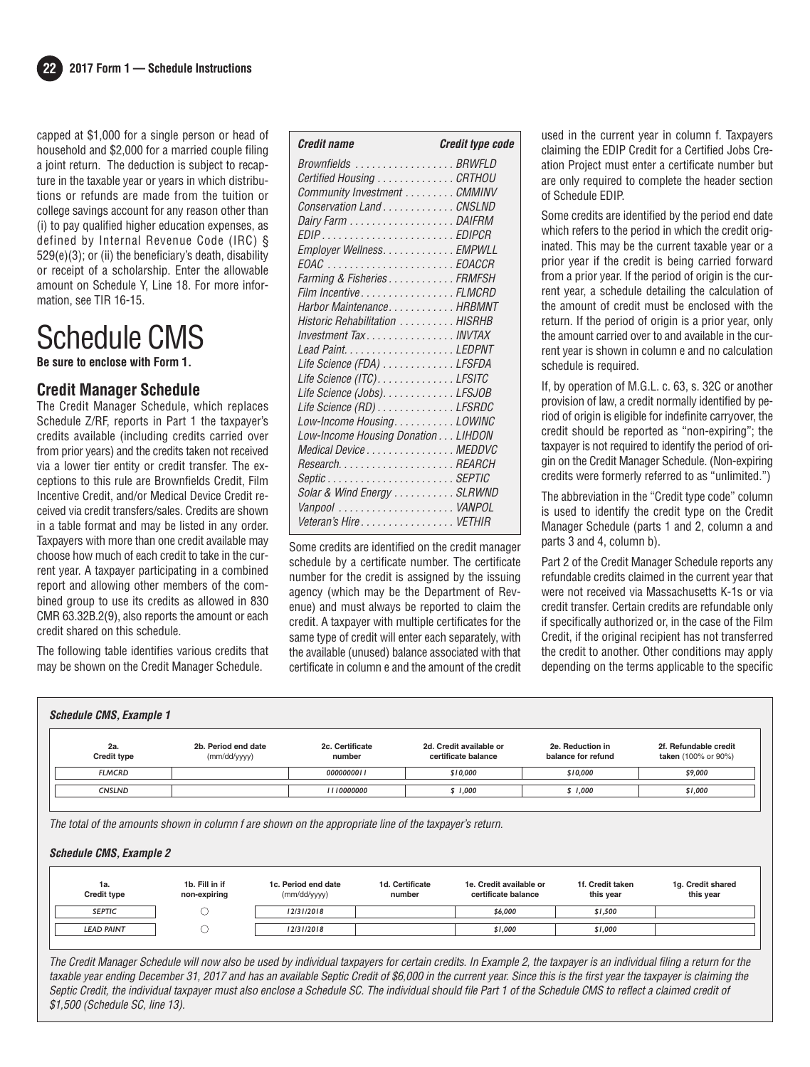capped at $1,000 for a single person or head of household and $2,000 for a married couple filing a joint return. The deduction is subject to recapture in the taxable year or years in which distributions or refunds are made from the tuition or college savings account for any reason other than (i) to pay qualified higher education expenses, as defined by Internal Revenue Code (IRC) § 529(e)(3); or (ii) the beneficiary's death, disability or receipt of a scholarship. Enter the allowable amount on Schedule Y, Line 18. For more information, see TIR 16-15.

# Schedule CMS

**Be sure to enclose with Form 1.**

## Credit Manager Schedule

The Credit Manager Schedule, which replaces Schedule Z/RF, reports in Part 1 the taxpayer's credits available (including credits carried over from prior years) and the credits taken not received via a lower tier entity or credit transfer. The exceptions to this rule are Brownfields Credit, Film Incentive Credit, and/or Medical Device Credit received via credit transfers/sales. Credits are shown in a table format and may be listed in any order. Taxpayers with more than one credit available may choose how much of each credit to take in the current year. A taxpayer participating in a combined report and allowing other members of the combined group to use its credits as allowed in 830 CMR 63.32B.2(9), also reports the amount or each credit shared on this schedule.

The following table identifies various credits that may be shown on the Credit Manager Schedule.

| *Credit name* | *Credit type code* |
|---|---|
| *Brownfields* | *BRWFLD* |
| *Certified Housing* | *CRTHOU* |
| *Community Investment* | *CMMINV* |
| *Conservation Land* | *CNSLND* |
| *Dairy Farm* | *DAIFRM* |
| *EDIP* | *EDIPCR* |
| *Employer Wellness* | *EMPWLL* |
| *EOAC* | *EOACCR* |
| *Farming & Fisheries* | *FRMFSH* |
| *Film Incentive* | *FLMCRD* |
| *Harbor Maintenance* | *HRBMNT* |
| *Historic Rehabilitation* | *HISRHB* |
| *Investment Tax* | *INVTAX* |
| *Lead Paint* | *LEDPNT* |
| *Life Science (FDA)* | *LFSFDA* |
| *Life Science (ITC)* | *LFSITC* |
| *Life Science (Jobs)* | *LFSJOB* |
| *Life Science (RD)* | *LFSRDC* |
| *Low-Income Housing* | *LOWINC* |
| *Low-Income Housing Donation* | *LIHDON* |
| *Medical Device* | *MEDDVC* |
| *Research* | *REARCH* |
| *Septic* | *SEPTIC* |
| *Solar & Wind Energy* | *SLRWND* |
| *Vanpool* | *VANPOL* |
| *Veteran's Hire* | *VETHIR* |

Some credits are identified on the credit manager schedule by a certificate number. The certificate number for the credit is assigned by the issuing agency (which may be the Department of Revenue) and must always be reported to claim the credit. A taxpayer with multiple certificates for the same type of credit will enter each separately, with the available (unused) balance associated with that certificate in column e and the amount of the credit used in the current year in column f. Taxpayers claiming the EDIP Credit for a Certified Jobs Creation Project must enter a certificate number but are only required to complete the header section of Schedule EDIP.

Some credits are identified by the period end date which refers to the period in which the credit originated. This may be the current taxable year or a prior year if the credit is being carried forward from a prior year. If the period of origin is the current year, a schedule detailing the calculation of the amount of credit must be enclosed with the return. If the period of origin is a prior year, only the amount carried over to and available in the current year is shown in column e and no calculation schedule is required.

If, by operation of M.G.L. c. 63, s. 32C or another provision of law, a credit normally identified by period of origin is eligible for indefinite carryover, the credit should be reported as "non-expiring"; the taxpayer is not required to identify the period of origin on the Credit Manager Schedule. (Non-expiring credits were formerly referred to as "unlimited.")

The abbreviation in the "Credit type code" column is used to identify the credit type on the Credit Manager Schedule (parts 1 and 2, column a and parts 3 and 4, column b).

Part 2 of the Credit Manager Schedule reports any refundable credits claimed in the current year that were not received via Massachusetts K-1s or via credit transfer. Certain credits are refundable only if specifically authorized or, in the case of the Film Credit, if the original recipient has not transferred the credit to another. Other conditions may apply depending on the terms applicable to the specific

***Schedule CMS, Example 1***

| 2a. Credit type | 2b. Period end date (mm/dd/yyyy) | 2c. Certificate number | 2d. Credit available or certificate balance | 2e. Reduction in balance for refund | 2f. Refundable credit taken (100% or 90%) |
|---|---|---|---|---|---|
| *FLMCRD* | | *0000000011* | *$10,000* | *$10,000* | *$9,000* |
| *CNSLND* | | *1110000000* | *$ 1,000* | *$ 1,000* | *$1,000* |

*The total of the amounts shown in column f are shown on the appropriate line of the taxpayer's return.*

***Schedule CMS, Example 2***

| 1a. Credit type | 1b. Fill in if non-expiring | 1c. Period end date (mm/dd/yyyy) | 1d. Certificate number | 1e. Credit available or certificate balance | 1f. Credit taken this year | 1g. Credit shared this year |
|---|---|---|---|---|---|---|
| *SEPTIC* | ○ | *12/31/2018* | | *$6,000* | *$1,500* | |
| *LEAD PAINT* | ○ | *12/31/2018* | | *$1,000* | *$1,000* | |

*The Credit Manager Schedule will now also be used by individual taxpayers for certain credits. In Example 2, the taxpayer is an individual filing a return for the taxable year ending December 31, 2017 and has an available Septic Credit of $6,000 in the current year. Since this is the first year the taxpayer is claiming the Septic Credit, the individual taxpayer must also enclose a Schedule SC. The individual should file Part 1 of the Schedule CMS to reflect a claimed credit of $1,500 (Schedule SC, line 13).*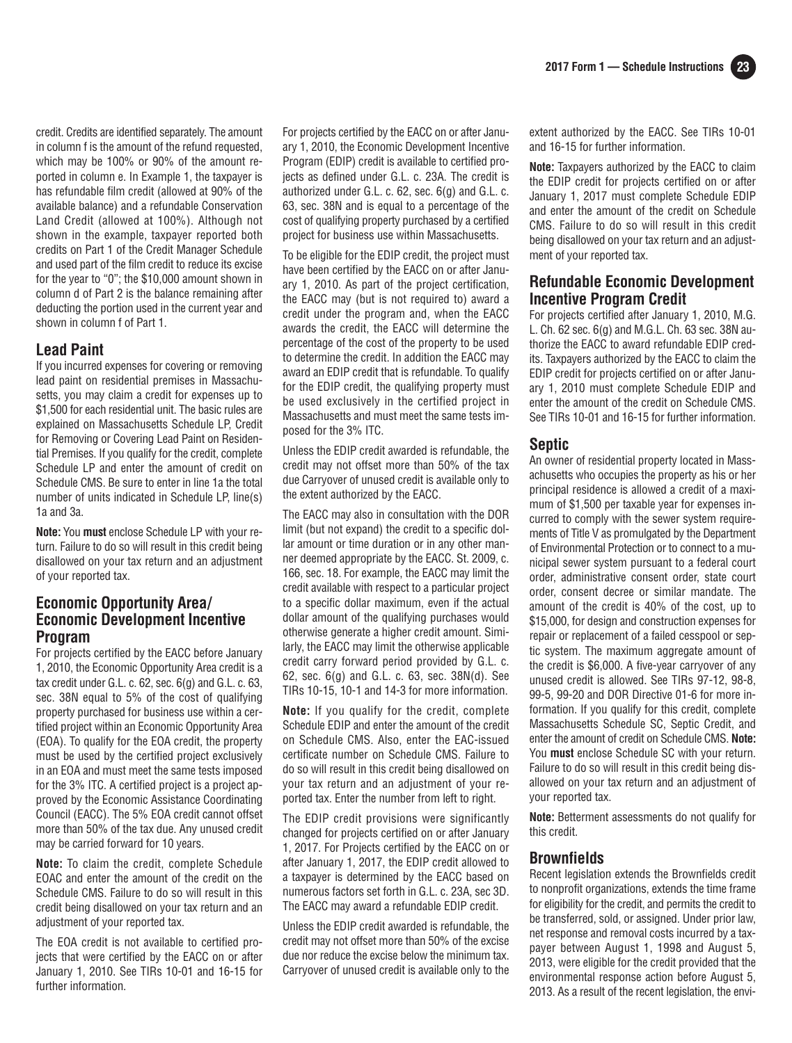credit. Credits are identified separately. The amount in column f is the amount of the refund requested, which may be 100% or 90% of the amount reported in column e. In Example 1, the taxpayer is has refundable film credit (allowed at 90% of the available balance) and a refundable Conservation Land Credit (allowed at 100%). Although not shown in the example, taxpayer reported both credits on Part 1 of the Credit Manager Schedule and used part of the film credit to reduce its excise for the year to "0"; the $10,000 amount shown in column d of Part 2 is the balance remaining after deducting the portion used in the current year and shown in column f of Part 1.

## Lead Paint

If you incurred expenses for covering or removing lead paint on residential premises in Massachusetts, you may claim a credit for expenses up to $1,500 for each residential unit. The basic rules are explained on Massachusetts Schedule LP, Credit for Removing or Covering Lead Paint on Residential Premises. If you qualify for the credit, complete Schedule LP and enter the amount of credit on Schedule CMS. Be sure to enter in line 1a the total number of units indicated in Schedule LP, line(s) 1a and 3a.

**Note:** You **must** enclose Schedule LP with your return. Failure to do so will result in this credit being disallowed on your tax return and an adjustment of your reported tax.

## Economic Opportunity Area/ Economic Development Incentive Program

For projects certified by the EACC before January 1, 2010, the Economic Opportunity Area credit is a tax credit under G.L. c. 62, sec. 6(g) and G.L. c. 63, sec. 38N equal to 5% of the cost of qualifying property purchased for business use within a certified project within an Economic Opportunity Area (EOA). To qualify for the EOA credit, the property must be used by the certified project exclusively in an EOA and must meet the same tests imposed for the 3% ITC. A certified project is a project approved by the Economic Assistance Coordinating Council (EACC). The 5% EOA credit cannot offset more than 50% of the tax due. Any unused credit may be carried forward for 10 years.

**Note:** To claim the credit, complete Schedule EOAC and enter the amount of the credit on the Schedule CMS. Failure to do so will result in this credit being disallowed on your tax return and an adjustment of your reported tax.

The EOA credit is not available to certified projects that were certified by the EACC on or after January 1, 2010. See TIRs 10-01 and 16-15 for further information.

For projects certified by the EACC on or after January 1, 2010, the Economic Development Incentive Program (EDIP) credit is available to certified projects as defined under G.L. c. 23A. The credit is authorized under G.L. c. 62, sec. 6(g) and G.L. c. 63, sec. 38N and is equal to a percentage of the cost of qualifying property purchased by a certified project for business use within Massachusetts.

To be eligible for the EDIP credit, the project must have been certified by the EACC on or after January 1, 2010. As part of the project certification, the EACC may (but is not required to) award a credit under the program and, when the EACC awards the credit, the EACC will determine the percentage of the cost of the property to be used to determine the credit. In addition the EACC may award an EDIP credit that is refundable. To qualify for the EDIP credit, the qualifying property must be used exclusively in the certified project in Massachusetts and must meet the same tests imposed for the 3% ITC.

Unless the EDIP credit awarded is refundable, the credit may not offset more than 50% of the tax due Carryover of unused credit is available only to the extent authorized by the EACC.

The EACC may also in consultation with the DOR limit (but not expand) the credit to a specific dollar amount or time duration or in any other manner deemed appropriate by the EACC. St. 2009, c. 166, sec. 18. For example, the EACC may limit the credit available with respect to a particular project to a specific dollar maximum, even if the actual dollar amount of the qualifying purchases would otherwise generate a higher credit amount. Similarly, the EACC may limit the otherwise applicable credit carry forward period provided by G.L. c. 62, sec. 6(g) and G.L. c. 63, sec. 38N(d). See TIRs 10-15, 10-1 and 14-3 for more information.

**Note:** If you qualify for the credit, complete Schedule EDIP and enter the amount of the credit on Schedule CMS. Also, enter the EAC-issued certificate number on Schedule CMS. Failure to do so will result in this credit being disallowed on your tax return and an adjustment of your reported tax. Enter the number from left to right.

The EDIP credit provisions were significantly changed for projects certified on or after January 1, 2017. For Projects certified by the EACC on or after January 1, 2017, the EDIP credit allowed to a taxpayer is determined by the EACC based on numerous factors set forth in G.L. c. 23A, sec 3D. The EACC may award a refundable EDIP credit.

Unless the EDIP credit awarded is refundable, the credit may not offset more than 50% of the excise due nor reduce the excise below the minimum tax. Carryover of unused credit is available only to the extent authorized by the EACC. See TIRs 10-01 and 16-15 for further information.

**Note:** Taxpayers authorized by the EACC to claim the EDIP credit for projects certified on or after January 1, 2017 must complete Schedule EDIP and enter the amount of the credit on Schedule CMS. Failure to do so will result in this credit being disallowed on your tax return and an adjustment of your reported tax.

## Refundable Economic Development Incentive Program Credit

For projects certified after January 1, 2010, M.G. L. Ch. 62 sec. 6(g) and M.G.L. Ch. 63 sec. 38N authorize the EACC to award refundable EDIP credits. Taxpayers authorized by the EACC to claim the EDIP credit for projects certified on or after January 1, 2010 must complete Schedule EDIP and enter the amount of the credit on Schedule CMS. See TIRs 10-01 and 16-15 for further information.

## Septic

An owner of residential property located in Massachusetts who occupies the property as his or her principal residence is allowed a credit of a maximum of $1,500 per taxable year for expenses incurred to comply with the sewer system requirements of Title V as promulgated by the Department of Environmental Protection or to connect to a municipal sewer system pursuant to a federal court order, administrative consent order, state court order, consent decree or similar mandate. The amount of the credit is 40% of the cost, up to $15,000, for design and construction expenses for repair or replacement of a failed cesspool or septic system. The maximum aggregate amount of the credit is $6,000. A five-year carryover of any unused credit is allowed. See TIRs 97-12, 98-8, 99-5, 99-20 and DOR Directive 01-6 for more information. If you qualify for this credit, complete Massachusetts Schedule SC, Septic Credit, and enter the amount of credit on Schedule CMS. **Note:** You **must** enclose Schedule SC with your return. Failure to do so will result in this credit being disallowed on your tax return and an adjustment of your reported tax.

**Note:** Betterment assessments do not qualify for this credit.

## Brownfields

Recent legislation extends the Brownfields credit to nonprofit organizations, extends the time frame for eligibility for the credit, and permits the credit to be transferred, sold, or assigned. Under prior law, net response and removal costs incurred by a taxpayer between August 1, 1998 and August 5, 2013, were eligible for the credit provided that the environmental response action before August 5, 2013. As a result of the recent legislation, the envi-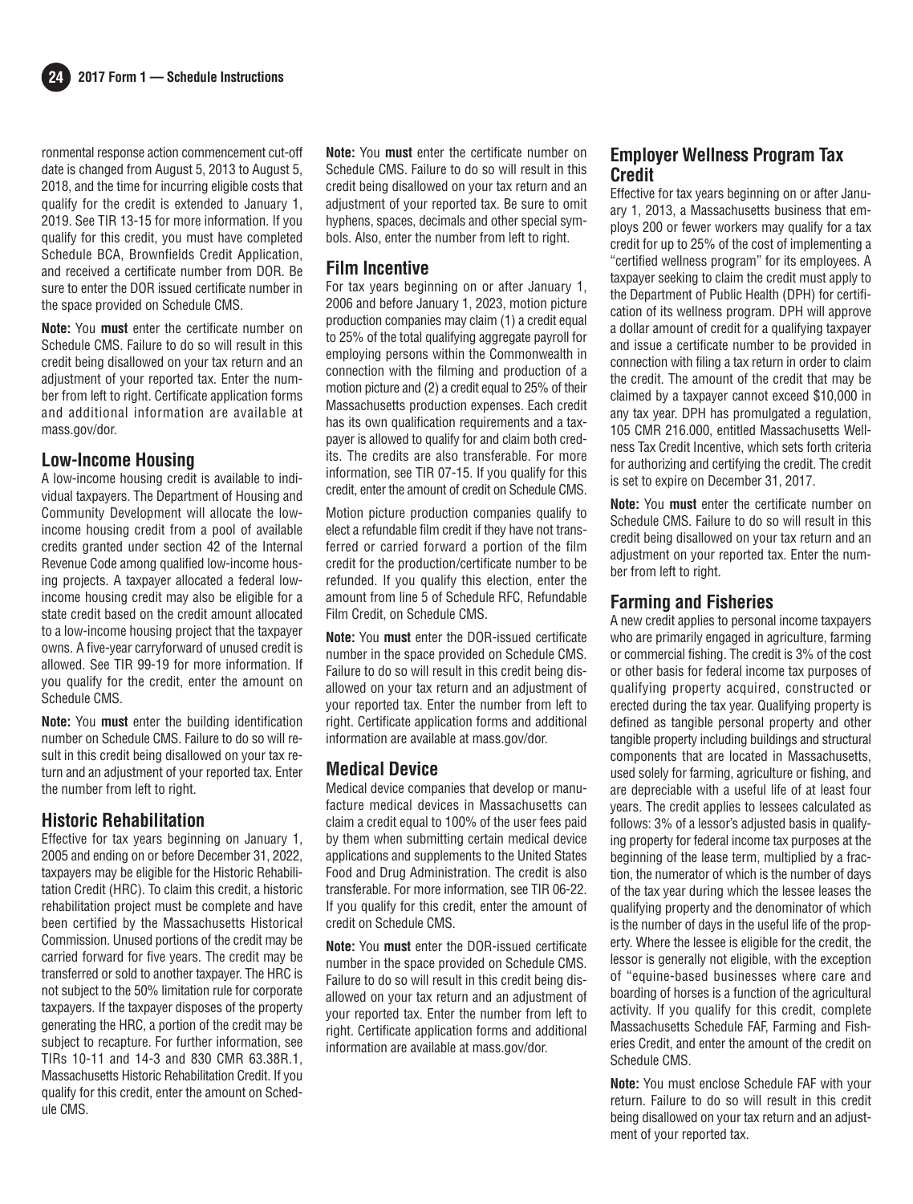ronmental response action commencement cut-off date is changed from August 5, 2013 to August 5, 2018, and the time for incurring eligible costs that qualify for the credit is extended to January 1, 2019. See TIR 13-15 for more information. If you qualify for this credit, you must have completed Schedule BCA, Brownfields Credit Application, and received a certificate number from DOR. Be sure to enter the DOR issued certificate number in the space provided on Schedule CMS.

**Note:** You **must** enter the certificate number on Schedule CMS. Failure to do so will result in this credit being disallowed on your tax return and an adjustment of your reported tax. Enter the number from left to right. Certificate application forms and additional information are available at mass.gov/dor.

## Low-Income Housing

A low-income housing credit is available to individual taxpayers. The Department of Housing and Community Development will allocate the low-income housing credit from a pool of available credits granted under section 42 of the Internal Revenue Code among qualified low-income housing projects. A taxpayer allocated a federal low-income housing credit may also be eligible for a state credit based on the credit amount allocated to a low-income housing project that the taxpayer owns. A five-year carryforward of unused credit is allowed. See TIR 99-19 for more information. If you qualify for the credit, enter the amount on Schedule CMS.

**Note:** You **must** enter the building identification number on Schedule CMS. Failure to do so will result in this credit being disallowed on your tax return and an adjustment of your reported tax. Enter the number from left to right.

## Historic Rehabilitation

Effective for tax years beginning on January 1, 2005 and ending on or before December 31, 2022, taxpayers may be eligible for the Historic Rehabilitation Credit (HRC). To claim this credit, a historic rehabilitation project must be complete and have been certified by the Massachusetts Historical Commission. Unused portions of the credit may be carried forward for five years. The credit may be transferred or sold to another taxpayer. The HRC is not subject to the 50% limitation rule for corporate taxpayers. If the taxpayer disposes of the property generating the HRC, a portion of the credit may be subject to recapture. For further information, see TIRs 10-11 and 14-3 and 830 CMR 63.38R.1, Massachusetts Historic Rehabilitation Credit. If you qualify for this credit, enter the amount on Schedule CMS.

**Note:** You **must** enter the certificate number on Schedule CMS. Failure to do so will result in this credit being disallowed on your tax return and an adjustment of your reported tax. Be sure to omit hyphens, spaces, decimals and other special symbols. Also, enter the number from left to right.

## Film Incentive

For tax years beginning on or after January 1, 2006 and before January 1, 2023, motion picture production companies may claim (1) a credit equal to 25% of the total qualifying aggregate payroll for employing persons within the Commonwealth in connection with the filming and production of a motion picture and (2) a credit equal to 25% of their Massachusetts production expenses. Each credit has its own qualification requirements and a taxpayer is allowed to qualify for and claim both credits. The credits are also transferable. For more information, see TIR 07-15. If you qualify for this credit, enter the amount of credit on Schedule CMS.

Motion picture production companies qualify to elect a refundable film credit if they have not transferred or carried forward a portion of the film credit for the production/certificate number to be refunded. If you qualify this election, enter the amount from line 5 of Schedule RFC, Refundable Film Credit, on Schedule CMS.

**Note:** You **must** enter the DOR-issued certificate number in the space provided on Schedule CMS. Failure to do so will result in this credit being disallowed on your tax return and an adjustment of your reported tax. Enter the number from left to right. Certificate application forms and additional information are available at mass.gov/dor.

## Medical Device

Medical device companies that develop or manufacture medical devices in Massachusetts can claim a credit equal to 100% of the user fees paid by them when submitting certain medical device applications and supplements to the United States Food and Drug Administration. The credit is also transferable. For more information, see TIR 06-22. If you qualify for this credit, enter the amount of credit on Schedule CMS.

**Note:** You **must** enter the DOR-issued certificate number in the space provided on Schedule CMS. Failure to do so will result in this credit being disallowed on your tax return and an adjustment of your reported tax. Enter the number from left to right. Certificate application forms and additional information are available at mass.gov/dor.

## Employer Wellness Program Tax Credit

Effective for tax years beginning on or after January 1, 2013, a Massachusetts business that employs 200 or fewer workers may qualify for a tax credit for up to 25% of the cost of implementing a "certified wellness program" for its employees. A taxpayer seeking to claim the credit must apply to the Department of Public Health (DPH) for certification of its wellness program. DPH will approve a dollar amount of credit for a qualifying taxpayer and issue a certificate number to be provided in connection with filing a tax return in order to claim the credit. The amount of the credit that may be claimed by a taxpayer cannot exceed $10,000 in any tax year. DPH has promulgated a regulation, 105 CMR 216.000, entitled Massachusetts Wellness Tax Credit Incentive, which sets forth criteria for authorizing and certifying the credit. The credit is set to expire on December 31, 2017.

**Note:** You **must** enter the certificate number on Schedule CMS. Failure to do so will result in this credit being disallowed on your tax return and an adjustment on your reported tax. Enter the number from left to right.

## Farming and Fisheries

A new credit applies to personal income taxpayers who are primarily engaged in agriculture, farming or commercial fishing. The credit is 3% of the cost or other basis for federal income tax purposes of qualifying property acquired, constructed or erected during the tax year. Qualifying property is defined as tangible personal property and other tangible property including buildings and structural components that are located in Massachusetts, used solely for farming, agriculture or fishing, and are depreciable with a useful life of at least four years. The credit applies to lessees calculated as follows: 3% of a lessor's adjusted basis in qualifying property for federal income tax purposes at the beginning of the lease term, multiplied by a fraction, the numerator of which is the number of days of the tax year during which the lessee leases the qualifying property and the denominator of which is the number of days in the useful life of the property. Where the lessee is eligible for the credit, the lessor is generally not eligible, with the exception of "equine-based businesses where care and boarding of horses is a function of the agricultural activity. If you qualify for this credit, complete Massachusetts Schedule FAF, Farming and Fisheries Credit, and enter the amount of the credit on Schedule CMS.

**Note:** You must enclose Schedule FAF with your return. Failure to do so will result in this credit being disallowed on your tax return and an adjustment of your reported tax.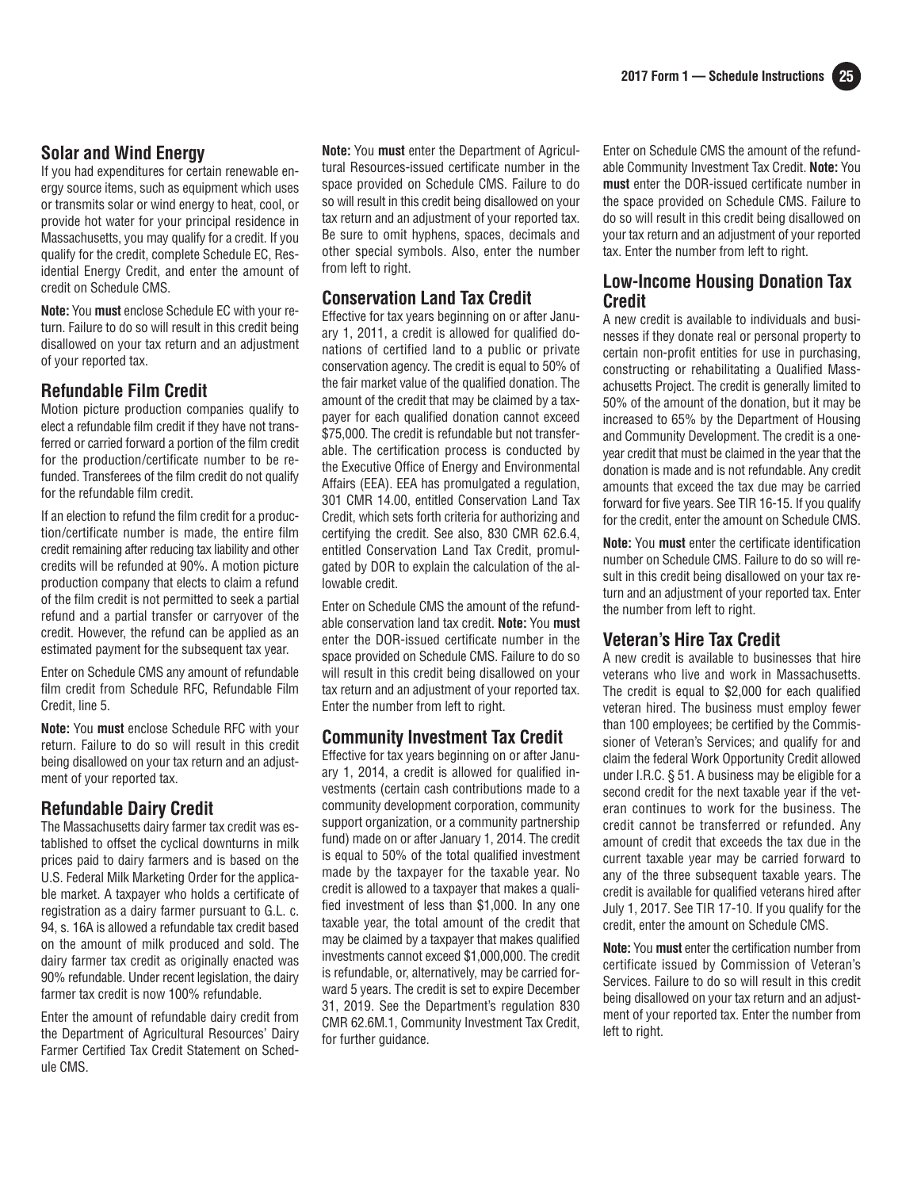## Solar and Wind Energy

If you had expenditures for certain renewable energy source items, such as equipment which uses or transmits solar or wind energy to heat, cool, or provide hot water for your principal residence in Massachusetts, you may qualify for a credit. If you qualify for the credit, complete Schedule EC, Residential Energy Credit, and enter the amount of credit on Schedule CMS.

**Note:** You **must** enclose Schedule EC with your return. Failure to do so will result in this credit being disallowed on your tax return and an adjustment of your reported tax.

## Refundable Film Credit

Motion picture production companies qualify to elect a refundable film credit if they have not transferred or carried forward a portion of the film credit for the production/certificate number to be refunded. Transferees of the film credit do not qualify for the refundable film credit.

If an election to refund the film credit for a production/certificate number is made, the entire film credit remaining after reducing tax liability and other credits will be refunded at 90%. A motion picture production company that elects to claim a refund of the film credit is not permitted to seek a partial refund and a partial transfer or carryover of the credit. However, the refund can be applied as an estimated payment for the subsequent tax year.

Enter on Schedule CMS any amount of refundable film credit from Schedule RFC, Refundable Film Credit, line 5.

**Note:** You **must** enclose Schedule RFC with your return. Failure to do so will result in this credit being disallowed on your tax return and an adjustment of your reported tax.

## Refundable Dairy Credit

The Massachusetts dairy farmer tax credit was established to offset the cyclical downturns in milk prices paid to dairy farmers and is based on the U.S. Federal Milk Marketing Order for the applicable market. A taxpayer who holds a certificate of registration as a dairy farmer pursuant to G.L. c. 94, s. 16A is allowed a refundable tax credit based on the amount of milk produced and sold. The dairy farmer tax credit as originally enacted was 90% refundable. Under recent legislation, the dairy farmer tax credit is now 100% refundable.

Enter the amount of refundable dairy credit from the Department of Agricultural Resources' Dairy Farmer Certified Tax Credit Statement on Schedule CMS.

**Note:** You **must** enter the Department of Agricultural Resources-issued certificate number in the space provided on Schedule CMS. Failure to do so will result in this credit being disallowed on your tax return and an adjustment of your reported tax. Be sure to omit hyphens, spaces, decimals and other special symbols. Also, enter the number from left to right.

## Conservation Land Tax Credit

Effective for tax years beginning on or after January 1, 2011, a credit is allowed for qualified donations of certified land to a public or private conservation agency. The credit is equal to 50% of the fair market value of the qualified donation. The amount of the credit that may be claimed by a taxpayer for each qualified donation cannot exceed $75,000. The credit is refundable but not transferable. The certification process is conducted by the Executive Office of Energy and Environmental Affairs (EEA). EEA has promulgated a regulation, 301 CMR 14.00, entitled Conservation Land Tax Credit, which sets forth criteria for authorizing and certifying the credit. See also, 830 CMR 62.6.4, entitled Conservation Land Tax Credit, promulgated by DOR to explain the calculation of the allowable credit.

Enter on Schedule CMS the amount of the refundable conservation land tax credit. **Note:** You **must** enter the DOR-issued certificate number in the space provided on Schedule CMS. Failure to do so will result in this credit being disallowed on your tax return and an adjustment of your reported tax. Enter the number from left to right.

## Community Investment Tax Credit

Effective for tax years beginning on or after January 1, 2014, a credit is allowed for qualified investments (certain cash contributions made to a community development corporation, community support organization, or a community partnership fund) made on or after January 1, 2014. The credit is equal to 50% of the total qualified investment made by the taxpayer for the taxable year. No credit is allowed to a taxpayer that makes a qualified investment of less than $1,000. In any one taxable year, the total amount of the credit that may be claimed by a taxpayer that makes qualified investments cannot exceed $1,000,000. The credit is refundable, or, alternatively, may be carried forward 5 years. The credit is set to expire December 31, 2019. See the Department's regulation 830 CMR 62.6M.1, Community Investment Tax Credit, for further guidance.

Enter on Schedule CMS the amount of the refundable Community Investment Tax Credit. **Note:** You **must** enter the DOR-issued certificate number in the space provided on Schedule CMS. Failure to do so will result in this credit being disallowed on your tax return and an adjustment of your reported tax. Enter the number from left to right.

## Low-Income Housing Donation Tax Credit

A new credit is available to individuals and businesses if they donate real or personal property to certain non-profit entities for use in purchasing, constructing or rehabilitating a Qualified Massachusetts Project. The credit is generally limited to 50% of the amount of the donation, but it may be increased to 65% by the Department of Housing and Community Development. The credit is a one-year credit that must be claimed in the year that the donation is made and is not refundable. Any credit amounts that exceed the tax due may be carried forward for five years. See TIR 16-15. If you qualify for the credit, enter the amount on Schedule CMS.

**Note:** You **must** enter the certificate identification number on Schedule CMS. Failure to do so will result in this credit being disallowed on your tax return and an adjustment of your reported tax. Enter the number from left to right.

## Veteran's Hire Tax Credit

A new credit is available to businesses that hire veterans who live and work in Massachusetts. The credit is equal to $2,000 for each qualified veteran hired. The business must employ fewer than 100 employees; be certified by the Commissioner of Veteran's Services; and qualify for and claim the federal Work Opportunity Credit allowed under I.R.C. § 51. A business may be eligible for a second credit for the next taxable year if the veteran continues to work for the business. The credit cannot be transferred or refunded. Any amount of credit that exceeds the tax due in the current taxable year may be carried forward to any of the three subsequent taxable years. The credit is available for qualified veterans hired after July 1, 2017. See TIR 17-10. If you qualify for the credit, enter the amount on Schedule CMS.

**Note:** You **must** enter the certification number from certificate issued by Commission of Veteran's Services. Failure to do so will result in this credit being disallowed on your tax return and an adjustment of your reported tax. Enter the number from left to right.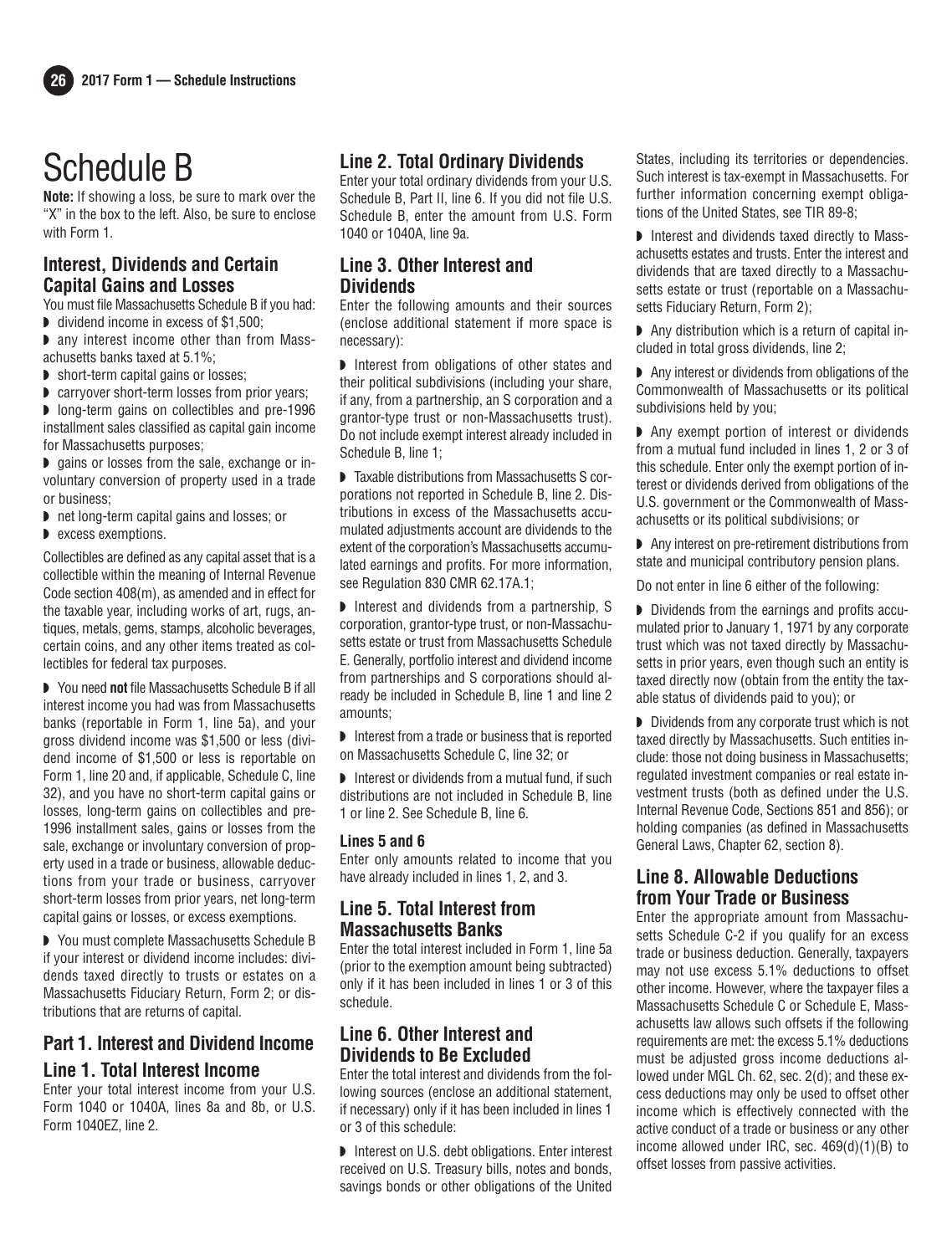# Schedule B

**Note:** If showing a loss, be sure to mark over the "X" in the box to the left. Also, be sure to enclose with Form 1.

## Interest, Dividends and Certain Capital Gains and Losses

You must file Massachusetts Schedule B if you had:

- dividend income in excess of $1,500;
- any interest income other than from Massachusetts banks taxed at 5.1%;
- short-term capital gains or losses;
- carryover short-term losses from prior years;
- long-term gains on collectibles and pre-1996 installment sales classified as capital gain income for Massachusetts purposes;
- gains or losses from the sale, exchange or involuntary conversion of property used in a trade or business;
- net long-term capital gains and losses; or
- excess exemptions.

Collectibles are defined as any capital asset that is a collectible within the meaning of Internal Revenue Code section 408(m), as amended and in effect for the taxable year, including works of art, rugs, antiques, metals, gems, stamps, alcoholic beverages, certain coins, and any other items treated as collectibles for federal tax purposes.

- You need **not** file Massachusetts Schedule B if all interest income you had was from Massachusetts banks (reportable in Form 1, line 5a), and your gross dividend income was $1,500 or less (dividend income of $1,500 or less is reportable on Form 1, line 20 and, if applicable, Schedule C, line 32), and you have no short-term capital gains or losses, long-term gains on collectibles and pre-1996 installment sales, gains or losses from the sale, exchange or involuntary conversion of property used in a trade or business, allowable deductions from your trade or business, carryover short-term losses from prior years, net long-term capital gains or losses, or excess exemptions.

- You must complete Massachusetts Schedule B if your interest or dividend income includes: dividends taxed directly to trusts or estates on a Massachusetts Fiduciary Return, Form 2; or distributions that are returns of capital.

## Part 1. Interest and Dividend Income

### Line 1. Total Interest Income

Enter your total interest income from your U.S. Form 1040 or 1040A, lines 8a and 8b, or U.S. Form 1040EZ, line 2.

### Line 2. Total Ordinary Dividends

Enter your total ordinary dividends from your U.S. Schedule B, Part II, line 6. If you did not file U.S. Schedule B, enter the amount from U.S. Form 1040 or 1040A, line 9a.

### Line 3. Other Interest and Dividends

Enter the following amounts and their sources (enclose additional statement if more space is necessary):

- Interest from obligations of other states and their political subdivisions (including your share, if any, from a partnership, an S corporation and a grantor-type trust or non-Massachusetts trust). Do not include exempt interest already included in Schedule B, line 1;
- Taxable distributions from Massachusetts S corporations not reported in Schedule B, line 2. Distributions in excess of the Massachusetts accumulated adjustments account are dividends to the extent of the corporation's Massachusetts accumulated earnings and profits. For more information, see Regulation 830 CMR 62.17A.1;
- Interest and dividends from a partnership, S corporation, grantor-type trust, or non-Massachusetts estate or trust from Massachusetts Schedule E. Generally, portfolio interest and dividend income from partnerships and S corporations should already be included in Schedule B, line 1 and line 2 amounts;
- Interest from a trade or business that is reported on Massachusetts Schedule C, line 32; or
- Interest or dividends from a mutual fund, if such distributions are not included in Schedule B, line 1 or line 2. See Schedule B, line 6.

#### Lines 5 and 6

Enter only amounts related to income that you have already included in lines 1, 2, and 3.

### Line 5. Total Interest from Massachusetts Banks

Enter the total interest included in Form 1, line 5a (prior to the exemption amount being subtracted) only if it has been included in lines 1 or 3 of this schedule.

### Line 6. Other Interest and Dividends to Be Excluded

Enter the total interest and dividends from the following sources (enclose an additional statement, if necessary) only if it has been included in lines 1 or 3 of this schedule:

- Interest on U.S. debt obligations. Enter interest received on U.S. Treasury bills, notes and bonds, savings bonds or other obligations of the United States, including its territories or dependencies. Such interest is tax-exempt in Massachusetts. For further information concerning exempt obligations of the United States, see TIR 89-8;
- Interest and dividends taxed directly to Massachusetts estates and trusts. Enter the interest and dividends that are taxed directly to a Massachusetts estate or trust (reportable on a Massachusetts Fiduciary Return, Form 2);
- Any distribution which is a return of capital included in total gross dividends, line 2;
- Any interest or dividends from obligations of the Commonwealth of Massachusetts or its political subdivisions held by you;
- Any exempt portion of interest or dividends from a mutual fund included in lines 1, 2 or 3 of this schedule. Enter only the exempt portion of interest or dividends derived from obligations of the U.S. government or the Commonwealth of Massachusetts or its political subdivisions; or
- Any interest on pre-retirement distributions from state and municipal contributory pension plans.

Do not enter in line 6 either of the following:

- Dividends from the earnings and profits accumulated prior to January 1, 1971 by any corporate trust which was not taxed directly by Massachusetts in prior years, even though such an entity is taxed directly now (obtain from the entity the taxable status of dividends paid to you); or
- Dividends from any corporate trust which is not taxed directly by Massachusetts. Such entities include: those not doing business in Massachusetts; regulated investment companies or real estate investment trusts (both as defined under the U.S. Internal Revenue Code, Sections 851 and 856); or holding companies (as defined in Massachusetts General Laws, Chapter 62, section 8).

### Line 8. Allowable Deductions from Your Trade or Business

Enter the appropriate amount from Massachusetts Schedule C-2 if you qualify for an excess trade or business deduction. Generally, taxpayers may not use excess 5.1% deductions to offset other income. However, where the taxpayer files a Massachusetts Schedule C or Schedule E, Massachusetts law allows such offsets if the following requirements are met: the excess 5.1% deductions must be adjusted gross income deductions allowed under MGL Ch. 62, sec. 2(d); and these excess deductions may only be used to offset other income which is effectively connected with the active conduct of a trade or business or any other income allowed under IRC, sec. 469(d)(1)(B) to offset losses from passive activities.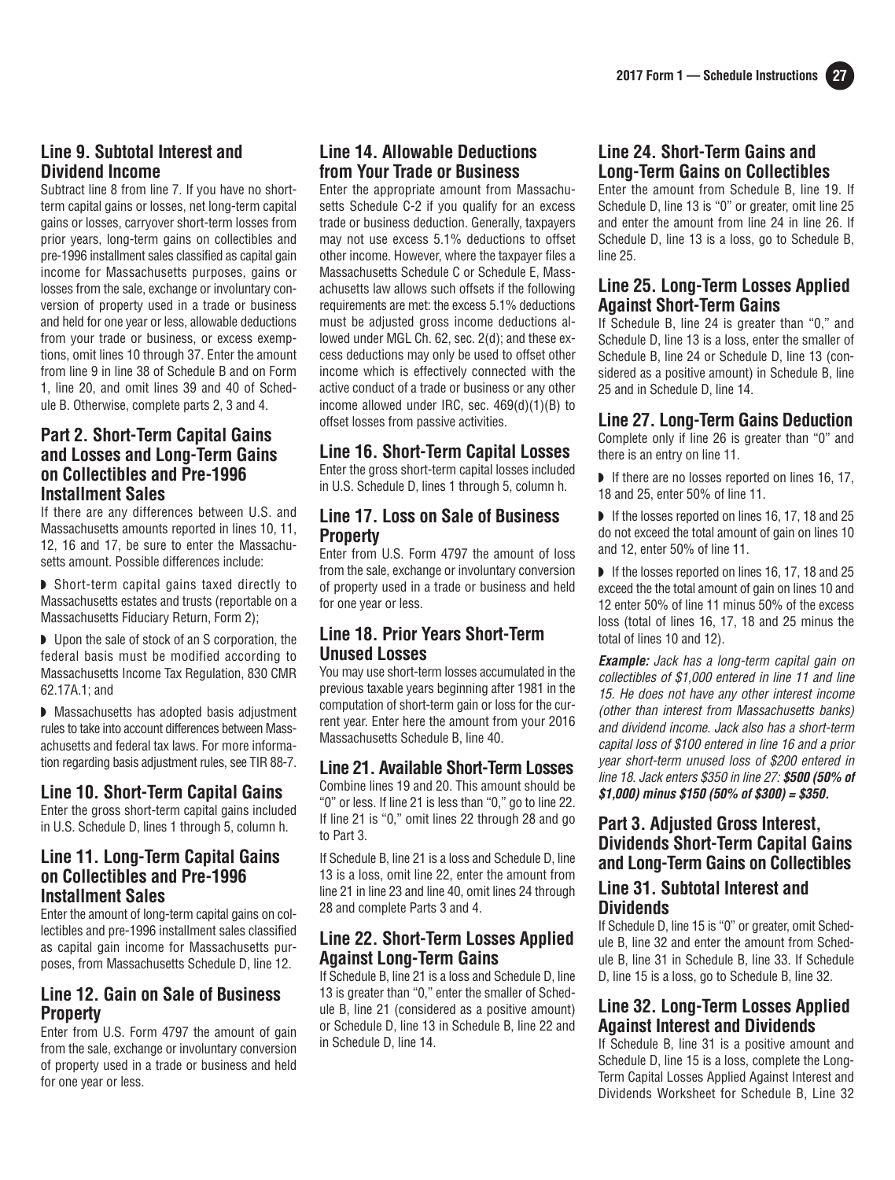## Line 9. Subtotal Interest and Dividend Income

Subtract line 8 from line 7. If you have no short-term capital gains or losses, net long-term capital gains or losses, carryover short-term losses from prior years, long-term gains on collectibles and pre-1996 installment sales classified as capital gain income for Massachusetts purposes, gains or losses from the sale, exchange or involuntary conversion of property used in a trade or business and held for one year or less, allowable deductions from your trade or business, or excess exemptions, omit lines 10 through 37. Enter the amount from line 9 in line 38 of Schedule B and on Form 1, line 20, and omit lines 39 and 40 of Schedule B. Otherwise, complete parts 2, 3 and 4.

## Part 2. Short-Term Capital Gains and Losses and Long-Term Gains on Collectibles and Pre-1996 Installment Sales

If there are any differences between U.S. and Massachusetts amounts reported in lines 10, 11, 12, 16 and 17, be sure to enter the Massachusetts amount. Possible differences include:

- Short-term capital gains taxed directly to Massachusetts estates and trusts (reportable on a Massachusetts Fiduciary Return, Form 2);
- Upon the sale of stock of an S corporation, the federal basis must be modified according to Massachusetts Income Tax Regulation, 830 CMR 62.17A.1; and
- Massachusetts has adopted basis adjustment rules to take into account differences between Massachusetts and federal tax laws. For more information regarding basis adjustment rules, see TIR 88-7.

## Line 10. Short-Term Capital Gains

Enter the gross short-term capital gains included in U.S. Schedule D, lines 1 through 5, column h.

## Line 11. Long-Term Capital Gains on Collectibles and Pre-1996 Installment Sales

Enter the amount of long-term capital gains on collectibles and pre-1996 installment sales classified as capital gain income for Massachusetts purposes, from Massachusetts Schedule D, line 12.

## Line 12. Gain on Sale of Business Property

Enter from U.S. Form 4797 the amount of gain from the sale, exchange or involuntary conversion of property used in a trade or business and held for one year or less.

## Line 14. Allowable Deductions from Your Trade or Business

Enter the appropriate amount from Massachusetts Schedule C-2 if you qualify for an excess trade or business deduction. Generally, taxpayers may not use excess 5.1% deductions to offset other income. However, where the taxpayer files a Massachusetts Schedule C or Schedule E, Massachusetts law allows such offsets if the following requirements are met: the excess 5.1% deductions must be adjusted gross income deductions allowed under MGL Ch. 62, sec. 2(d); and these excess deductions may only be used to offset other income which is effectively connected with the active conduct of a trade or business or any other income allowed under IRC, sec. 469(d)(1)(B) to offset losses from passive activities.

## Line 16. Short-Term Capital Losses

Enter the gross short-term capital losses included in U.S. Schedule D, lines 1 through 5, column h.

## Line 17. Loss on Sale of Business Property

Enter from U.S. Form 4797 the amount of loss from the sale, exchange or involuntary conversion of property used in a trade or business and held for one year or less.

## Line 18. Prior Years Short-Term Unused Losses

You may use short-term losses accumulated in the previous taxable years beginning after 1981 in the computation of short-term gain or loss for the current year. Enter here the amount from your 2016 Massachusetts Schedule B, line 40.

## Line 21. Available Short-Term Losses

Combine lines 19 and 20. This amount should be "0" or less. If line 21 is less than "0," go to line 22. If line 21 is "0," omit lines 22 through 28 and go to Part 3.

If Schedule B, line 21 is a loss and Schedule D, line 13 is a loss, omit line 22, enter the amount from line 21 in line 23 and line 40, omit lines 24 through 28 and complete Parts 3 and 4.

## Line 22. Short-Term Losses Applied Against Long-Term Gains

If Schedule B, line 21 is a loss and Schedule D, line 13 is greater than "0," enter the smaller of Schedule B, line 21 (considered as a positive amount) or Schedule D, line 13 in Schedule B, line 22 and in Schedule D, line 14.

## Line 24. Short-Term Gains and Long-Term Gains on Collectibles

Enter the amount from Schedule B, line 19. If Schedule D, line 13 is "0" or greater, omit line 25 and enter the amount from line 24 in line 26. If Schedule D, line 13 is a loss, go to Schedule B, line 25.

## Line 25. Long-Term Losses Applied Against Short-Term Gains

If Schedule B, line 24 is greater than "0," and Schedule D, line 13 is a loss, enter the smaller of Schedule B, line 24 or Schedule D, line 13 (considered as a positive amount) in Schedule B, line 25 and in Schedule D, line 14.

## Line 27. Long-Term Gains Deduction

Complete only if line 26 is greater than "0" and there is an entry on line 11.

- If there are no losses reported on lines 16, 17, 18 and 25, enter 50% of line 11.
- If the losses reported on lines 16, 17, 18 and 25 do not exceed the total amount of gain on lines 10 and 12, enter 50% of line 11.
- If the losses reported on lines 16, 17, 18 and 25 exceed the the total amount of gain on lines 10 and 12 enter 50% of line 11 minus 50% of the excess loss (total of lines 16, 17, 18 and 25 minus the total of lines 10 and 12).

***Example:*** *Jack has a long-term capital gain on collectibles of $1,000 entered in line 11 and line 15. He does not have any other interest income (other than interest from Massachusetts banks) and dividend income. Jack also has a short-term capital loss of $100 entered in line 16 and a prior year short-term unused loss of $200 entered in line 18. Jack enters $350 in line 27:* ***$500 (50% of $1,000) minus $150 (50% of $300) = $350.***

## Part 3. Adjusted Gross Interest, Dividends Short-Term Capital Gains and Long-Term Gains on Collectibles

## Line 31. Subtotal Interest and Dividends

If Schedule D, line 15 is "0" or greater, omit Schedule B, line 32 and enter the amount from Schedule B, line 31 in Schedule B, line 33. If Schedule D, line 15 is a loss, go to Schedule B, line 32.

## Line 32. Long-Term Losses Applied Against Interest and Dividends

If Schedule B, line 31 is a positive amount and Schedule D, line 15 is a loss, complete the Long-Term Capital Losses Applied Against Interest and Dividends Worksheet for Schedule B, Line 32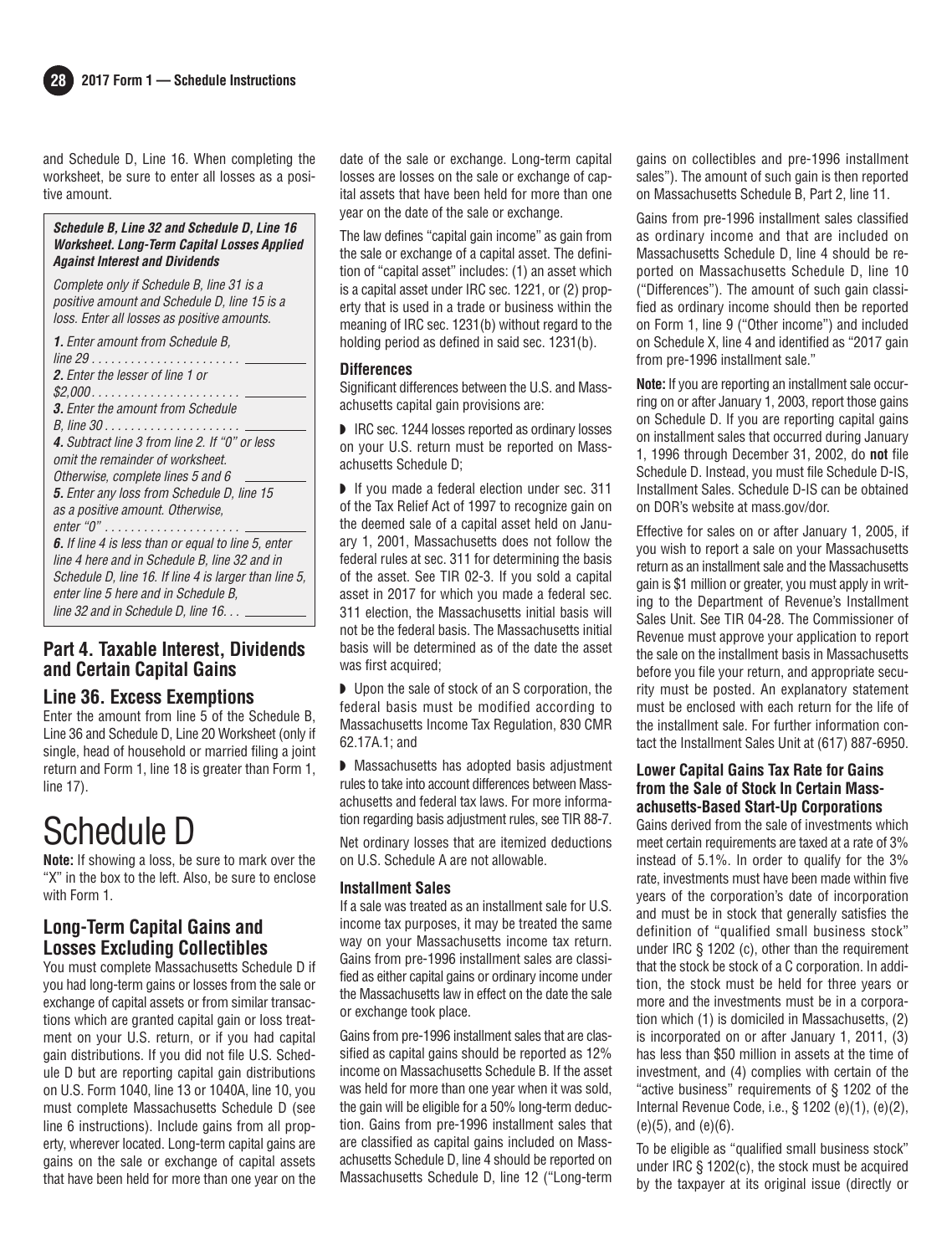and Schedule D, Line 16. When completing the worksheet, be sure to enter all losses as a positive amount.

***Schedule B, Line 32 and Schedule D, Line 16 Worksheet. Long-Term Capital Losses Applied Against Interest and Dividends***

*Complete only if Schedule B, line 31 is a positive amount and Schedule D, line 15 is a loss. Enter all losses as positive amounts.*

***1.*** *Enter amount from Schedule B, line 29* . . . . . . . . . . . . . . . . . . . . . . ________

***2.*** *Enter the lesser of line 1 or $2,000* . . . . . . . . . . . . . . . . . . . . . . ________

***3.*** *Enter the amount from Schedule B, line 30* . . . . . . . . . . . . . . . . . . . . ________

***4.*** *Subtract line 3 from line 2. If "0" or less omit the remainder of worksheet. Otherwise, complete lines 5 and 6* ________

***5.*** *Enter any loss from Schedule D, line 15 as a positive amount. Otherwise, enter "0"* . . . . . . . . . . . . . . . . . . . . ________

***6.*** *If line 4 is less than or equal to line 5, enter line 4 here and in Schedule B, line 32 and in Schedule D, line 16. If line 4 is larger than line 5, enter line 5 here and in Schedule B, line 32 and in Schedule D, line 16* . . . ________

## Part 4. Taxable Interest, Dividends and Certain Capital Gains

### Line 36. Excess Exemptions

Enter the amount from line 5 of the Schedule B, Line 36 and Schedule D, Line 20 Worksheet (only if single, head of household or married filing a joint return and Form 1, line 18 is greater than Form 1, line 17).

# Schedule D

**Note:** If showing a loss, be sure to mark over the "X" in the box to the left. Also, be sure to enclose with Form 1.

## Long-Term Capital Gains and Losses Excluding Collectibles

You must complete Massachusetts Schedule D if you had long-term gains or losses from the sale or exchange of capital assets or from similar transactions which are granted capital gain or loss treatment on your U.S. return, or if you had capital gain distributions. If you did not file U.S. Schedule D but are reporting capital gain distributions on U.S. Form 1040, line 13 or 1040A, line 10, you must complete Massachusetts Schedule D (see line 6 instructions). Include gains from all property, wherever located. Long-term capital gains are gains on the sale or exchange of capital assets that have been held for more than one year on the date of the sale or exchange. Long-term capital losses are losses on the sale or exchange of capital assets that have been held for more than one year on the date of the sale or exchange.

The law defines "capital gain income" as gain from the sale or exchange of a capital asset. The definition of "capital asset" includes: (1) an asset which is a capital asset under IRC sec. 1221, or (2) property that is used in a trade or business within the meaning of IRC sec. 1231(b) without regard to the holding period as defined in said sec. 1231(b).

### Differences

Significant differences between the U.S. and Massachusetts capital gain provisions are:

- IRC sec. 1244 losses reported as ordinary losses on your U.S. return must be reported on Massachusetts Schedule D;
- If you made a federal election under sec. 311 of the Tax Relief Act of 1997 to recognize gain on the deemed sale of a capital asset held on January 1, 2001, Massachusetts does not follow the federal rules at sec. 311 for determining the basis of the asset. See TIR 02-3. If you sold a capital asset in 2017 for which you made a federal sec. 311 election, the Massachusetts initial basis will not be the federal basis. The Massachusetts initial basis will be determined as of the date the asset was first acquired;
- Upon the sale of stock of an S corporation, the federal basis must be modified according to Massachusetts Income Tax Regulation, 830 CMR 62.17A.1; and
- Massachusetts has adopted basis adjustment rules to take into account differences between Massachusetts and federal tax laws. For more information regarding basis adjustment rules, see TIR 88-7.

Net ordinary losses that are itemized deductions on U.S. Schedule A are not allowable.

### Installment Sales

If a sale was treated as an installment sale for U.S. income tax purposes, it may be treated the same way on your Massachusetts income tax return. Gains from pre-1996 installment sales are classified as either capital gains or ordinary income under the Massachusetts law in effect on the date the sale or exchange took place.

Gains from pre-1996 installment sales that are classified as capital gains should be reported as 12% income on Massachusetts Schedule B. If the asset was held for more than one year when it was sold, the gain will be eligible for a 50% long-term deduction. Gains from pre-1996 installment sales that are classified as capital gains included on Massachusetts Schedule D, line 4 should be reported on Massachusetts Schedule D, line 12 ("Long-term gains on collectibles and pre-1996 installment sales"). The amount of such gain is then reported on Massachusetts Schedule B, Part 2, line 11.

Gains from pre-1996 installment sales classified as ordinary income and that are included on Massachusetts Schedule D, line 4 should be reported on Massachusetts Schedule D, line 10 ("Differences"). The amount of such gain classified as ordinary income should then be reported on Form 1, line 9 ("Other income") and included on Schedule X, line 4 and identified as "2017 gain from pre-1996 installment sale."

**Note:** If you are reporting an installment sale occurring on or after January 1, 2003, report those gains on Schedule D. If you are reporting capital gains on installment sales that occurred during January 1, 1996 through December 31, 2002, do **not** file Schedule D. Instead, you must file Schedule D-IS, Installment Sales. Schedule D-IS can be obtained on DOR's website at mass.gov/dor.

Effective for sales on or after January 1, 2005, if you wish to report a sale on your Massachusetts return as an installment sale and the Massachusetts gain is $1 million or greater, you must apply in writing to the Department of Revenue's Installment Sales Unit. See TIR 04-28. The Commissioner of Revenue must approve your application to report the sale on the installment basis in Massachusetts before you file your return, and appropriate security must be posted. An explanatory statement must be enclosed with each return for the life of the installment sale. For further information contact the Installment Sales Unit at (617) 887-6950.

### Lower Capital Gains Tax Rate for Gains from the Sale of Stock In Certain Massachusetts-Based Start-Up Corporations

Gains derived from the sale of investments which meet certain requirements are taxed at a rate of 3% instead of 5.1%. In order to qualify for the 3% rate, investments must have been made within five years of the corporation's date of incorporation and must be in stock that generally satisfies the definition of "qualified small business stock" under IRC § 1202 (c), other than the requirement that the stock be stock of a C corporation. In addition, the stock must be held for three years or more and the investments must be in a corporation which (1) is domiciled in Massachusetts, (2) is incorporated on or after January 1, 2011, (3) has less than $50 million in assets at the time of investment, and (4) complies with certain of the "active business" requirements of § 1202 of the Internal Revenue Code, i.e., § 1202 (e)(1), (e)(2), (e)(5), and (e)(6).

To be eligible as "qualified small business stock" under IRC § 1202(c), the stock must be acquired by the taxpayer at its original issue (directly or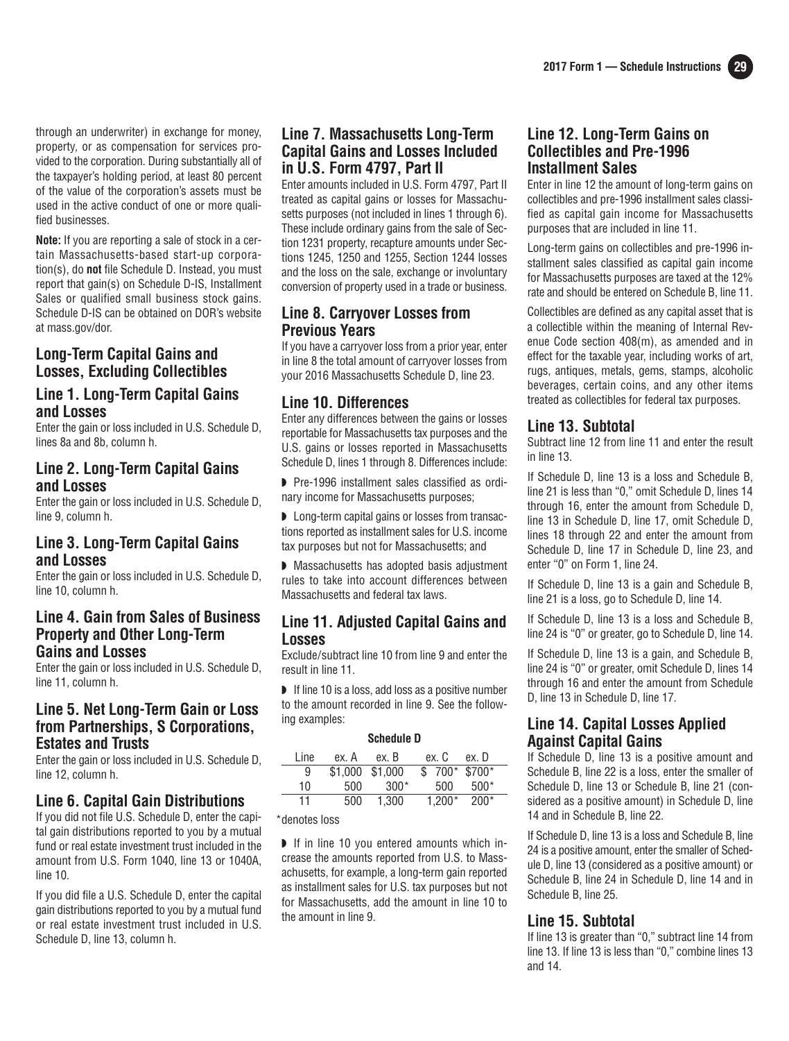through an underwriter) in exchange for money, property, or as compensation for services provided to the corporation. During substantially all of the taxpayer's holding period, at least 80 percent of the value of the corporation's assets must be used in the active conduct of one or more qualified businesses.

**Note:** If you are reporting a sale of stock in a certain Massachusetts-based start-up corporation(s), do **not** file Schedule D. Instead, you must report that gain(s) on Schedule D-IS, Installment Sales or qualified small business stock gains. Schedule D-IS can be obtained on DOR's website at mass.gov/dor.

## Long-Term Capital Gains and Losses, Excluding Collectibles

### Line 1. Long-Term Capital Gains and Losses

Enter the gain or loss included in U.S. Schedule D, lines 8a and 8b, column h.

### Line 2. Long-Term Capital Gains and Losses

Enter the gain or loss included in U.S. Schedule D, line 9, column h.

### Line 3. Long-Term Capital Gains and Losses

Enter the gain or loss included in U.S. Schedule D, line 10, column h.

### Line 4. Gain from Sales of Business Property and Other Long-Term Gains and Losses

Enter the gain or loss included in U.S. Schedule D, line 11, column h.

### Line 5. Net Long-Term Gain or Loss from Partnerships, S Corporations, Estates and Trusts

Enter the gain or loss included in U.S. Schedule D, line 12, column h.

### Line 6. Capital Gain Distributions

If you did not file U.S. Schedule D, enter the capital gain distributions reported to you by a mutual fund or real estate investment trust included in the amount from U.S. Form 1040, line 13 or 1040A, line 10.

If you did file a U.S. Schedule D, enter the capital gain distributions reported to you by a mutual fund or real estate investment trust included in U.S. Schedule D, line 13, column h.

### Line 7. Massachusetts Long-Term Capital Gains and Losses Included in U.S. Form 4797, Part II

Enter amounts included in U.S. Form 4797, Part II treated as capital gains or losses for Massachusetts purposes (not included in lines 1 through 6). These include ordinary gains from the sale of Section 1231 property, recapture amounts under Sections 1245, 1250 and 1255, Section 1244 losses and the loss on the sale, exchange or involuntary conversion of property used in a trade or business.

### Line 8. Carryover Losses from Previous Years

If you have a carryover loss from a prior year, enter in line 8 the total amount of carryover losses from your 2016 Massachusetts Schedule D, line 23.

### Line 10. Differences

Enter any differences between the gains or losses reportable for Massachusetts tax purposes and the U.S. gains or losses reported in Massachusetts Schedule D, lines 1 through 8. Differences include:

- Pre-1996 installment sales classified as ordinary income for Massachusetts purposes;
- Long-term capital gains or losses from transactions reported as installment sales for U.S. income tax purposes but not for Massachusetts; and
- Massachusetts has adopted basis adjustment rules to take into account differences between Massachusetts and federal tax laws.

### Line 11. Adjusted Capital Gains and Losses

Exclude/subtract line 10 from line 9 and enter the result in line 11.

- If line 10 is a loss, add loss as a positive number to the amount recorded in line 9. See the following examples:

**Schedule D**

| Line | ex. A | ex. B | ex. C | ex. D |
|---|---|---|---|---|
| 9 | $1,000 | $1,000 | $ 700* | $700* |
| 10 | 500 | 300* | 500 | 500* |
| 11 | 500 | 1,300 | 1,200* | 200* |

*denotes loss

- If in line 10 you entered amounts which increase the amounts reported from U.S. to Massachusetts, for example, a long-term gain reported as installment sales for U.S. tax purposes but not for Massachusetts, add the amount in line 10 to the amount in line 9.

### Line 12. Long-Term Gains on Collectibles and Pre-1996 Installment Sales

Enter in line 12 the amount of long-term gains on collectibles and pre-1996 installment sales classified as capital gain income for Massachusetts purposes that are included in line 11.

Long-term gains on collectibles and pre-1996 installment sales classified as capital gain income for Massachusetts purposes are taxed at the 12% rate and should be entered on Schedule B, line 11.

Collectibles are defined as any capital asset that is a collectible within the meaning of Internal Revenue Code section 408(m), as amended and in effect for the taxable year, including works of art, rugs, antiques, metals, gems, stamps, alcoholic beverages, certain coins, and any other items treated as collectibles for federal tax purposes.

### Line 13. Subtotal

Subtract line 12 from line 11 and enter the result in line 13.

If Schedule D, line 13 is a loss and Schedule B, line 21 is less than "0," omit Schedule D, lines 14 through 16, enter the amount from Schedule D, line 13 in Schedule D, line 17, omit Schedule D, lines 18 through 22 and enter the amount from Schedule D, line 17 in Schedule D, line 23, and enter "0" on Form 1, line 24.

If Schedule D, line 13 is a gain and Schedule B, line 21 is a loss, go to Schedule D, line 14.

If Schedule D, line 13 is a loss and Schedule B, line 24 is "0" or greater, go to Schedule D, line 14.

If Schedule D, line 13 is a gain, and Schedule B, line 24 is "0" or greater, omit Schedule D, lines 14 through 16 and enter the amount from Schedule D, line 13 in Schedule D, line 17.

### Line 14. Capital Losses Applied Against Capital Gains

If Schedule D, line 13 is a positive amount and Schedule B, line 22 is a loss, enter the smaller of Schedule D, line 13 or Schedule B, line 21 (considered as a positive amount) in Schedule D, line 14 and in Schedule B, line 22.

If Schedule D, line 13 is a loss and Schedule B, line 24 is a positive amount, enter the smaller of Schedule D, line 13 (considered as a positive amount) or Schedule B, line 24 in Schedule D, line 14 and in Schedule B, line 25.

### Line 15. Subtotal

If line 13 is greater than "0," subtract line 14 from line 13. If line 13 is less than "0," combine lines 13 and 14.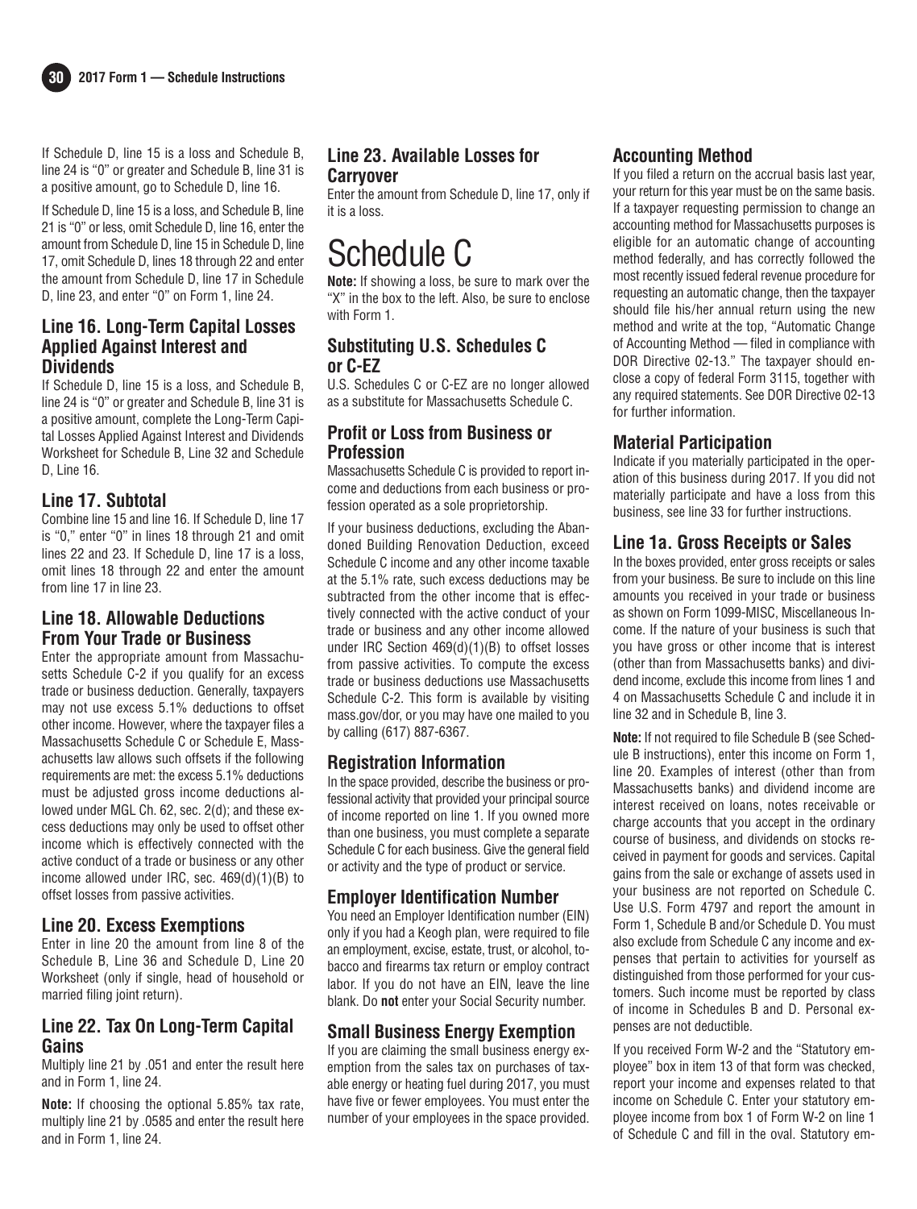If Schedule D, line 15 is a loss and Schedule B, line 24 is "0" or greater and Schedule B, line 31 is a positive amount, go to Schedule D, line 16.

If Schedule D, line 15 is a loss, and Schedule B, line 21 is "0" or less, omit Schedule D, line 16, enter the amount from Schedule D, line 15 in Schedule D, line 17, omit Schedule D, lines 18 through 22 and enter the amount from Schedule D, line 17 in Schedule D, line 23, and enter "0" on Form 1, line 24.

### Line 16. Long-Term Capital Losses Applied Against Interest and Dividends

If Schedule D, line 15 is a loss, and Schedule B, line 24 is "0" or greater and Schedule B, line 31 is a positive amount, complete the Long-Term Capital Losses Applied Against Interest and Dividends Worksheet for Schedule B, Line 32 and Schedule D, Line 16.

### Line 17. Subtotal

Combine line 15 and line 16. If Schedule D, line 17 is "0," enter "0" in lines 18 through 21 and omit lines 22 and 23. If Schedule D, line 17 is a loss, omit lines 18 through 22 and enter the amount from line 17 in line 23.

### Line 18. Allowable Deductions From Your Trade or Business

Enter the appropriate amount from Massachusetts Schedule C-2 if you qualify for an excess trade or business deduction. Generally, taxpayers may not use excess 5.1% deductions to offset other income. However, where the taxpayer files a Massachusetts Schedule C or Schedule E, Massachusetts law allows such offsets if the following requirements are met: the excess 5.1% deductions must be adjusted gross income deductions allowed under MGL Ch. 62, sec. 2(d); and these excess deductions may only be used to offset other income which is effectively connected with the active conduct of a trade or business or any other income allowed under IRC, sec. 469(d)(1)(B) to offset losses from passive activities.

### Line 20. Excess Exemptions

Enter in line 20 the amount from line 8 of the Schedule B, Line 36 and Schedule D, Line 20 Worksheet (only if single, head of household or married filing joint return).

### Line 22. Tax On Long-Term Capital Gains

Multiply line 21 by .051 and enter the result here and in Form 1, line 24.

**Note:** If choosing the optional 5.85% tax rate, multiply line 21 by .0585 and enter the result here and in Form 1, line 24.

### Line 23. Available Losses for Carryover

Enter the amount from Schedule D, line 17, only if it is a loss.

# Schedule C

**Note:** If showing a loss, be sure to mark over the "X" in the box to the left. Also, be sure to enclose with Form 1.

### Substituting U.S. Schedules C or C-EZ

U.S. Schedules C or C-EZ are no longer allowed as a substitute for Massachusetts Schedule C.

### Profit or Loss from Business or Profession

Massachusetts Schedule C is provided to report income and deductions from each business or profession operated as a sole proprietorship.

If your business deductions, excluding the Abandoned Building Renovation Deduction, exceed Schedule C income and any other income taxable at the 5.1% rate, such excess deductions may be subtracted from the other income that is effectively connected with the active conduct of your trade or business and any other income allowed under IRC Section 469(d)(1)(B) to offset losses from passive activities. To compute the excess trade or business deductions use Massachusetts Schedule C-2. This form is available by visiting mass.gov/dor, or you may have one mailed to you by calling (617) 887-6367.

### Registration Information

In the space provided, describe the business or professional activity that provided your principal source of income reported on line 1. If you owned more than one business, you must complete a separate Schedule C for each business. Give the general field or activity and the type of product or service.

### Employer Identification Number

You need an Employer Identification number (EIN) only if you had a Keogh plan, were required to file an employment, excise, estate, trust, or alcohol, tobacco and firearms tax return or employ contract labor. If you do not have an EIN, leave the line blank. Do **not** enter your Social Security number.

### Small Business Energy Exemption

If you are claiming the small business energy exemption from the sales tax on purchases of taxable energy or heating fuel during 2017, you must have five or fewer employees. You must enter the number of your employees in the space provided.

### Accounting Method

If you filed a return on the accrual basis last year, your return for this year must be on the same basis. If a taxpayer requesting permission to change an accounting method for Massachusetts purposes is eligible for an automatic change of accounting method federally, and has correctly followed the most recently issued federal revenue procedure for requesting an automatic change, then the taxpayer should file his/her annual return using the new method and write at the top, "Automatic Change of Accounting Method — filed in compliance with DOR Directive 02-13." The taxpayer should enclose a copy of federal Form 3115, together with any required statements. See DOR Directive 02-13 for further information.

### Material Participation

Indicate if you materially participated in the operation of this business during 2017. If you did not materially participate and have a loss from this business, see line 33 for further instructions.

### Line 1a. Gross Receipts or Sales

In the boxes provided, enter gross receipts or sales from your business. Be sure to include on this line amounts you received in your trade or business as shown on Form 1099-MISC, Miscellaneous Income. If the nature of your business is such that you have gross or other income that is interest (other than from Massachusetts banks) and dividend income, exclude this income from lines 1 and 4 on Massachusetts Schedule C and include it in line 32 and in Schedule B, line 3.

**Note:** If not required to file Schedule B (see Schedule B instructions), enter this income on Form 1, line 20. Examples of interest (other than from Massachusetts banks) and dividend income are interest received on loans, notes receivable or charge accounts that you accept in the ordinary course of business, and dividends on stocks received in payment for goods and services. Capital gains from the sale or exchange of assets used in your business are not reported on Schedule C. Use U.S. Form 4797 and report the amount in Form 1, Schedule B and/or Schedule D. You must also exclude from Schedule C any income and expenses that pertain to activities for yourself as distinguished from those performed for your customers. Such income must be reported by class of income in Schedules B and D. Personal expenses are not deductible.

If you received Form W-2 and the "Statutory employee" box in item 13 of that form was checked, report your income and expenses related to that income on Schedule C. Enter your statutory employee income from box 1 of Form W-2 on line 1 of Schedule C and fill in the oval. Statutory em-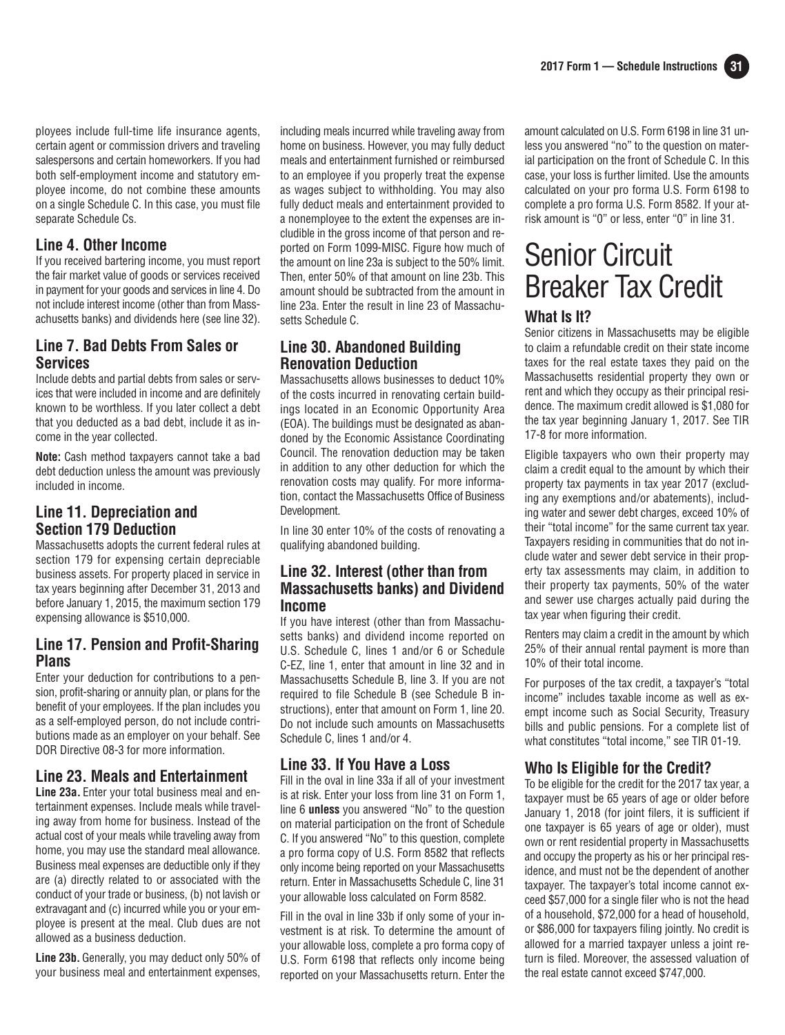ployees include full-time life insurance agents, certain agent or commission drivers and traveling salespersons and certain homeworkers. If you had both self-employment income and statutory employee income, do not combine these amounts on a single Schedule C. In this case, you must file separate Schedule Cs.

### Line 4. Other Income

If you received bartering income, you must report the fair market value of goods or services received in payment for your goods and services in line 4. Do not include interest income (other than from Massachusetts banks) and dividends here (see line 32).

### Line 7. Bad Debts From Sales or Services

Include debts and partial debts from sales or services that were included in income and are definitely known to be worthless. If you later collect a debt that you deducted as a bad debt, include it as income in the year collected.

**Note:** Cash method taxpayers cannot take a bad debt deduction unless the amount was previously included in income.

### Line 11. Depreciation and Section 179 Deduction

Massachusetts adopts the current federal rules at section 179 for expensing certain depreciable business assets. For property placed in service in tax years beginning after December 31, 2013 and before January 1, 2015, the maximum section 179 expensing allowance is $510,000.

### Line 17. Pension and Profit-Sharing Plans

Enter your deduction for contributions to a pension, profit-sharing or annuity plan, or plans for the benefit of your employees. If the plan includes you as a self-employed person, do not include contributions made as an employer on your behalf. See DOR Directive 08-3 for more information.

### Line 23. Meals and Entertainment

**Line 23a.** Enter your total business meal and entertainment expenses. Include meals while traveling away from home for business. Instead of the actual cost of your meals while traveling away from home, you may use the standard meal allowance. Business meal expenses are deductible only if they are (a) directly related to or associated with the conduct of your trade or business, (b) not lavish or extravagant and (c) incurred while you or your employee is present at the meal. Club dues are not allowed as a business deduction.

**Line 23b.** Generally, you may deduct only 50% of your business meal and entertainment expenses, including meals incurred while traveling away from home on business. However, you may fully deduct meals and entertainment furnished or reimbursed to an employee if you properly treat the expense as wages subject to withholding. You may also fully deduct meals and entertainment provided to a nonemployee to the extent the expenses are includible in the gross income of that person and reported on Form 1099-MISC. Figure how much of the amount on line 23a is subject to the 50% limit. Then, enter 50% of that amount on line 23b. This amount should be subtracted from the amount in line 23a. Enter the result in line 23 of Massachusetts Schedule C.

### Line 30. Abandoned Building Renovation Deduction

Massachusetts allows businesses to deduct 10% of the costs incurred in renovating certain buildings located in an Economic Opportunity Area (EOA). The buildings must be designated as abandoned by the Economic Assistance Coordinating Council. The renovation deduction may be taken in addition to any other deduction for which the renovation costs may qualify. For more information, contact the Massachusetts Office of Business Development.

In line 30 enter 10% of the costs of renovating a qualifying abandoned building.

### Line 32. Interest (other than from Massachusetts banks) and Dividend Income

If you have interest (other than from Massachusetts banks) and dividend income reported on U.S. Schedule C, lines 1 and/or 6 or Schedule C-EZ, line 1, enter that amount in line 32 and in Massachusetts Schedule B, line 3. If you are not required to file Schedule B (see Schedule B instructions), enter that amount on Form 1, line 20. Do not include such amounts on Massachusetts Schedule C, lines 1 and/or 4.

### Line 33. If You Have a Loss

Fill in the oval in line 33a if all of your investment is at risk. Enter your loss from line 31 on Form 1, line 6 **unless** you answered "No" to the question on material participation on the front of Schedule C. If you answered "No" to this question, complete a pro forma copy of U.S. Form 8582 that reflects only income being reported on your Massachusetts return. Enter in Massachusetts Schedule C, line 31 your allowable loss calculated on Form 8582.

Fill in the oval in line 33b if only some of your investment is at risk. To determine the amount of your allowable loss, complete a pro forma copy of U.S. Form 6198 that reflects only income being reported on your Massachusetts return. Enter the amount calculated on U.S. Form 6198 in line 31 unless you answered "no" to the question on material participation on the front of Schedule C. In this case, your loss is further limited. Use the amounts calculated on your pro forma U.S. Form 6198 to complete a pro forma U.S. Form 8582. If your at-risk amount is "0" or less, enter "0" in line 31.

# Senior Circuit Breaker Tax Credit

### What Is It?

Senior citizens in Massachusetts may be eligible to claim a refundable credit on their state income taxes for the real estate taxes they paid on the Massachusetts residential property they own or rent and which they occupy as their principal residence. The maximum credit allowed is $1,080 for the tax year beginning January 1, 2017. See TIR 17-8 for more information.

Eligible taxpayers who own their property may claim a credit equal to the amount by which their property tax payments in tax year 2017 (excluding any exemptions and/or abatements), including water and sewer debt charges, exceed 10% of their "total income" for the same current tax year. Taxpayers residing in communities that do not include water and sewer debt service in their property tax assessments may claim, in addition to their property tax payments, 50% of the water and sewer use charges actually paid during the tax year when figuring their credit.

Renters may claim a credit in the amount by which 25% of their annual rental payment is more than 10% of their total income.

For purposes of the tax credit, a taxpayer's "total income" includes taxable income as well as exempt income such as Social Security, Treasury bills and public pensions. For a complete list of what constitutes "total income," see TIR 01-19.

### Who Is Eligible for the Credit?

To be eligible for the credit for the 2017 tax year, a taxpayer must be 65 years of age or older before January 1, 2018 (for joint filers, it is sufficient if one taxpayer is 65 years of age or older), must own or rent residential property in Massachusetts and occupy the property as his or her principal residence, and must not be the dependent of another taxpayer. The taxpayer's total income cannot exceed $57,000 for a single filer who is not the head of a household, $72,000 for a head of household, or $86,000 for taxpayers filing jointly. No credit is allowed for a married taxpayer unless a joint return is filed. Moreover, the assessed valuation of the real estate cannot exceed $747,000.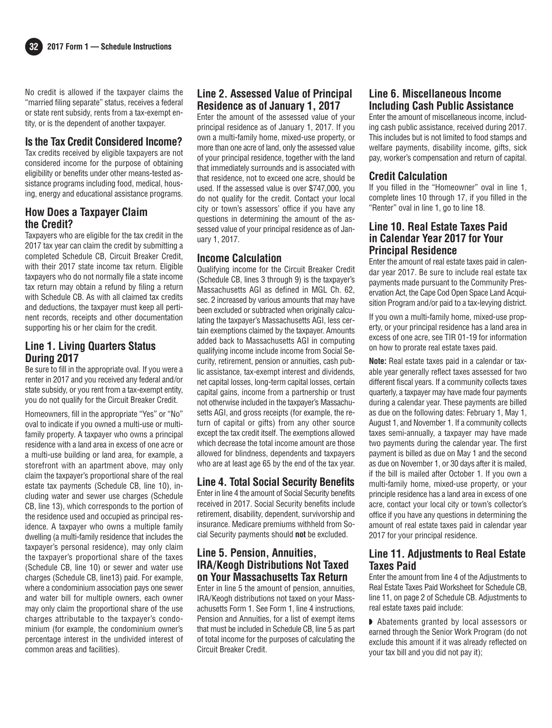No credit is allowed if the taxpayer claims the "married filing separate" status, receives a federal or state rent subsidy, rents from a tax-exempt entity, or is the dependent of another taxpayer.

## Is the Tax Credit Considered Income?

Tax credits received by eligible taxpayers are not considered income for the purpose of obtaining eligibility or benefits under other means-tested assistance programs including food, medical, housing, energy and educational assistance programs.

## How Does a Taxpayer Claim the Credit?

Taxpayers who are eligible for the tax credit in the 2017 tax year can claim the credit by submitting a completed Schedule CB, Circuit Breaker Credit, with their 2017 state income tax return. Eligible taxpayers who do not normally file a state income tax return may obtain a refund by filing a return with Schedule CB. As with all claimed tax credits and deductions, the taxpayer must keep all pertinent records, receipts and other documentation supporting his or her claim for the credit.

## Line 1. Living Quarters Status During 2017

Be sure to fill in the appropriate oval. If you were a renter in 2017 and you received any federal and/or state subsidy, or you rent from a tax-exempt entity, you do not qualify for the Circuit Breaker Credit.

Homeowners, fill in the appropriate "Yes" or "No" oval to indicate if you owned a multi-use or multi-family property. A taxpayer who owns a principal residence with a land area in excess of one acre or a multi-use building or land area, for example, a storefront with an apartment above, may only claim the taxpayer's proportional share of the real estate tax payments (Schedule CB, line 10), including water and sewer use charges (Schedule CB, line 13), which corresponds to the portion of the residence used and occupied as principal residence. A taxpayer who owns a multiple family dwelling (a multi-family residence that includes the taxpayer's personal residence), may only claim the taxpayer's proportional share of the taxes (Schedule CB, line 10) or sewer and water use charges (Schedule CB, line13) paid. For example, where a condominium association pays one sewer and water bill for multiple owners, each owner may only claim the proportional share of the use charges attributable to the taxpayer's condominium (for example, the condominium owner's percentage interest in the undivided interest of common areas and facilities).

## Line 2. Assessed Value of Principal Residence as of January 1, 2017

Enter the amount of the assessed value of your principal residence as of January 1, 2017. If you own a multi-family home, mixed-use property, or more than one acre of land, only the assessed value of your principal residence, together with the land that immediately surrounds and is associated with that residence, not to exceed one acre, should be used. If the assessed value is over $747,000, you do not qualify for the credit. Contact your local city or town's assessors' office if you have any questions in determining the amount of the assessed value of your principal residence as of January 1, 2017.

## Income Calculation

Qualifying income for the Circuit Breaker Credit (Schedule CB, lines 3 through 9) is the taxpayer's Massachusetts AGI as defined in MGL Ch. 62, sec. 2 increased by various amounts that may have been excluded or subtracted when originally calculating the taxpayer's Massachusetts AGI, less certain exemptions claimed by the taxpayer. Amounts added back to Massachusetts AGI in computing qualifying income include income from Social Security, retirement, pension or annuities, cash public assistance, tax-exempt interest and dividends, net capital losses, long-term capital losses, certain capital gains, income from a partnership or trust not otherwise included in the taxpayer's Massachusetts AGI, and gross receipts (for example, the return of capital or gifts) from any other source except the tax credit itself. The exemptions allowed which decrease the total income amount are those allowed for blindness, dependents and taxpayers who are at least age 65 by the end of the tax year.

## Line 4. Total Social Security Benefits

Enter in line 4 the amount of Social Security benefits received in 2017. Social Security benefits include retirement, disability, dependent, survivorship and insurance. Medicare premiums withheld from Social Security payments should **not** be excluded.

## Line 5. Pension, Annuities, IRA/Keogh Distributions Not Taxed on Your Massachusetts Tax Return

Enter in line 5 the amount of pension, annuities, IRA/Keogh distributions not taxed on your Massachusetts Form 1. See Form 1, line 4 instructions, Pension and Annuities, for a list of exempt items that must be included in Schedule CB, line 5 as part of total income for the purposes of calculating the Circuit Breaker Credit.

## Line 6. Miscellaneous Income Including Cash Public Assistance

Enter the amount of miscellaneous income, including cash public assistance, received during 2017. This includes but is not limited to food stamps and welfare payments, disability income, gifts, sick pay, worker's compensation and return of capital.

## Credit Calculation

If you filled in the "Homeowner" oval in line 1, complete lines 10 through 17, if you filled in the "Renter" oval in line 1, go to line 18.

## Line 10. Real Estate Taxes Paid in Calendar Year 2017 for Your Principal Residence

Enter the amount of real estate taxes paid in calendar year 2017. Be sure to include real estate tax payments made pursuant to the Community Preservation Act, the Cape Cod Open Space Land Acquisition Program and/or paid to a tax-levying district.

If you own a multi-family home, mixed-use property, or your principal residence has a land area in excess of one acre, see TIR 01-19 for information on how to prorate real estate taxes paid.

**Note:** Real estate taxes paid in a calendar or taxable year generally reflect taxes assessed for two different fiscal years. If a community collects taxes quarterly, a taxpayer may have made four payments during a calendar year. These payments are billed as due on the following dates: February 1, May 1, August 1, and November 1. If a community collects taxes semi-annually, a taxpayer may have made two payments during the calendar year. The first payment is billed as due on May 1 and the second as due on November 1, or 30 days after it is mailed, if the bill is mailed after October 1. If you own a multi-family home, mixed-use property, or your principle residence has a land area in excess of one acre, contact your local city or town's collector's office if you have any questions in determining the amount of real estate taxes paid in calendar year 2017 for your principal residence.

## Line 11. Adjustments to Real Estate Taxes Paid

Enter the amount from line 4 of the Adjustments to Real Estate Taxes Paid Worksheet for Schedule CB, line 11, on page 2 of Schedule CB. Adjustments to real estate taxes paid include:

- Abatements granted by local assessors or earned through the Senior Work Program (do not exclude this amount if it was already reflected on your tax bill and you did not pay it);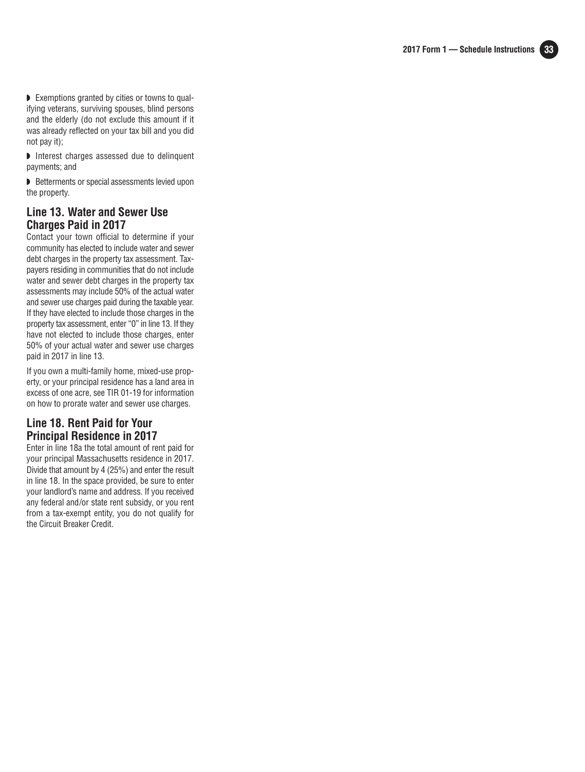- Exemptions granted by cities or towns to qualifying veterans, surviving spouses, blind persons and the elderly (do not exclude this amount if it was already reflected on your tax bill and you did not pay it);
- Interest charges assessed due to delinquent payments; and
- Betterments or special assessments levied upon the property.

## Line 13. Water and Sewer Use Charges Paid in 2017

Contact your town official to determine if your community has elected to include water and sewer debt charges in the property tax assessment. Taxpayers residing in communities that do not include water and sewer debt charges in the property tax assessments may include 50% of the actual water and sewer use charges paid during the taxable year. If they have elected to include those charges in the property tax assessment, enter "0" in line 13. If they have not elected to include those charges, enter 50% of your actual water and sewer use charges paid in 2017 in line 13.

If you own a multi-family home, mixed-use property, or your principal residence has a land area in excess of one acre, see TIR 01-19 for information on how to prorate water and sewer use charges.

## Line 18. Rent Paid for Your Principal Residence in 2017

Enter in line 18a the total amount of rent paid for your principal Massachusetts residence in 2017. Divide that amount by 4 (25%) and enter the result in line 18. In the space provided, be sure to enter your landlord's name and address. If you received any federal and/or state rent subsidy, or you rent from a tax-exempt entity, you do not qualify for the Circuit Breaker Credit.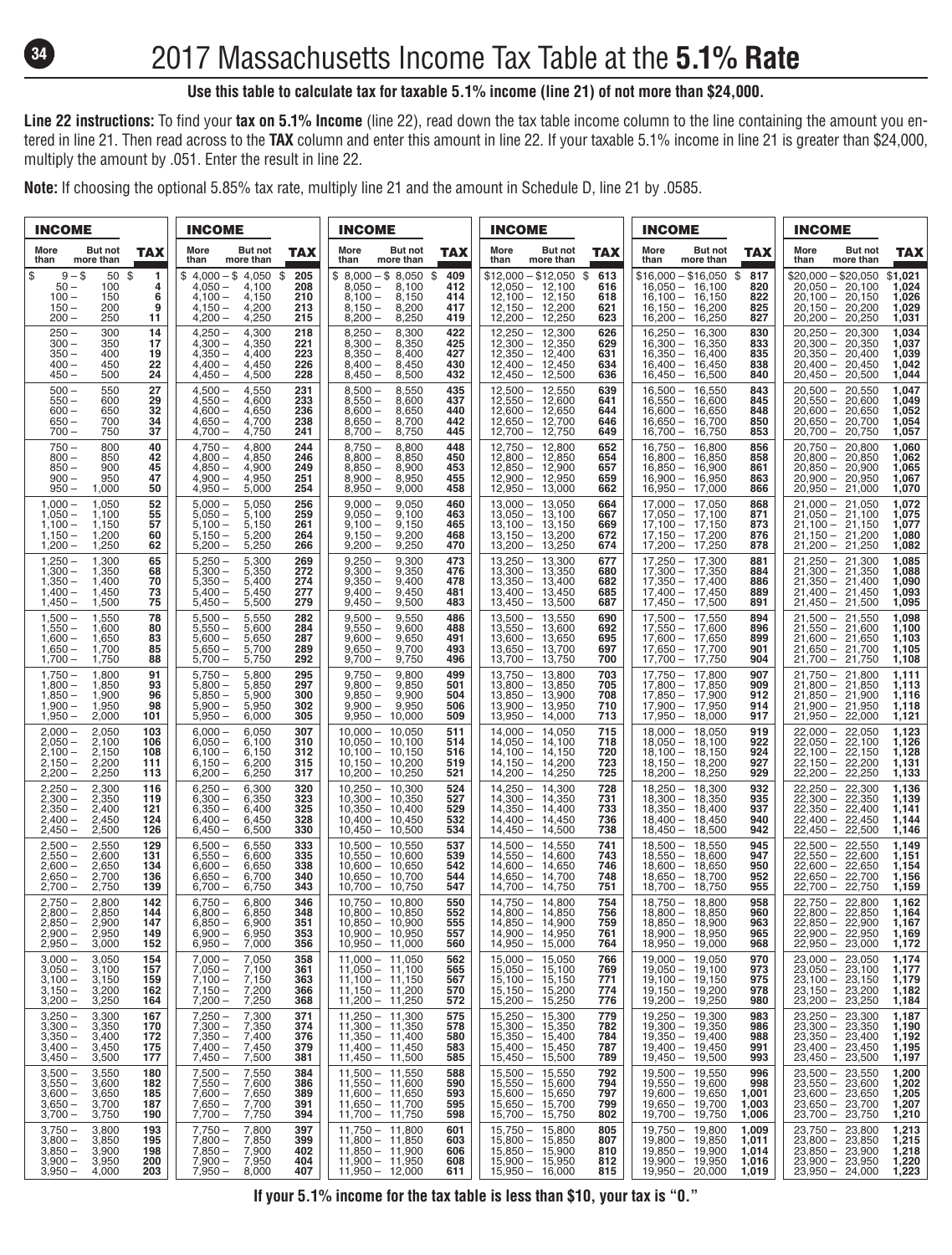# 2017 Massachusetts Income Tax Table at the **5.1% Rate**

**Use this table to calculate tax for taxable 5.1% income (line 21) of not more than $24,000.**

**Line 22 instructions:** To find your **tax on 5.1% Income** (line 22), read down the tax table income column to the line containing the amount you entered in line 21. Then read across to the **TAX** column and enter this amount in line 22. If your taxable 5.1% income in line 21 is greater than $24,000, multiply the amount by .051. Enter the result in line 22.

**Note:** If choosing the optional 5.85% tax rate, multiply line 21 and the amount in Schedule D, line 21 by .0585.

| INCOME | | | INCOME | | | INCOME | | | INCOME | | | INCOME | | | INCOME | | |
|---|---|---|---|---|---|---|---|---|---|---|---|---|---|---|---|---|---|
| More than | But not more than | TAX | More than | But not more than | TAX | More than | But not more than | TAX | More than | But not more than | TAX | More than | But not more than | TAX | More than | But not more than | TAX |
| $ 9 | $ 50 | $ 1 | $ 4,000 | $ 4,050 | $ 205 | $ 8,000 | $ 8,050 | $ 409 | $12,000 | $12,050 | $ 613 | $16,000 | $16,050 | $ 817 | $20,000 | $20,050 | $1,021 |
| 50 | 100 | 4 | 4,050 | 4,100 | 208 | 8,050 | 8,100 | 412 | 12,050 | 12,100 | 616 | 16,050 | 16,100 | 820 | 20,050 | 20,100 | 1,024 |
| 100 | 150 | 6 | 4,100 | 4,150 | 210 | 8,100 | 8,150 | 414 | 12,100 | 12,150 | 618 | 16,100 | 16,150 | 822 | 20,100 | 20,150 | 1,026 |
| 150 | 200 | 9 | 4,150 | 4,200 | 213 | 8,150 | 8,200 | 417 | 12,150 | 12,200 | 621 | 16,150 | 16,200 | 825 | 20,150 | 20,200 | 1,029 |
| 200 | 250 | 11 | 4,200 | 4,250 | 215 | 8,200 | 8,250 | 419 | 12,200 | 12,250 | 623 | 16,200 | 16,250 | 827 | 20,200 | 20,250 | 1,031 |
| 250 | 300 | 14 | 4,250 | 4,300 | 218 | 8,250 | 8,300 | 422 | 12,250 | 12,300 | 626 | 16,250 | 16,300 | 830 | 20,250 | 20,300 | 1,034 |
| 300 | 350 | 17 | 4,300 | 4,350 | 221 | 8,300 | 8,350 | 425 | 12,300 | 12,350 | 629 | 16,300 | 16,350 | 833 | 20,300 | 20,350 | 1,037 |
| 350 | 400 | 19 | 4,350 | 4,400 | 223 | 8,350 | 8,400 | 427 | 12,350 | 12,400 | 631 | 16,350 | 16,400 | 835 | 20,350 | 20,400 | 1,039 |
| 400 | 450 | 22 | 4,400 | 4,450 | 226 | 8,400 | 8,450 | 430 | 12,400 | 12,450 | 634 | 16,400 | 16,450 | 838 | 20,400 | 20,450 | 1,042 |
| 450 | 500 | 24 | 4,450 | 4,500 | 228 | 8,450 | 8,500 | 432 | 12,450 | 12,500 | 636 | 16,450 | 16,500 | 840 | 20,450 | 20,500 | 1,044 |
| 500 | 550 | 27 | 4,500 | 4,550 | 231 | 8,500 | 8,550 | 435 | 12,500 | 12,550 | 639 | 16,500 | 16,550 | 843 | 20,500 | 20,550 | 1,047 |
| 550 | 600 | 29 | 4,550 | 4,600 | 233 | 8,550 | 8,600 | 437 | 12,550 | 12,600 | 641 | 16,550 | 16,600 | 845 | 20,550 | 20,600 | 1,049 |
| 600 | 650 | 32 | 4,600 | 4,650 | 236 | 8,600 | 8,650 | 440 | 12,600 | 12,650 | 644 | 16,600 | 16,650 | 848 | 20,600 | 20,650 | 1,052 |
| 650 | 700 | 34 | 4,650 | 4,700 | 238 | 8,650 | 8,700 | 442 | 12,650 | 12,700 | 646 | 16,650 | 16,700 | 850 | 20,650 | 20,700 | 1,054 |
| 700 | 750 | 37 | 4,700 | 4,750 | 241 | 8,700 | 8,750 | 445 | 12,700 | 12,750 | 649 | 16,700 | 16,750 | 853 | 20,700 | 20,750 | 1,057 |
| 750 | 800 | 40 | 4,750 | 4,800 | 244 | 8,750 | 8,800 | 448 | 12,750 | 12,800 | 652 | 16,750 | 16,800 | 856 | 20,750 | 20,800 | 1,060 |
| 800 | 850 | 42 | 4,800 | 4,850 | 246 | 8,800 | 8,850 | 450 | 12,800 | 12,850 | 654 | 16,800 | 16,850 | 858 | 20,800 | 20,850 | 1,062 |
| 850 | 900 | 45 | 4,850 | 4,900 | 249 | 8,850 | 8,900 | 453 | 12,850 | 12,900 | 657 | 16,850 | 16,900 | 861 | 20,850 | 20,900 | 1,065 |
| 900 | 950 | 47 | 4,900 | 4,950 | 251 | 8,900 | 8,950 | 455 | 12,900 | 12,950 | 659 | 16,900 | 16,950 | 863 | 20,900 | 20,950 | 1,067 |
| 950 | 1,000 | 50 | 4,950 | 5,000 | 254 | 8,950 | 9,000 | 458 | 12,950 | 13,000 | 662 | 16,950 | 17,000 | 866 | 20,950 | 21,000 | 1,070 |
| 1,000 | 1,050 | 52 | 5,000 | 5,050 | 256 | 9,000 | 9,050 | 460 | 13,000 | 13,050 | 664 | 17,000 | 17,050 | 868 | 21,000 | 21,050 | 1,072 |
| 1,050 | 1,100 | 55 | 5,050 | 5,100 | 259 | 9,050 | 9,100 | 463 | 13,050 | 13,100 | 667 | 17,050 | 17,100 | 871 | 21,050 | 21,100 | 1,075 |
| 1,100 | 1,150 | 57 | 5,100 | 5,150 | 261 | 9,100 | 9,150 | 465 | 13,100 | 13,150 | 669 | 17,100 | 17,150 | 873 | 21,100 | 21,150 | 1,077 |
| 1,150 | 1,200 | 60 | 5,150 | 5,200 | 264 | 9,150 | 9,200 | 468 | 13,150 | 13,200 | 672 | 17,150 | 17,200 | 876 | 21,150 | 21,200 | 1,080 |
| 1,200 | 1,250 | 62 | 5,200 | 5,250 | 266 | 9,200 | 9,250 | 470 | 13,200 | 13,250 | 674 | 17,200 | 17,250 | 878 | 21,200 | 21,250 | 1,082 |
| 1,250 | 1,300 | 65 | 5,250 | 5,300 | 269 | 9,250 | 9,300 | 473 | 13,250 | 13,300 | 677 | 17,250 | 17,300 | 881 | 21,250 | 21,300 | 1,085 |
| 1,300 | 1,350 | 68 | 5,300 | 5,350 | 272 | 9,300 | 9,350 | 476 | 13,300 | 13,350 | 680 | 17,300 | 17,350 | 884 | 21,300 | 21,350 | 1,088 |
| 1,350 | 1,400 | 70 | 5,350 | 5,400 | 274 | 9,350 | 9,400 | 478 | 13,350 | 13,400 | 682 | 17,350 | 17,400 | 886 | 21,350 | 21,400 | 1,090 |
| 1,400 | 1,450 | 73 | 5,400 | 5,450 | 277 | 9,400 | 9,450 | 481 | 13,400 | 13,450 | 685 | 17,400 | 17,450 | 889 | 21,400 | 21,450 | 1,093 |
| 1,450 | 1,500 | 75 | 5,450 | 5,500 | 279 | 9,450 | 9,500 | 483 | 13,450 | 13,500 | 687 | 17,450 | 17,500 | 891 | 21,450 | 21,500 | 1,095 |
| 1,500 | 1,550 | 78 | 5,500 | 5,550 | 282 | 9,500 | 9,550 | 486 | 13,500 | 13,550 | 690 | 17,500 | 17,550 | 894 | 21,500 | 21,550 | 1,098 |
| 1,550 | 1,600 | 80 | 5,550 | 5,600 | 284 | 9,550 | 9,600 | 488 | 13,550 | 13,600 | 692 | 17,550 | 17,600 | 896 | 21,550 | 21,600 | 1,100 |
| 1,600 | 1,650 | 83 | 5,600 | 5,650 | 287 | 9,600 | 9,650 | 491 | 13,600 | 13,650 | 695 | 17,600 | 17,650 | 899 | 21,600 | 21,650 | 1,103 |
| 1,650 | 1,700 | 85 | 5,650 | 5,700 | 289 | 9,650 | 9,700 | 493 | 13,650 | 13,700 | 697 | 17,650 | 17,700 | 901 | 21,650 | 21,700 | 1,105 |
| 1,700 | 1,750 | 88 | 5,700 | 5,750 | 292 | 9,700 | 9,750 | 496 | 13,700 | 13,750 | 700 | 17,700 | 17,750 | 904 | 21,700 | 21,750 | 1,108 |
| 1,750 | 1,800 | 91 | 5,750 | 5,800 | 295 | 9,750 | 9,800 | 499 | 13,750 | 13,800 | 703 | 17,750 | 17,800 | 907 | 21,750 | 21,800 | 1,111 |
| 1,800 | 1,850 | 93 | 5,800 | 5,850 | 297 | 9,800 | 9,850 | 501 | 13,800 | 13,850 | 705 | 17,800 | 17,850 | 909 | 21,800 | 21,850 | 1,113 |
| 1,850 | 1,900 | 96 | 5,850 | 5,900 | 300 | 9,850 | 9,900 | 504 | 13,850 | 13,900 | 708 | 17,850 | 17,900 | 912 | 21,850 | 21,900 | 1,116 |
| 1,900 | 1,950 | 98 | 5,900 | 5,950 | 302 | 9,900 | 9,950 | 506 | 13,900 | 13,950 | 710 | 17,900 | 17,950 | 914 | 21,900 | 21,950 | 1,118 |
| 1,950 | 2,000 | 101 | 5,950 | 6,000 | 305 | 9,950 | 10,000 | 509 | 13,950 | 14,000 | 713 | 17,950 | 18,000 | 917 | 21,950 | 22,000 | 1,121 |
| 2,000 | 2,050 | 103 | 6,000 | 6,050 | 307 | 10,000 | 10,050 | 511 | 14,000 | 14,050 | 715 | 18,000 | 18,050 | 919 | 22,000 | 22,050 | 1,123 |
| 2,050 | 2,100 | 106 | 6,050 | 6,100 | 310 | 10,050 | 10,100 | 514 | 14,050 | 14,100 | 718 | 18,050 | 18,100 | 922 | 22,050 | 22,100 | 1,126 |
| 2,100 | 2,150 | 108 | 6,100 | 6,150 | 312 | 10,100 | 10,150 | 516 | 14,100 | 14,150 | 720 | 18,100 | 18,150 | 924 | 22,100 | 22,150 | 1,128 |
| 2,150 | 2,200 | 111 | 6,150 | 6,200 | 315 | 10,150 | 10,200 | 519 | 14,150 | 14,200 | 723 | 18,150 | 18,200 | 927 | 22,150 | 22,200 | 1,131 |
| 2,200 | 2,250 | 113 | 6,200 | 6,250 | 317 | 10,200 | 10,250 | 521 | 14,200 | 14,250 | 725 | 18,200 | 18,250 | 929 | 22,200 | 22,250 | 1,133 |
| 2,250 | 2,300 | 116 | 6,250 | 6,300 | 320 | 10,250 | 10,300 | 524 | 14,250 | 14,300 | 728 | 18,250 | 18,300 | 932 | 22,250 | 22,300 | 1,136 |
| 2,300 | 2,350 | 119 | 6,300 | 6,350 | 323 | 10,300 | 10,350 | 527 | 14,300 | 14,350 | 731 | 18,300 | 18,350 | 935 | 22,300 | 22,350 | 1,139 |
| 2,350 | 2,400 | 121 | 6,350 | 6,400 | 325 | 10,350 | 10,400 | 529 | 14,350 | 14,400 | 733 | 18,350 | 18,400 | 937 | 22,350 | 22,400 | 1,141 |
| 2,400 | 2,450 | 124 | 6,400 | 6,450 | 328 | 10,400 | 10,450 | 532 | 14,400 | 14,450 | 736 | 18,400 | 18,450 | 940 | 22,400 | 22,450 | 1,144 |
| 2,450 | 2,500 | 126 | 6,450 | 6,500 | 330 | 10,450 | 10,500 | 534 | 14,450 | 14,500 | 738 | 18,450 | 18,500 | 942 | 22,450 | 22,500 | 1,146 |
| 2,500 | 2,550 | 129 | 6,500 | 6,550 | 333 | 10,500 | 10,550 | 537 | 14,500 | 14,550 | 741 | 18,500 | 18,550 | 945 | 22,500 | 22,550 | 1,149 |
| 2,550 | 2,600 | 131 | 6,550 | 6,600 | 335 | 10,550 | 10,600 | 539 | 14,550 | 14,600 | 743 | 18,550 | 18,600 | 947 | 22,550 | 22,600 | 1,151 |
| 2,600 | 2,650 | 134 | 6,600 | 6,650 | 338 | 10,600 | 10,650 | 542 | 14,600 | 14,650 | 746 | 18,600 | 18,650 | 950 | 22,600 | 22,650 | 1,154 |
| 2,650 | 2,700 | 136 | 6,650 | 6,700 | 340 | 10,650 | 10,700 | 544 | 14,650 | 14,700 | 748 | 18,650 | 18,700 | 952 | 22,650 | 22,700 | 1,156 |
| 2,700 | 2,750 | 139 | 6,700 | 6,750 | 343 | 10,700 | 10,750 | 547 | 14,700 | 14,750 | 751 | 18,700 | 18,750 | 955 | 22,700 | 22,750 | 1,159 |
| 2,750 | 2,800 | 142 | 6,750 | 6,800 | 346 | 10,750 | 10,800 | 550 | 14,750 | 14,800 | 754 | 18,750 | 18,800 | 958 | 22,750 | 22,800 | 1,162 |
| 2,800 | 2,850 | 144 | 6,800 | 6,850 | 348 | 10,800 | 10,850 | 552 | 14,800 | 14,850 | 756 | 18,800 | 18,850 | 960 | 22,800 | 22,850 | 1,164 |
| 2,850 | 2,900 | 147 | 6,850 | 6,900 | 351 | 10,850 | 10,900 | 555 | 14,850 | 14,900 | 759 | 18,850 | 18,900 | 963 | 22,850 | 22,900 | 1,167 |
| 2,900 | 2,950 | 149 | 6,900 | 6,950 | 353 | 10,900 | 10,950 | 557 | 14,900 | 14,950 | 761 | 18,900 | 18,950 | 965 | 22,900 | 22,950 | 1,169 |
| 2,950 | 3,000 | 152 | 6,950 | 7,000 | 356 | 10,950 | 11,000 | 560 | 14,950 | 15,000 | 764 | 18,950 | 19,000 | 968 | 22,950 | 23,000 | 1,172 |
| 3,000 | 3,050 | 154 | 7,000 | 7,050 | 358 | 11,000 | 11,050 | 562 | 15,000 | 15,050 | 766 | 19,000 | 19,050 | 970 | 23,000 | 23,050 | 1,174 |
| 3,050 | 3,100 | 157 | 7,050 | 7,100 | 361 | 11,050 | 11,100 | 565 | 15,050 | 15,100 | 769 | 19,050 | 19,100 | 973 | 23,050 | 23,100 | 1,177 |
| 3,100 | 3,150 | 159 | 7,100 | 7,150 | 363 | 11,100 | 11,150 | 567 | 15,100 | 15,150 | 771 | 19,100 | 19,150 | 975 | 23,100 | 23,150 | 1,179 |
| 3,150 | 3,200 | 162 | 7,150 | 7,200 | 366 | 11,150 | 11,200 | 570 | 15,150 | 15,200 | 774 | 19,150 | 19,200 | 978 | 23,150 | 23,200 | 1,182 |
| 3,200 | 3,250 | 164 | 7,200 | 7,250 | 368 | 11,200 | 11,250 | 572 | 15,200 | 15,250 | 776 | 19,200 | 19,250 | 980 | 23,200 | 23,250 | 1,184 |
| 3,250 | 3,300 | 167 | 7,250 | 7,300 | 371 | 11,250 | 11,300 | 575 | 15,250 | 15,300 | 779 | 19,250 | 19,300 | 983 | 23,250 | 23,300 | 1,187 |
| 3,300 | 3,350 | 170 | 7,300 | 7,350 | 374 | 11,300 | 11,350 | 578 | 15,300 | 15,350 | 782 | 19,300 | 19,350 | 986 | 23,300 | 23,350 | 1,190 |
| 3,350 | 3,400 | 172 | 7,350 | 7,400 | 376 | 11,350 | 11,400 | 580 | 15,350 | 15,400 | 784 | 19,350 | 19,400 | 988 | 23,350 | 23,400 | 1,192 |
| 3,400 | 3,450 | 175 | 7,400 | 7,450 | 379 | 11,400 | 11,450 | 583 | 15,400 | 15,450 | 787 | 19,400 | 19,450 | 991 | 23,400 | 23,450 | 1,195 |
| 3,450 | 3,500 | 177 | 7,450 | 7,500 | 381 | 11,450 | 11,500 | 585 | 15,450 | 15,500 | 789 | 19,450 | 19,500 | 993 | 23,450 | 23,500 | 1,197 |
| 3,500 | 3,550 | 180 | 7,500 | 7,550 | 384 | 11,500 | 11,550 | 588 | 15,500 | 15,550 | 792 | 19,500 | 19,550 | 996 | 23,500 | 23,550 | 1,200 |
| 3,550 | 3,600 | 182 | 7,550 | 7,600 | 386 | 11,550 | 11,600 | 590 | 15,550 | 15,600 | 794 | 19,550 | 19,600 | 998 | 23,550 | 23,600 | 1,202 |
| 3,600 | 3,650 | 185 | 7,600 | 7,650 | 389 | 11,600 | 11,650 | 593 | 15,600 | 15,650 | 797 | 19,600 | 19,650 | 1,001 | 23,600 | 23,650 | 1,205 |
| 3,650 | 3,700 | 187 | 7,650 | 7,700 | 391 | 11,650 | 11,700 | 595 | 15,650 | 15,700 | 799 | 19,650 | 19,700 | 1,003 | 23,650 | 23,700 | 1,207 |
| 3,700 | 3,750 | 190 | 7,700 | 7,750 | 394 | 11,700 | 11,750 | 598 | 15,700 | 15,750 | 802 | 19,700 | 19,750 | 1,006 | 23,700 | 23,750 | 1,210 |
| 3,750 | 3,800 | 193 | 7,750 | 7,800 | 397 | 11,750 | 11,800 | 601 | 15,750 | 15,800 | 805 | 19,750 | 19,800 | 1,009 | 23,750 | 23,800 | 1,213 |
| 3,800 | 3,850 | 195 | 7,800 | 7,850 | 399 | 11,800 | 11,850 | 603 | 15,800 | 15,850 | 807 | 19,800 | 19,850 | 1,011 | 23,800 | 23,850 | 1,215 |
| 3,850 | 3,900 | 198 | 7,850 | 7,900 | 402 | 11,850 | 11,900 | 606 | 15,850 | 15,900 | 810 | 19,850 | 19,900 | 1,014 | 23,850 | 23,900 | 1,218 |
| 3,900 | 3,950 | 200 | 7,900 | 7,950 | 404 | 11,900 | 11,950 | 608 | 15,900 | 15,950 | 812 | 19,900 | 19,950 | 1,016 | 23,900 | 23,950 | 1,220 |
| 3,950 | 4,000 | 203 | 7,950 | 8,000 | 407 | 11,950 | 12,000 | 611 | 15,950 | 16,000 | 815 | 19,950 | 20,000 | 1,019 | 23,950 | 24,000 | 1,223 |

**If your 5.1% income for the tax table is less than $10, your tax is "0."**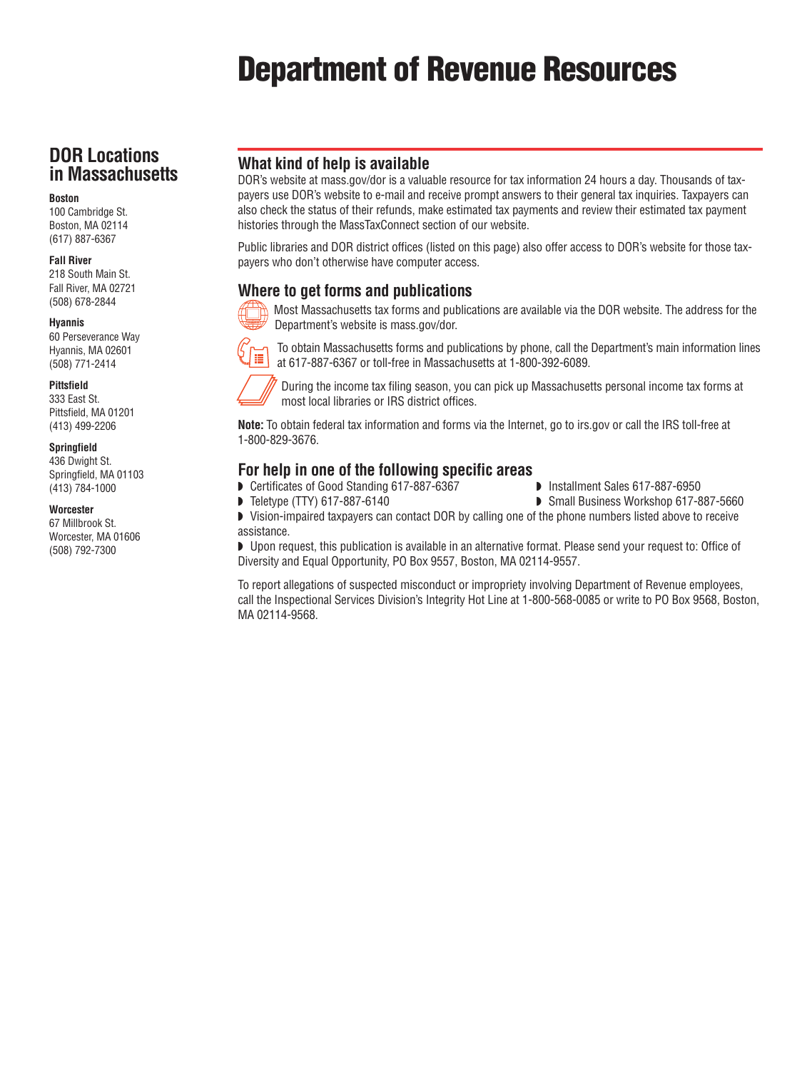# Department of Revenue Resources

## DOR Locations in Massachusetts

**Boston**
100 Cambridge St.
Boston, MA 02114
(617) 887-6367

**Fall River**
218 South Main St.
Fall River, MA 02721
(508) 678-2844

**Hyannis**
60 Perseverance Way
Hyannis, MA 02601
(508) 771-2414

**Pittsfield**
333 East St.
Pittsfield, MA 01201
(413) 499-2206

**Springfield**
436 Dwight St.
Springfield, MA 01103
(413) 784-1000

**Worcester**
67 Millbrook St.
Worcester, MA 01606
(508) 792-7300

## What kind of help is available

DOR's website at mass.gov/dor is a valuable resource for tax information 24 hours a day. Thousands of taxpayers use DOR's website to e-mail and receive prompt answers to their general tax inquiries. Taxpayers can also check the status of their refunds, make estimated tax payments and review their estimated tax payment histories through the MassTaxConnect section of our website.

Public libraries and DOR district offices (listed on this page) also offer access to DOR's website for those taxpayers who don't otherwise have computer access.

## Where to get forms and publications

Most Massachusetts tax forms and publications are available via the DOR website. The address for the Department's website is mass.gov/dor.

To obtain Massachusetts forms and publications by phone, call the Department's main information lines at 617-887-6367 or toll-free in Massachusetts at 1-800-392-6089.

During the income tax filing season, you can pick up Massachusetts personal income tax forms at most local libraries or IRS district offices.

**Note:** To obtain federal tax information and forms via the Internet, go to irs.gov or call the IRS toll-free at 1-800-829-3676.

## For help in one of the following specific areas

- Certificates of Good Standing 617-887-6367
- Installment Sales 617-887-6950
- Teletype (TTY) 617-887-6140
- Small Business Workshop 617-887-5660
- Vision-impaired taxpayers can contact DOR by calling one of the phone numbers listed above to receive assistance.
- Upon request, this publication is available in an alternative format. Please send your request to: Office of Diversity and Equal Opportunity, PO Box 9557, Boston, MA 02114-9557.

To report allegations of suspected misconduct or impropriety involving Department of Revenue employees, call the Inspectional Services Division's Integrity Hot Line at 1-800-568-0085 or write to PO Box 9568, Boston, MA 02114-9568.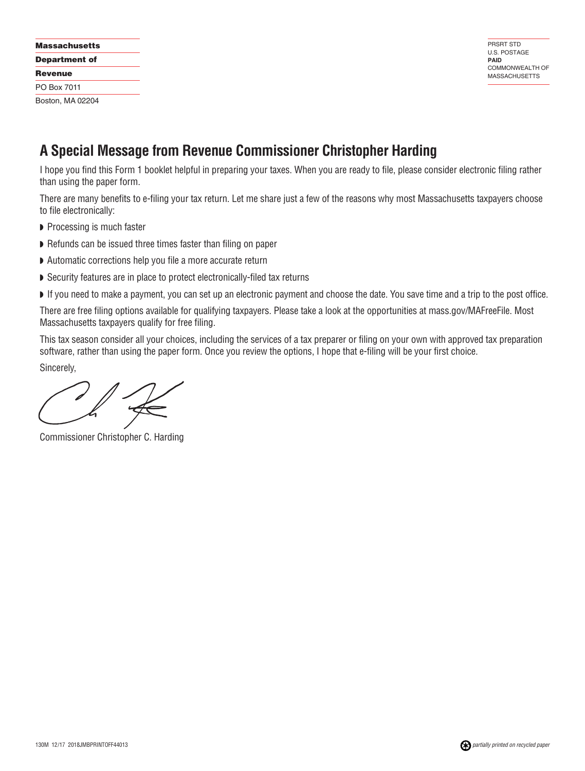**Massachusetts**
**Department of**
**Revenue**
PO Box 7011
Boston, MA 02204

PRSRT STD
U.S. POSTAGE
**PAID**
COMMONWEALTH OF
MASSACHUSETTS

## A Special Message from Revenue Commissioner Christopher Harding

I hope you find this Form 1 booklet helpful in preparing your taxes. When you are ready to file, please consider electronic filing rather than using the paper form.

There are many benefits to e-filing your tax return. Let me share just a few of the reasons why most Massachusetts taxpayers choose to file electronically:

- Processing is much faster
- Refunds can be issued three times faster than filing on paper
- Automatic corrections help you file a more accurate return
- Security features are in place to protect electronically-filed tax returns
- If you need to make a payment, you can set up an electronic payment and choose the date. You save time and a trip to the post office.

There are free filing options available for qualifying taxpayers. Please take a look at the opportunities at mass.gov/MAFreeFile. Most Massachusetts taxpayers qualify for free filing.

This tax season consider all your choices, including the services of a tax preparer or filing on your own with approved tax preparation software, rather than using the paper form. Once you review the options, I hope that e-filing will be your first choice.

Sincerely,

Commissioner Christopher C. Harding

130M 12/17 2018JMBPRINTOFF44013

*partially printed on recycled paper*